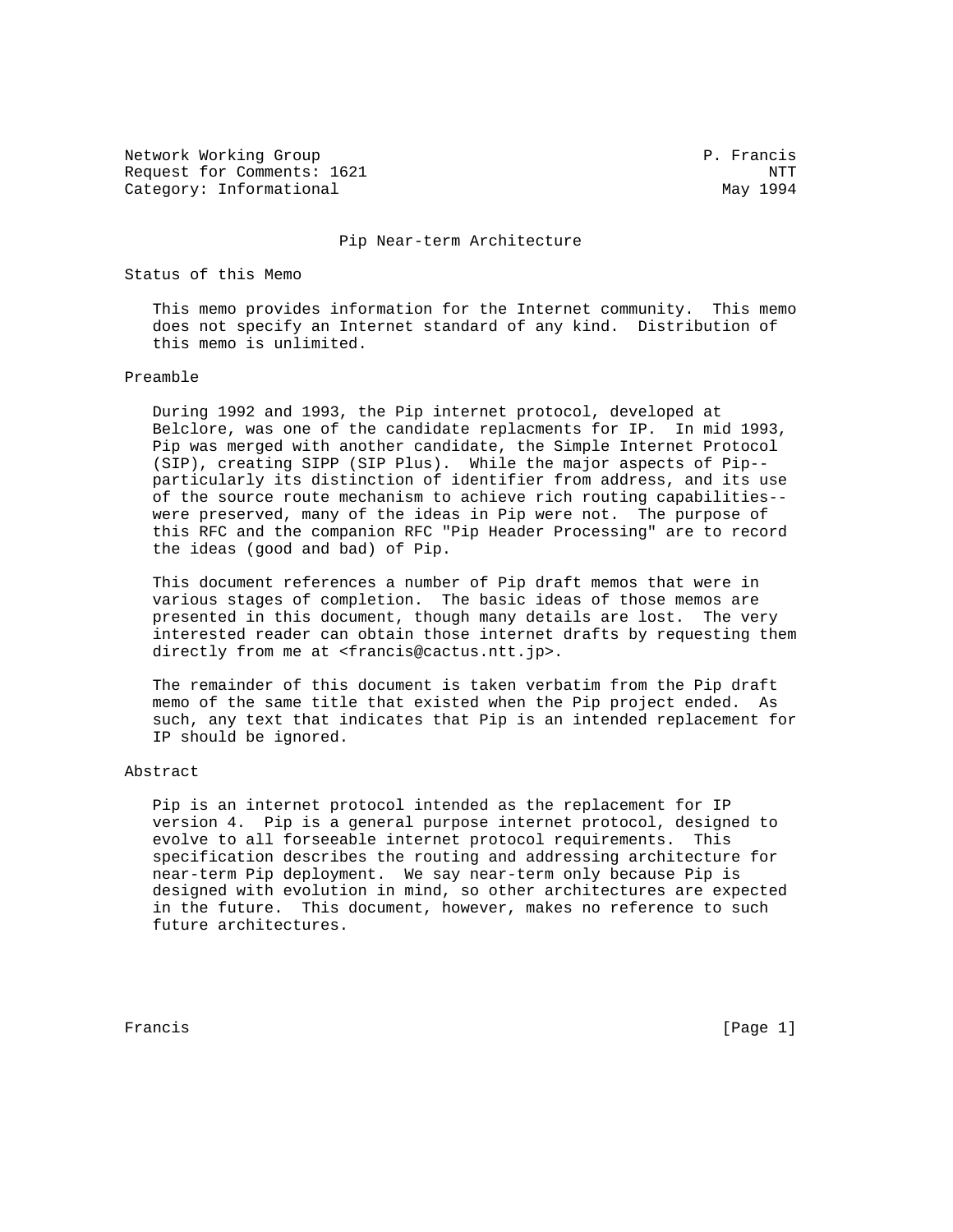Network Working Group                                         P. Francis
Request for Comments: 1621                                           NTT
Category: Informational                                         May 1994

# Pip Near-term Architecture

## Status of this Memo

This memo provides information for the Internet community.  This memo does not specify an Internet standard of any kind.  Distribution of this memo is unlimited.

## Preamble

During 1992 and 1993, the Pip internet protocol, developed at Belclore, was one of the candidate replacments for IP.  In mid 1993, Pip was merged with another candidate, the Simple Internet Protocol (SIP), creating SIPP (SIP Plus).  While the major aspects of Pip--particularly its distinction of identifier from address, and its use of the source route mechanism to achieve rich routing capabilities--were preserved, many of the ideas in Pip were not.  The purpose of this RFC and the companion RFC "Pip Header Processing" are to record the ideas (good and bad) of Pip.

This document references a number of Pip draft memos that were in various stages of completion.  The basic ideas of those memos are presented in this document, though many details are lost.  The very interested reader can obtain those internet drafts by requesting them directly from me at <francis@cactus.ntt.jp>.

The remainder of this document is taken verbatim from the Pip draft memo of the same title that existed when the Pip project ended.  As such, any text that indicates that Pip is an intended replacement for IP should be ignored.

## Abstract

Pip is an internet protocol intended as the replacement for IP version 4.  Pip is a general purpose internet protocol, designed to evolve to all forseeable internet protocol requirements.  This specification describes the routing and addressing architecture for near-term Pip deployment.  We say near-term only because Pip is designed with evolution in mind, so other architectures are expected in the future.  This document, however, makes no reference to such future architectures.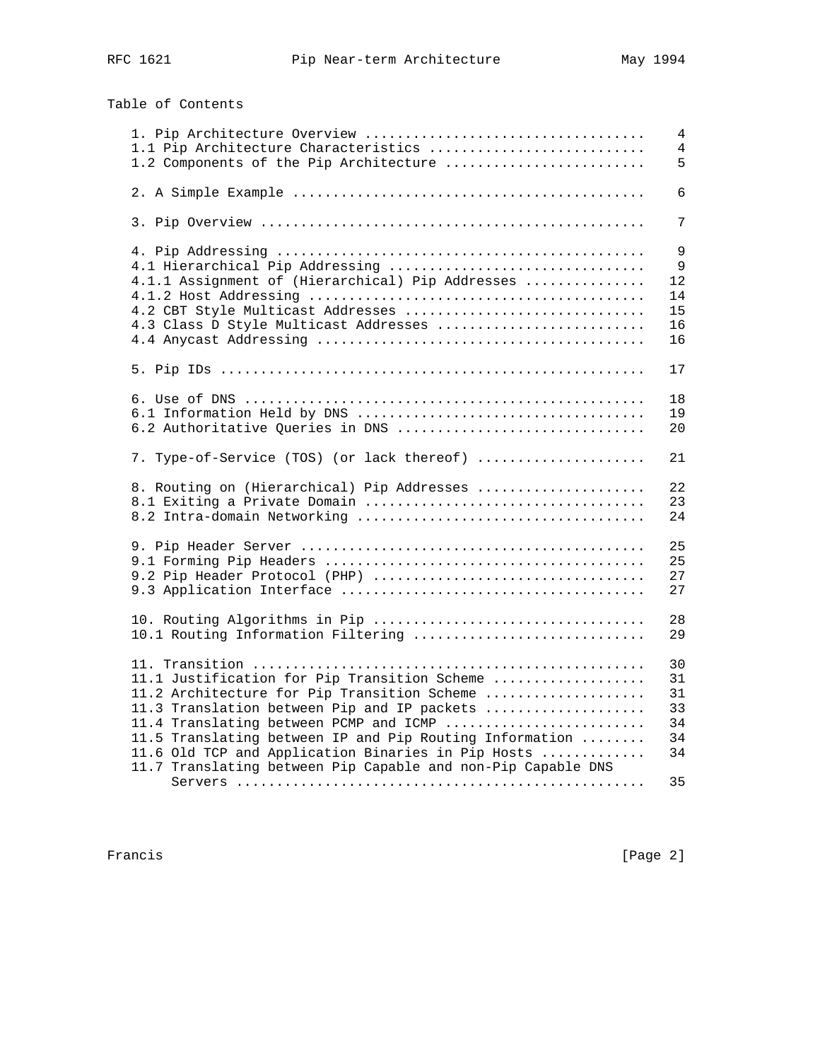Table of Contents

```
   1. Pip Architecture Overview ..................................   4
   1.1 Pip Architecture Characteristics ..........................   4
   1.2 Components of the Pip Architecture ........................   5

   2. A Simple Example ...........................................   6

   3. Pip Overview ...............................................   7

   4. Pip Addressing .............................................   9
   4.1 Hierarchical Pip Addressing ...............................   9
   4.1.1 Assignment of (Hierarchical) Pip Addresses ..............  12
   4.1.2 Host Addressing .........................................  14
   4.2 CBT Style Multicast Addresses .............................  15
   4.3 Class D Style Multicast Addresses .........................  16
   4.4 Anycast Addressing ........................................  16

   5. Pip IDs ....................................................  17

   6. Use of DNS .................................................  18
   6.1 Information Held by DNS ...................................  19
   6.2 Authoritative Queries in DNS ..............................  20

   7. Type-of-Service (TOS) (or lack thereof) ....................  21

   8. Routing on (Hierarchical) Pip Addresses ....................  22
   8.1 Exiting a Private Domain ..................................  23
   8.2 Intra-domain Networking ...................................  24

   9. Pip Header Server ..........................................  25
   9.1 Forming Pip Headers .......................................  25
   9.2 Pip Header Protocol (PHP) .................................  27
   9.3 Application Interface .....................................  27

   10. Routing Algorithms in Pip .................................  28
   10.1 Routing Information Filtering ............................  29

   11. Transition ................................................  30
   11.1 Justification for Pip Transition Scheme ..................  31
   11.2 Architecture for Pip Transition Scheme ...................  31
   11.3 Translation between Pip and IP packets ...................  33
   11.4 Translating between PCMP and ICMP ........................  34
   11.5 Translating between IP and Pip Routing Information .......  34
   11.6 Old TCP and Application Binaries in Pip Hosts ............  34
   11.7 Translating between Pip Capable and non-Pip Capable DNS
        Servers ..................................................  35
```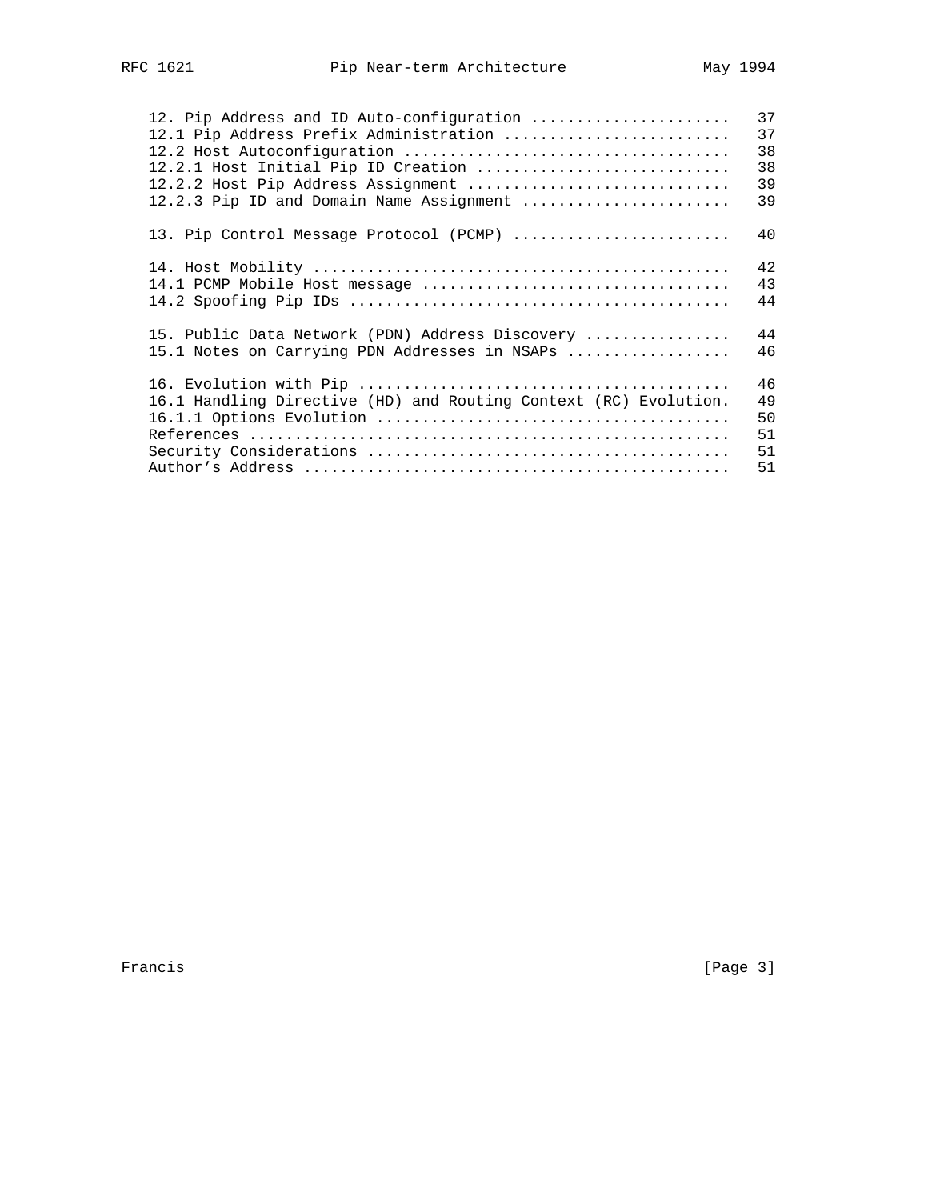```
   12. Pip Address and ID Auto-configuration ......................   37
   12.1 Pip Address Prefix Administration .........................   37
   12.2 Host Autoconfiguration ....................................   38
   12.2.1 Host Initial Pip ID Creation ............................   38
   12.2.2 Host Pip Address Assignment .............................   39
   12.2.3 Pip ID and Domain Name Assignment .......................   39

   13. Pip Control Message Protocol (PCMP) ........................   40

   14. Host Mobility ..............................................   42
   14.1 PCMP Mobile Host message ..................................   43
   14.2 Spoofing Pip IDs ..........................................   44

   15. Public Data Network (PDN) Address Discovery ................   44
   15.1 Notes on Carrying PDN Addresses in NSAPs ..................   46

   16. Evolution with Pip .........................................   46
   16.1 Handling Directive (HD) and Routing Context (RC) Evolution.   49
   16.1.1 Options Evolution .......................................   50
   References .....................................................   51
   Security Considerations ........................................   51
   Author's Address ...............................................   51
```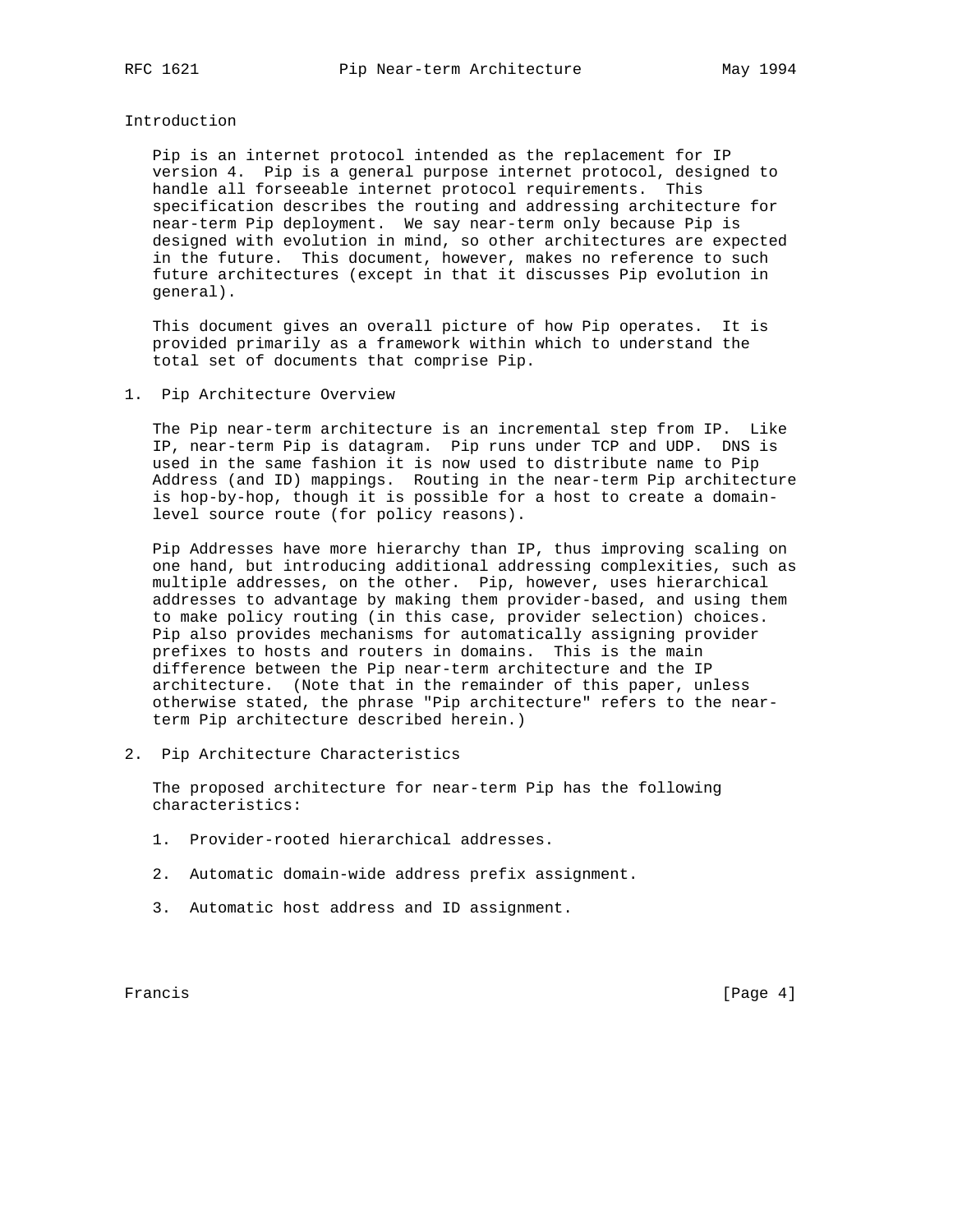## Introduction

Pip is an internet protocol intended as the replacement for IP version 4. Pip is a general purpose internet protocol, designed to handle all forseeable internet protocol requirements. This specification describes the routing and addressing architecture for near-term Pip deployment. We say near-term only because Pip is designed with evolution in mind, so other architectures are expected in the future. This document, however, makes no reference to such future architectures (except in that it discusses Pip evolution in general).

This document gives an overall picture of how Pip operates. It is provided primarily as a framework within which to understand the total set of documents that comprise Pip.

## 1. Pip Architecture Overview

The Pip near-term architecture is an incremental step from IP. Like IP, near-term Pip is datagram. Pip runs under TCP and UDP. DNS is used in the same fashion it is now used to distribute name to Pip Address (and ID) mappings. Routing in the near-term Pip architecture is hop-by-hop, though it is possible for a host to create a domain-level source route (for policy reasons).

Pip Addresses have more hierarchy than IP, thus improving scaling on one hand, but introducing additional addressing complexities, such as multiple addresses, on the other. Pip, however, uses hierarchical addresses to advantage by making them provider-based, and using them to make policy routing (in this case, provider selection) choices. Pip also provides mechanisms for automatically assigning provider prefixes to hosts and routers in domains. This is the main difference between the Pip near-term architecture and the IP architecture. (Note that in the remainder of this paper, unless otherwise stated, the phrase "Pip architecture" refers to the near-term Pip architecture described herein.)

## 2. Pip Architecture Characteristics

The proposed architecture for near-term Pip has the following characteristics:

1. Provider-rooted hierarchical addresses.

2. Automatic domain-wide address prefix assignment.

3. Automatic host address and ID assignment.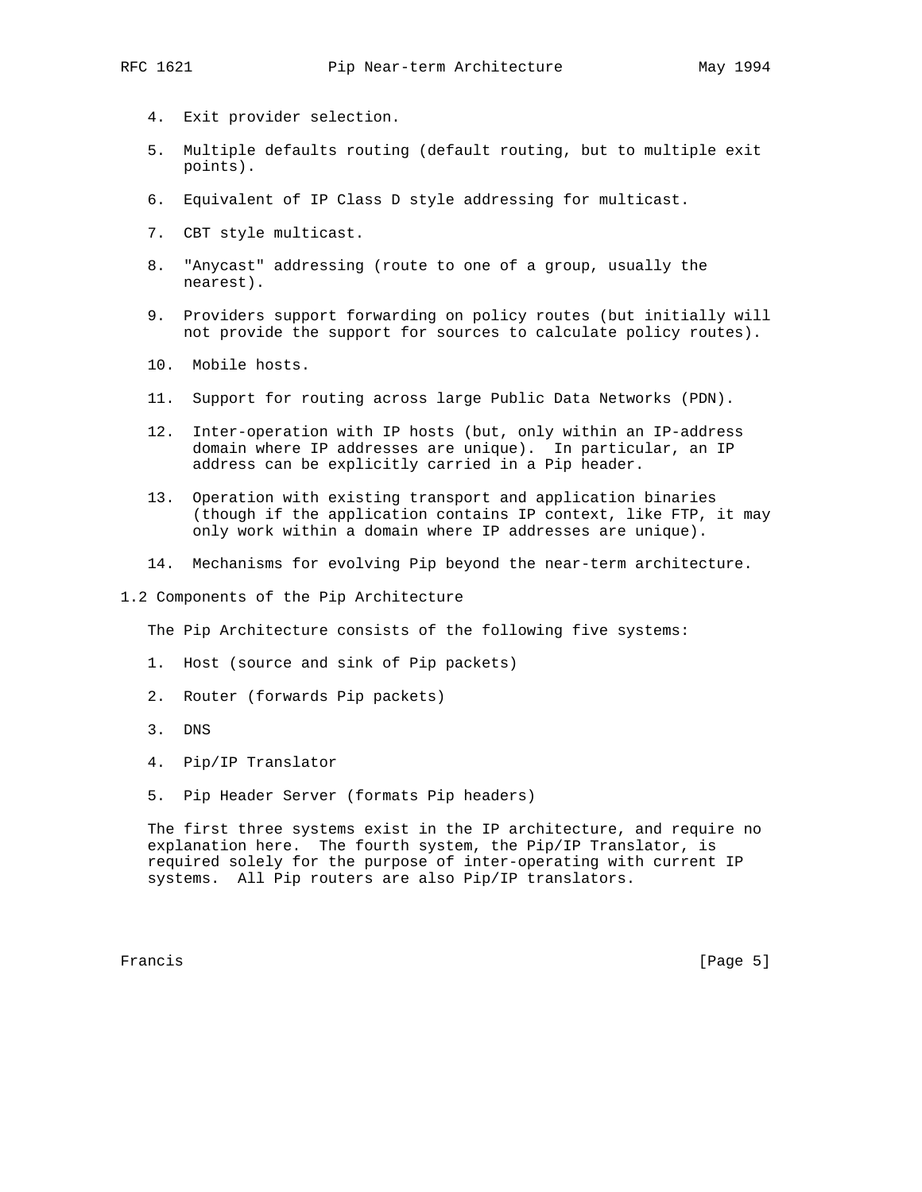4. Exit provider selection.

5. Multiple defaults routing (default routing, but to multiple exit points).

6. Equivalent of IP Class D style addressing for multicast.

7. CBT style multicast.

8. "Anycast" addressing (route to one of a group, usually the nearest).

9. Providers support forwarding on policy routes (but initially will not provide the support for sources to calculate policy routes).

10. Mobile hosts.

11. Support for routing across large Public Data Networks (PDN).

12. Inter-operation with IP hosts (but, only within an IP-address domain where IP addresses are unique). In particular, an IP address can be explicitly carried in a Pip header.

13. Operation with existing transport and application binaries (though if the application contains IP context, like FTP, it may only work within a domain where IP addresses are unique).

14. Mechanisms for evolving Pip beyond the near-term architecture.

## 1.2 Components of the Pip Architecture

The Pip Architecture consists of the following five systems:

1. Host (source and sink of Pip packets)

2. Router (forwards Pip packets)

3. DNS

4. Pip/IP Translator

5. Pip Header Server (formats Pip headers)

The first three systems exist in the IP architecture, and require no explanation here. The fourth system, the Pip/IP Translator, is required solely for the purpose of inter-operating with current IP systems. All Pip routers are also Pip/IP translators.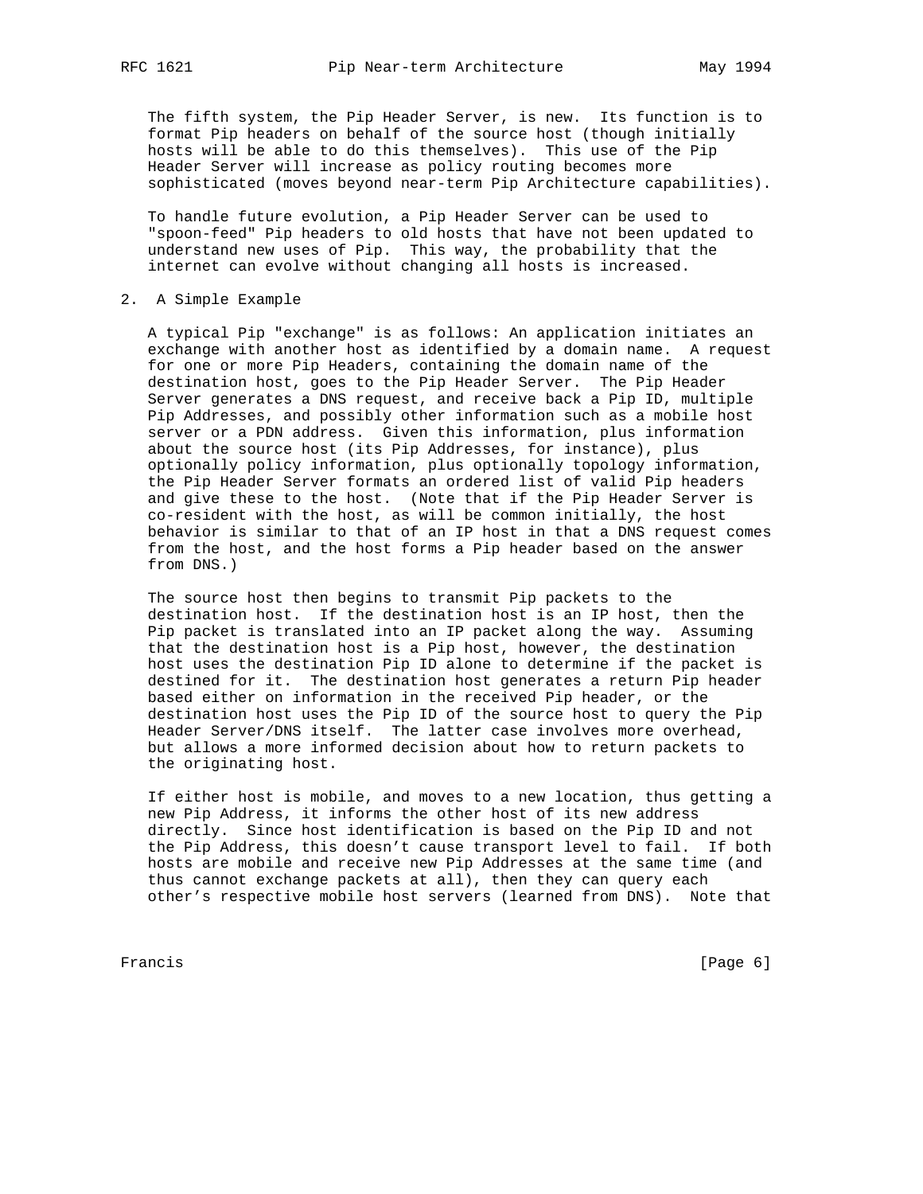The fifth system, the Pip Header Server, is new. Its function is to format Pip headers on behalf of the source host (though initially hosts will be able to do this themselves). This use of the Pip Header Server will increase as policy routing becomes more sophisticated (moves beyond near-term Pip Architecture capabilities).

To handle future evolution, a Pip Header Server can be used to "spoon-feed" Pip headers to old hosts that have not been updated to understand new uses of Pip. This way, the probability that the internet can evolve without changing all hosts is increased.

## 2. A Simple Example

A typical Pip "exchange" is as follows: An application initiates an exchange with another host as identified by a domain name. A request for one or more Pip Headers, containing the domain name of the destination host, goes to the Pip Header Server. The Pip Header Server generates a DNS request, and receive back a Pip ID, multiple Pip Addresses, and possibly other information such as a mobile host server or a PDN address. Given this information, plus information about the source host (its Pip Addresses, for instance), plus optionally policy information, plus optionally topology information, the Pip Header Server formats an ordered list of valid Pip headers and give these to the host. (Note that if the Pip Header Server is co-resident with the host, as will be common initially, the host behavior is similar to that of an IP host in that a DNS request comes from the host, and the host forms a Pip header based on the answer from DNS.)

The source host then begins to transmit Pip packets to the destination host. If the destination host is an IP host, then the Pip packet is translated into an IP packet along the way. Assuming that the destination host is a Pip host, however, the destination host uses the destination Pip ID alone to determine if the packet is destined for it. The destination host generates a return Pip header based either on information in the received Pip header, or the destination host uses the Pip ID of the source host to query the Pip Header Server/DNS itself. The latter case involves more overhead, but allows a more informed decision about how to return packets to the originating host.

If either host is mobile, and moves to a new location, thus getting a new Pip Address, it informs the other host of its new address directly. Since host identification is based on the Pip ID and not the Pip Address, this doesn't cause transport level to fail. If both hosts are mobile and receive new Pip Addresses at the same time (and thus cannot exchange packets at all), then they can query each other's respective mobile host servers (learned from DNS). Note that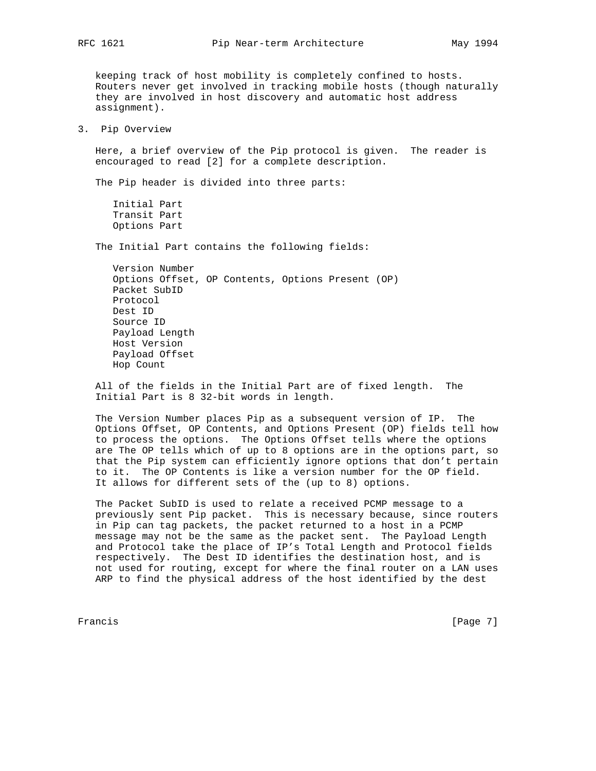keeping track of host mobility is completely confined to hosts. Routers never get involved in tracking mobile hosts (though naturally they are involved in host discovery and automatic host address assignment).

## 3. Pip Overview

Here, a brief overview of the Pip protocol is given. The reader is encouraged to read [2] for a complete description.

The Pip header is divided into three parts:

- Initial Part
- Transit Part
- Options Part

The Initial Part contains the following fields:

- Version Number
- Options Offset, OP Contents, Options Present (OP)
- Packet SubID
- Protocol
- Dest ID
- Source ID
- Payload Length
- Host Version
- Payload Offset
- Hop Count

All of the fields in the Initial Part are of fixed length. The Initial Part is 8 32-bit words in length.

The Version Number places Pip as a subsequent version of IP. The Options Offset, OP Contents, and Options Present (OP) fields tell how to process the options. The Options Offset tells where the options are The OP tells which of up to 8 options are in the options part, so that the Pip system can efficiently ignore options that don't pertain to it. The OP Contents is like a version number for the OP field. It allows for different sets of the (up to 8) options.

The Packet SubID is used to relate a received PCMP message to a previously sent Pip packet. This is necessary because, since routers in Pip can tag packets, the packet returned to a host in a PCMP message may not be the same as the packet sent. The Payload Length and Protocol take the place of IP's Total Length and Protocol fields respectively. The Dest ID identifies the destination host, and is not used for routing, except for where the final router on a LAN uses ARP to find the physical address of the host identified by the dest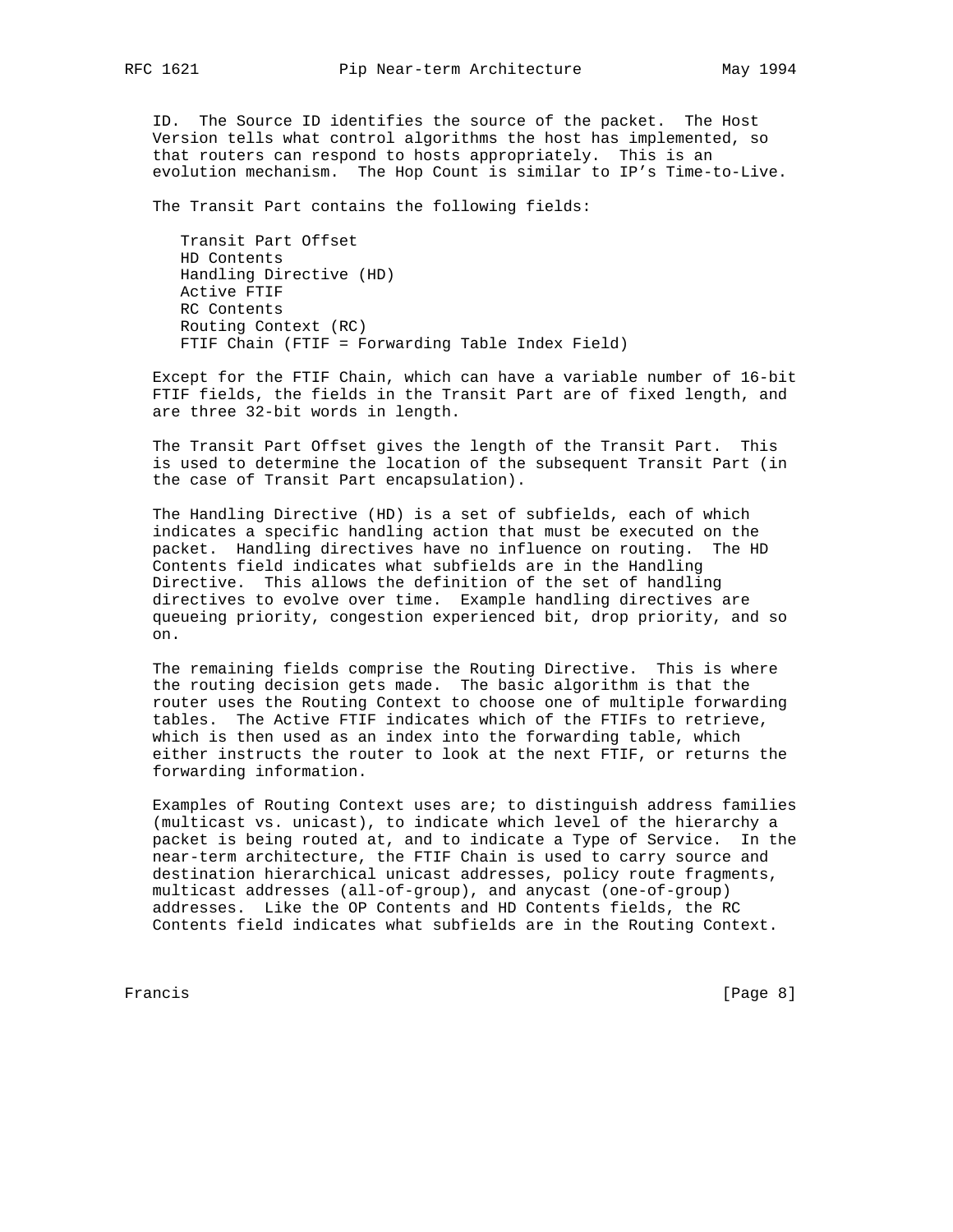ID. The Source ID identifies the source of the packet. The Host Version tells what control algorithms the host has implemented, so that routers can respond to hosts appropriately. This is an evolution mechanism. The Hop Count is similar to IP's Time-to-Live.

The Transit Part contains the following fields:

- Transit Part Offset
- HD Contents
- Handling Directive (HD)
- Active FTIF
- RC Contents
- Routing Context (RC)
- FTIF Chain (FTIF = Forwarding Table Index Field)

Except for the FTIF Chain, which can have a variable number of 16-bit FTIF fields, the fields in the Transit Part are of fixed length, and are three 32-bit words in length.

The Transit Part Offset gives the length of the Transit Part. This is used to determine the location of the subsequent Transit Part (in the case of Transit Part encapsulation).

The Handling Directive (HD) is a set of subfields, each of which indicates a specific handling action that must be executed on the packet. Handling directives have no influence on routing. The HD Contents field indicates what subfields are in the Handling Directive. This allows the definition of the set of handling directives to evolve over time. Example handling directives are queueing priority, congestion experienced bit, drop priority, and so on.

The remaining fields comprise the Routing Directive. This is where the routing decision gets made. The basic algorithm is that the router uses the Routing Context to choose one of multiple forwarding tables. The Active FTIF indicates which of the FTIFs to retrieve, which is then used as an index into the forwarding table, which either instructs the router to look at the next FTIF, or returns the forwarding information.

Examples of Routing Context uses are; to distinguish address families (multicast vs. unicast), to indicate which level of the hierarchy a packet is being routed at, and to indicate a Type of Service. In the near-term architecture, the FTIF Chain is used to carry source and destination hierarchical unicast addresses, policy route fragments, multicast addresses (all-of-group), and anycast (one-of-group) addresses. Like the OP Contents and HD Contents fields, the RC Contents field indicates what subfields are in the Routing Context.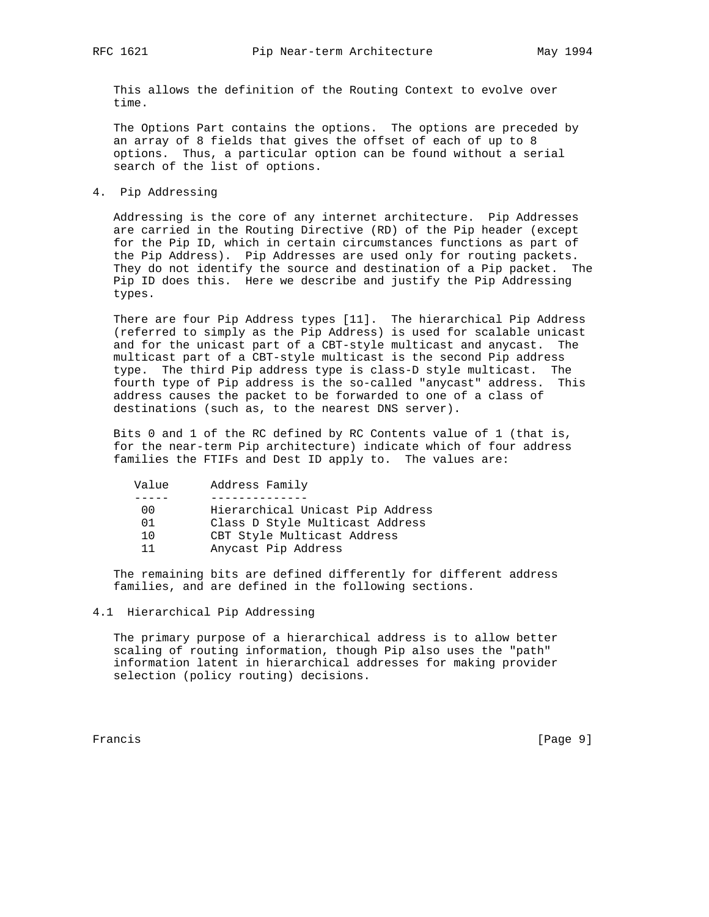This allows the definition of the Routing Context to evolve over time.

The Options Part contains the options. The options are preceded by an array of 8 fields that gives the offset of each of up to 8 options. Thus, a particular option can be found without a serial search of the list of options.

## 4. Pip Addressing

Addressing is the core of any internet architecture. Pip Addresses are carried in the Routing Directive (RD) of the Pip header (except for the Pip ID, which in certain circumstances functions as part of the Pip Address). Pip Addresses are used only for routing packets. They do not identify the source and destination of a Pip packet. The Pip ID does this. Here we describe and justify the Pip Addressing types.

There are four Pip Address types [11]. The hierarchical Pip Address (referred to simply as the Pip Address) is used for scalable unicast and for the unicast part of a CBT-style multicast and anycast. The multicast part of a CBT-style multicast is the second Pip address type. The third Pip address type is class-D style multicast. The fourth type of Pip address is the so-called "anycast" address. This address causes the packet to be forwarded to one of a class of destinations (such as, to the nearest DNS server).

Bits 0 and 1 of the RC defined by RC Contents value of 1 (that is, for the near-term Pip architecture) indicate which of four address families the FTIFs and Dest ID apply to. The values are:

| Value | Address Family |
|---|---|
| 00 | Hierarchical Unicast Pip Address |
| 01 | Class D Style Multicast Address |
| 10 | CBT Style Multicast Address |
| 11 | Anycast Pip Address |

The remaining bits are defined differently for different address families, and are defined in the following sections.

### 4.1 Hierarchical Pip Addressing

The primary purpose of a hierarchical address is to allow better scaling of routing information, though Pip also uses the "path" information latent in hierarchical addresses for making provider selection (policy routing) decisions.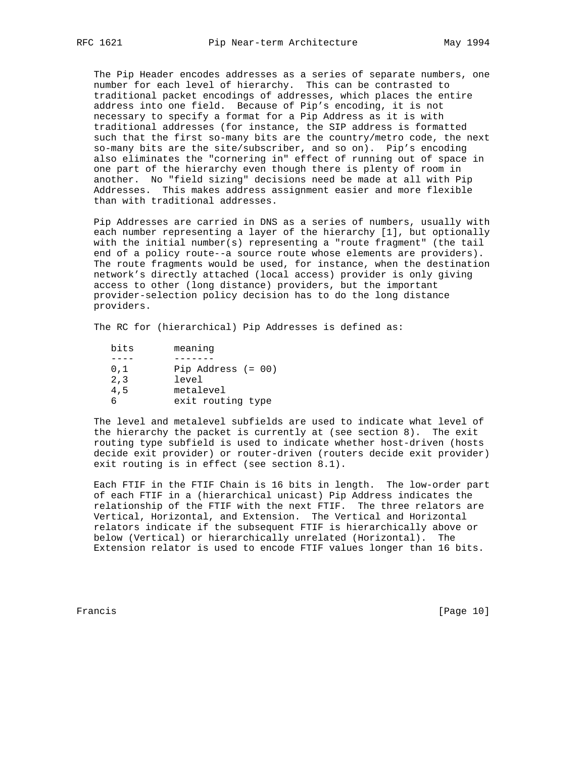The Pip Header encodes addresses as a series of separate numbers, one number for each level of hierarchy. This can be contrasted to traditional packet encodings of addresses, which places the entire address into one field. Because of Pip's encoding, it is not necessary to specify a format for a Pip Address as it is with traditional addresses (for instance, the SIP address is formatted such that the first so-many bits are the country/metro code, the next so-many bits are the site/subscriber, and so on). Pip's encoding also eliminates the "cornering in" effect of running out of space in one part of the hierarchy even though there is plenty of room in another. No "field sizing" decisions need be made at all with Pip Addresses. This makes address assignment easier and more flexible than with traditional addresses.

Pip Addresses are carried in DNS as a series of numbers, usually with each number representing a layer of the hierarchy [1], but optionally with the initial number(s) representing a "route fragment" (the tail end of a policy route--a source route whose elements are providers). The route fragments would be used, for instance, when the destination network's directly attached (local access) provider is only giving access to other (long distance) providers, but the important provider-selection policy decision has to do the long distance providers.

The RC for (hierarchical) Pip Addresses is defined as:

| bits | meaning |
|---|---|
| 0,1 | Pip Address (= 00) |
| 2,3 | level |
| 4,5 | metalevel |
| 6 | exit routing type |

The level and metalevel subfields are used to indicate what level of the hierarchy the packet is currently at (see section 8). The exit routing type subfield is used to indicate whether host-driven (hosts decide exit provider) or router-driven (routers decide exit provider) exit routing is in effect (see section 8.1).

Each FTIF in the FTIF Chain is 16 bits in length. The low-order part of each FTIF in a (hierarchical unicast) Pip Address indicates the relationship of the FTIF with the next FTIF. The three relators are Vertical, Horizontal, and Extension. The Vertical and Horizontal relators indicate if the subsequent FTIF is hierarchically above or below (Vertical) or hierarchically unrelated (Horizontal). The Extension relator is used to encode FTIF values longer than 16 bits.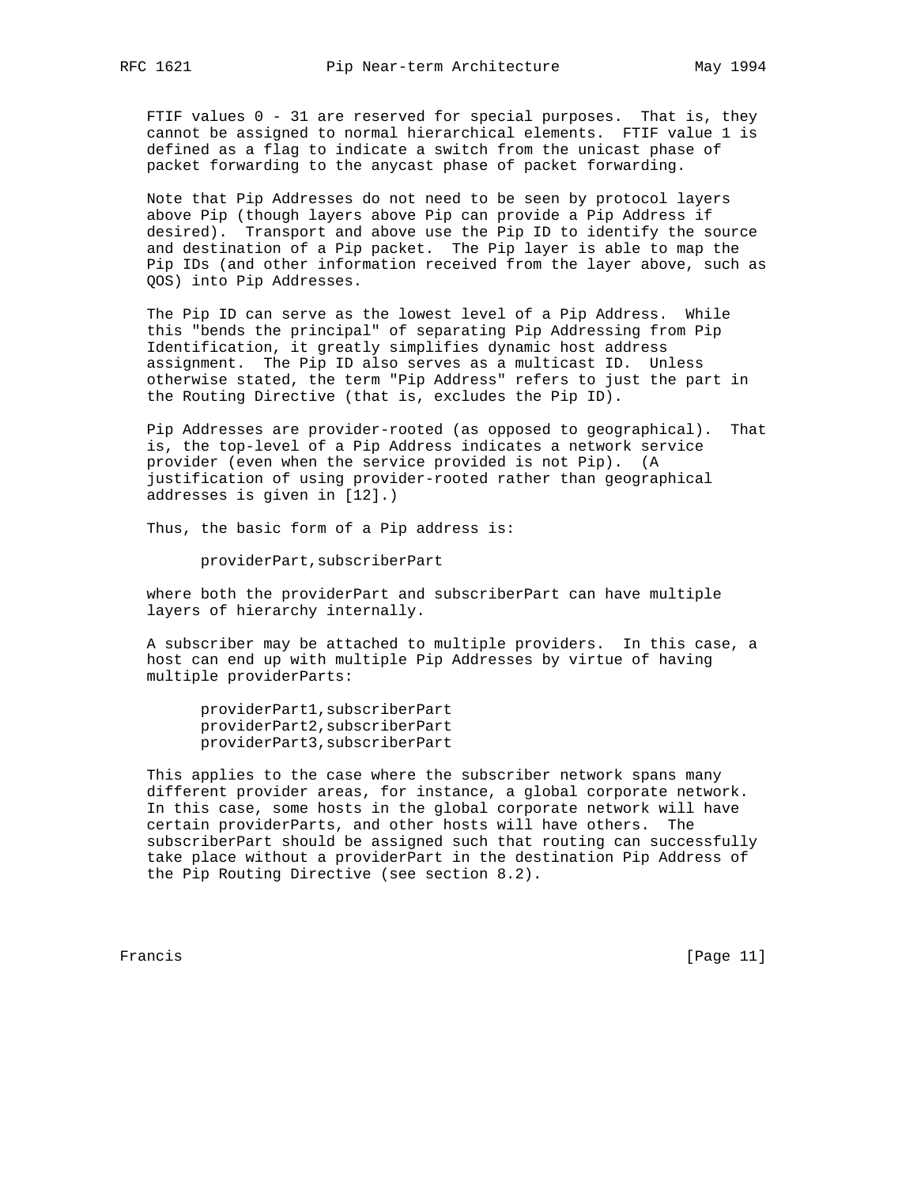FTIF values 0 - 31 are reserved for special purposes. That is, they cannot be assigned to normal hierarchical elements. FTIF value 1 is defined as a flag to indicate a switch from the unicast phase of packet forwarding to the anycast phase of packet forwarding.

Note that Pip Addresses do not need to be seen by protocol layers above Pip (though layers above Pip can provide a Pip Address if desired). Transport and above use the Pip ID to identify the source and destination of a Pip packet. The Pip layer is able to map the Pip IDs (and other information received from the layer above, such as QOS) into Pip Addresses.

The Pip ID can serve as the lowest level of a Pip Address. While this "bends the principal" of separating Pip Addressing from Pip Identification, it greatly simplifies dynamic host address assignment. The Pip ID also serves as a multicast ID. Unless otherwise stated, the term "Pip Address" refers to just the part in the Routing Directive (that is, excludes the Pip ID).

Pip Addresses are provider-rooted (as opposed to geographical). That is, the top-level of a Pip Address indicates a network service provider (even when the service provided is not Pip). (A justification of using provider-rooted rather than geographical addresses is given in [12].)

Thus, the basic form of a Pip address is:

```
providerPart,subscriberPart
```

where both the providerPart and subscriberPart can have multiple layers of hierarchy internally.

A subscriber may be attached to multiple providers. In this case, a host can end up with multiple Pip Addresses by virtue of having multiple providerParts:

```
providerPart1,subscriberPart
providerPart2,subscriberPart
providerPart3,subscriberPart
```

This applies to the case where the subscriber network spans many different provider areas, for instance, a global corporate network. In this case, some hosts in the global corporate network will have certain providerParts, and other hosts will have others. The subscriberPart should be assigned such that routing can successfully take place without a providerPart in the destination Pip Address of the Pip Routing Directive (see section 8.2).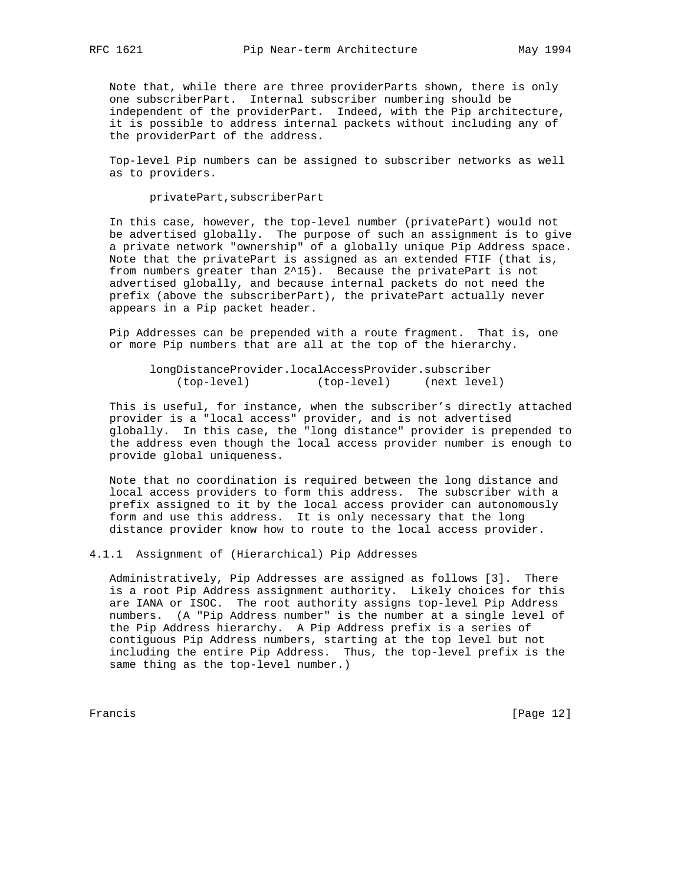Note that, while there are three providerParts shown, there is only one subscriberPart. Internal subscriber numbering should be independent of the providerPart. Indeed, with the Pip architecture, it is possible to address internal packets without including any of the providerPart of the address.

Top-level Pip numbers can be assigned to subscriber networks as well as to providers.

```
privatePart,subscriberPart
```

In this case, however, the top-level number (privatePart) would not be advertised globally. The purpose of such an assignment is to give a private network "ownership" of a globally unique Pip Address space. Note that the privatePart is assigned as an extended FTIF (that is, from numbers greater than 2^15). Because the privatePart is not advertised globally, and because internal packets do not need the prefix (above the subscriberPart), the privatePart actually never appears in a Pip packet header.

Pip Addresses can be prepended with a route fragment. That is, one or more Pip numbers that are all at the top of the hierarchy.

```
longDistanceProvider.localAccessProvider.subscriber
    (top-level)          (top-level)     (next level)
```

This is useful, for instance, when the subscriber's directly attached provider is a "local access" provider, and is not advertised globally. In this case, the "long distance" provider is prepended to the address even though the local access provider number is enough to provide global uniqueness.

Note that no coordination is required between the long distance and local access providers to form this address. The subscriber with a prefix assigned to it by the local access provider can autonomously form and use this address. It is only necessary that the long distance provider know how to route to the local access provider.

### 4.1.1 Assignment of (Hierarchical) Pip Addresses

Administratively, Pip Addresses are assigned as follows [3]. There is a root Pip Address assignment authority. Likely choices for this are IANA or ISOC. The root authority assigns top-level Pip Address numbers. (A "Pip Address number" is the number at a single level of the Pip Address hierarchy. A Pip Address prefix is a series of contiguous Pip Address numbers, starting at the top level but not including the entire Pip Address. Thus, the top-level prefix is the same thing as the top-level number.)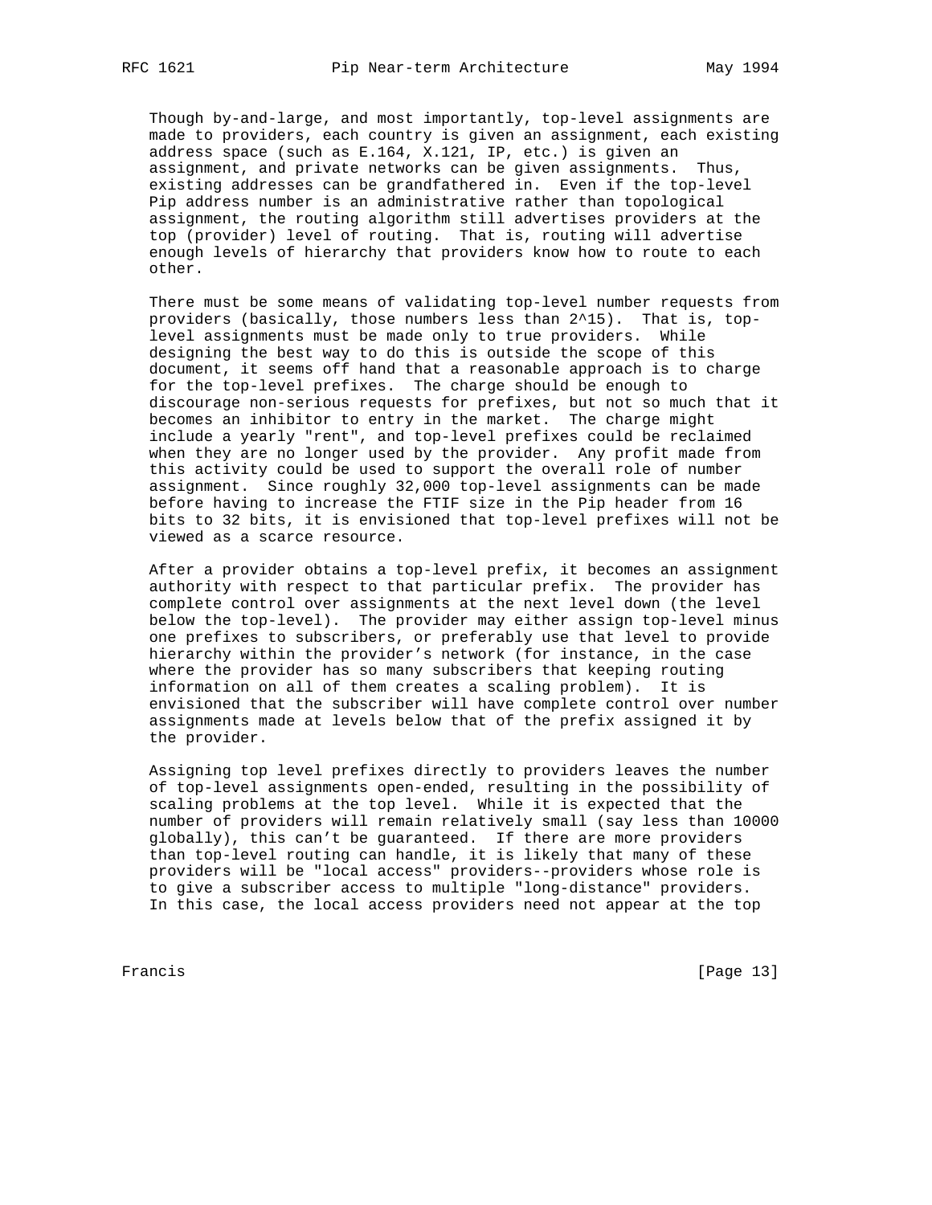Though by-and-large, and most importantly, top-level assignments are made to providers, each country is given an assignment, each existing address space (such as E.164, X.121, IP, etc.) is given an assignment, and private networks can be given assignments. Thus, existing addresses can be grandfathered in. Even if the top-level Pip address number is an administrative rather than topological assignment, the routing algorithm still advertises providers at the top (provider) level of routing. That is, routing will advertise enough levels of hierarchy that providers know how to route to each other.

There must be some means of validating top-level number requests from providers (basically, those numbers less than $2^{15}$). That is, top-level assignments must be made only to true providers. While designing the best way to do this is outside the scope of this document, it seems off hand that a reasonable approach is to charge for the top-level prefixes. The charge should be enough to discourage non-serious requests for prefixes, but not so much that it becomes an inhibitor to entry in the market. The charge might include a yearly "rent", and top-level prefixes could be reclaimed when they are no longer used by the provider. Any profit made from this activity could be used to support the overall role of number assignment. Since roughly 32,000 top-level assignments can be made before having to increase the FTIF size in the Pip header from 16 bits to 32 bits, it is envisioned that top-level prefixes will not be viewed as a scarce resource.

After a provider obtains a top-level prefix, it becomes an assignment authority with respect to that particular prefix. The provider has complete control over assignments at the next level down (the level below the top-level). The provider may either assign top-level minus one prefixes to subscribers, or preferably use that level to provide hierarchy within the provider's network (for instance, in the case where the provider has so many subscribers that keeping routing information on all of them creates a scaling problem). It is envisioned that the subscriber will have complete control over number assignments made at levels below that of the prefix assigned it by the provider.

Assigning top level prefixes directly to providers leaves the number of top-level assignments open-ended, resulting in the possibility of scaling problems at the top level. While it is expected that the number of providers will remain relatively small (say less than 10000 globally), this can't be guaranteed. If there are more providers than top-level routing can handle, it is likely that many of these providers will be "local access" providers--providers whose role is to give a subscriber access to multiple "long-distance" providers. In this case, the local access providers need not appear at the top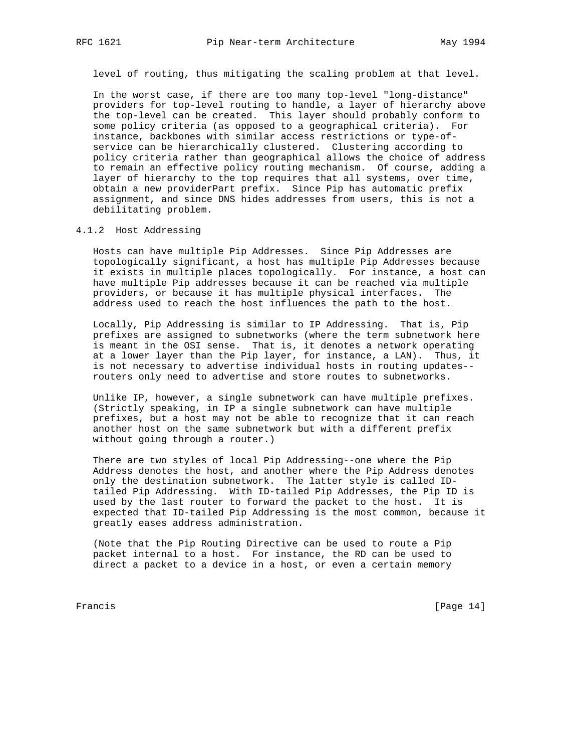level of routing, thus mitigating the scaling problem at that level.

In the worst case, if there are too many top-level "long-distance" providers for top-level routing to handle, a layer of hierarchy above the top-level can be created. This layer should probably conform to some policy criteria (as opposed to a geographical criteria). For instance, backbones with similar access restrictions or type-of-service can be hierarchically clustered. Clustering according to policy criteria rather than geographical allows the choice of address to remain an effective policy routing mechanism. Of course, adding a layer of hierarchy to the top requires that all systems, over time, obtain a new providerPart prefix. Since Pip has automatic prefix assignment, and since DNS hides addresses from users, this is not a debilitating problem.

### 4.1.2 Host Addressing

Hosts can have multiple Pip Addresses. Since Pip Addresses are topologically significant, a host has multiple Pip Addresses because it exists in multiple places topologically. For instance, a host can have multiple Pip addresses because it can be reached via multiple providers, or because it has multiple physical interfaces. The address used to reach the host influences the path to the host.

Locally, Pip Addressing is similar to IP Addressing. That is, Pip prefixes are assigned to subnetworks (where the term subnetwork here is meant in the OSI sense. That is, it denotes a network operating at a lower layer than the Pip layer, for instance, a LAN). Thus, it is not necessary to advertise individual hosts in routing updates--routers only need to advertise and store routes to subnetworks.

Unlike IP, however, a single subnetwork can have multiple prefixes. (Strictly speaking, in IP a single subnetwork can have multiple prefixes, but a host may not be able to recognize that it can reach another host on the same subnetwork but with a different prefix without going through a router.)

There are two styles of local Pip Addressing--one where the Pip Address denotes the host, and another where the Pip Address denotes only the destination subnetwork. The latter style is called ID-tailed Pip Addressing. With ID-tailed Pip Addresses, the Pip ID is used by the last router to forward the packet to the host. It is expected that ID-tailed Pip Addressing is the most common, because it greatly eases address administration.

(Note that the Pip Routing Directive can be used to route a Pip packet internal to a host. For instance, the RD can be used to direct a packet to a device in a host, or even a certain memory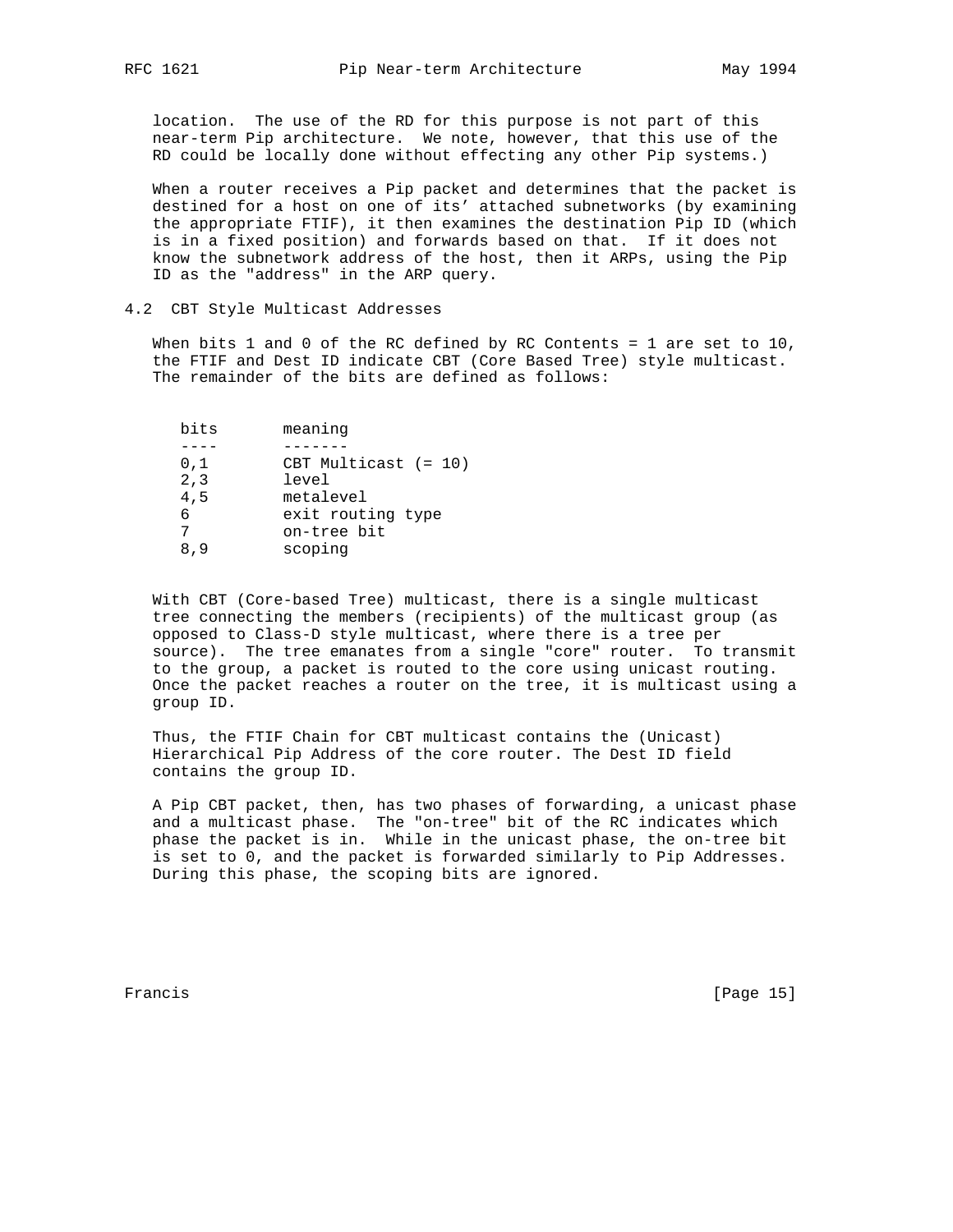location. The use of the RD for this purpose is not part of this near-term Pip architecture. We note, however, that this use of the RD could be locally done without effecting any other Pip systems.)

When a router receives a Pip packet and determines that the packet is destined for a host on one of its’ attached subnetworks (by examining the appropriate FTIF), it then examines the destination Pip ID (which is in a fixed position) and forwards based on that. If it does not know the subnetwork address of the host, then it ARPs, using the Pip ID as the "address" in the ARP query.

## 4.2 CBT Style Multicast Addresses

When bits 1 and 0 of the RC defined by RC Contents = 1 are set to 10, the FTIF and Dest ID indicate CBT (Core Based Tree) style multicast. The remainder of the bits are defined as follows:

```
bits       meaning
----       -------
0,1        CBT Multicast (= 10)
2,3        level
4,5        metalevel
6          exit routing type
7          on-tree bit
8,9        scoping
```

With CBT (Core-based Tree) multicast, there is a single multicast tree connecting the members (recipients) of the multicast group (as opposed to Class-D style multicast, where there is a tree per source). The tree emanates from a single "core" router. To transmit to the group, a packet is routed to the core using unicast routing. Once the packet reaches a router on the tree, it is multicast using a group ID.

Thus, the FTIF Chain for CBT multicast contains the (Unicast) Hierarchical Pip Address of the core router. The Dest ID field contains the group ID.

A Pip CBT packet, then, has two phases of forwarding, a unicast phase and a multicast phase. The "on-tree" bit of the RC indicates which phase the packet is in. While in the unicast phase, the on-tree bit is set to 0, and the packet is forwarded similarly to Pip Addresses. During this phase, the scoping bits are ignored.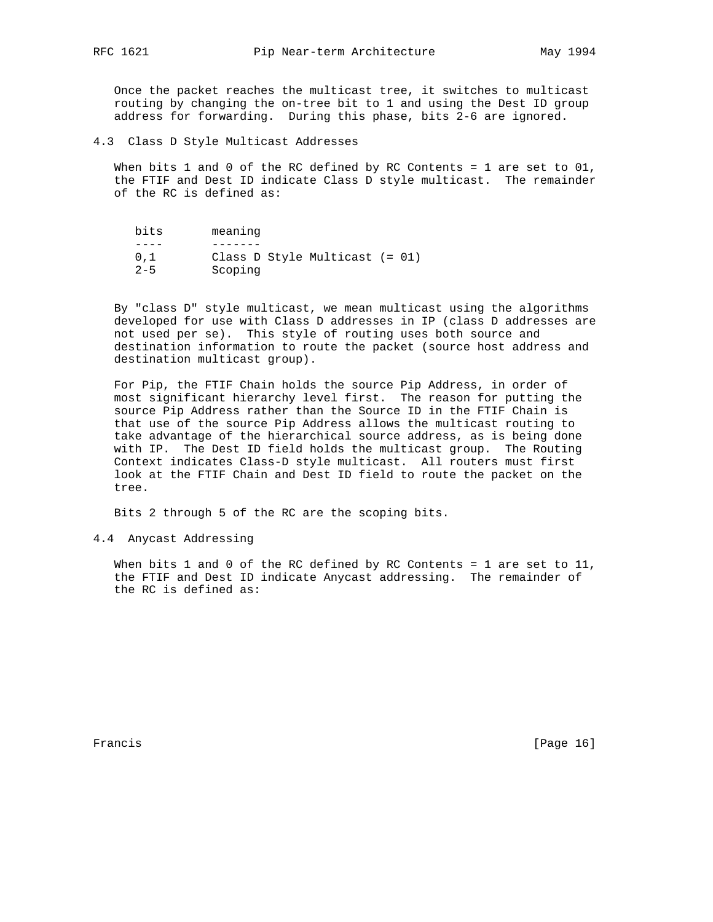Once the packet reaches the multicast tree, it switches to multicast routing by changing the on-tree bit to 1 and using the Dest ID group address for forwarding. During this phase, bits 2-6 are ignored.

### 4.3 Class D Style Multicast Addresses

When bits 1 and 0 of the RC defined by RC Contents = 1 are set to 01, the FTIF and Dest ID indicate Class D style multicast. The remainder of the RC is defined as:

| bits | meaning |
| --- | --- |
| 0,1 | Class D Style Multicast (= 01) |
| 2-5 | Scoping |

By "class D" style multicast, we mean multicast using the algorithms developed for use with Class D addresses in IP (class D addresses are not used per se). This style of routing uses both source and destination information to route the packet (source host address and destination multicast group).

For Pip, the FTIF Chain holds the source Pip Address, in order of most significant hierarchy level first. The reason for putting the source Pip Address rather than the Source ID in the FTIF Chain is that use of the source Pip Address allows the multicast routing to take advantage of the hierarchical source address, as is being done with IP. The Dest ID field holds the multicast group. The Routing Context indicates Class-D style multicast. All routers must first look at the FTIF Chain and Dest ID field to route the packet on the tree.

Bits 2 through 5 of the RC are the scoping bits.

### 4.4 Anycast Addressing

When bits 1 and 0 of the RC defined by RC Contents = 1 are set to 11, the FTIF and Dest ID indicate Anycast addressing. The remainder of the RC is defined as: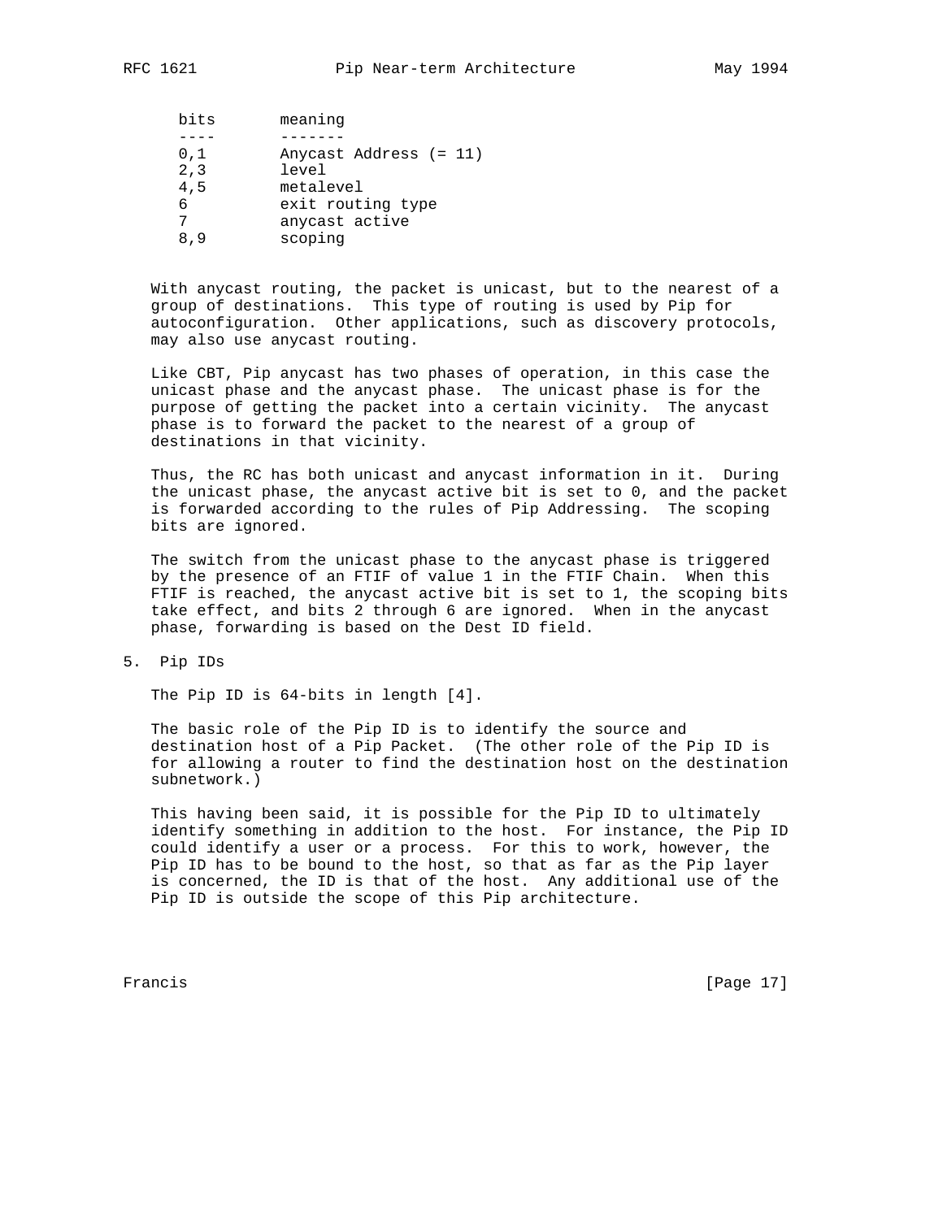| bits | meaning |
| --- | --- |
| 0,1 | Anycast Address (= 11) |
| 2,3 | level |
| 4,5 | metalevel |
| 6 | exit routing type |
| 7 | anycast active |
| 8,9 | scoping |

With anycast routing, the packet is unicast, but to the nearest of a group of destinations. This type of routing is used by Pip for autoconfiguration. Other applications, such as discovery protocols, may also use anycast routing.

Like CBT, Pip anycast has two phases of operation, in this case the unicast phase and the anycast phase. The unicast phase is for the purpose of getting the packet into a certain vicinity. The anycast phase is to forward the packet to the nearest of a group of destinations in that vicinity.

Thus, the RC has both unicast and anycast information in it. During the unicast phase, the anycast active bit is set to 0, and the packet is forwarded according to the rules of Pip Addressing. The scoping bits are ignored.

The switch from the unicast phase to the anycast phase is triggered by the presence of an FTIF of value 1 in the FTIF Chain. When this FTIF is reached, the anycast active bit is set to 1, the scoping bits take effect, and bits 2 through 6 are ignored. When in the anycast phase, forwarding is based on the Dest ID field.

## 5. Pip IDs

The Pip ID is 64-bits in length [4].

The basic role of the Pip ID is to identify the source and destination host of a Pip Packet. (The other role of the Pip ID is for allowing a router to find the destination host on the destination subnetwork.)

This having been said, it is possible for the Pip ID to ultimately identify something in addition to the host. For instance, the Pip ID could identify a user or a process. For this to work, however, the Pip ID has to be bound to the host, so that as far as the Pip layer is concerned, the ID is that of the host. Any additional use of the Pip ID is outside the scope of this Pip architecture.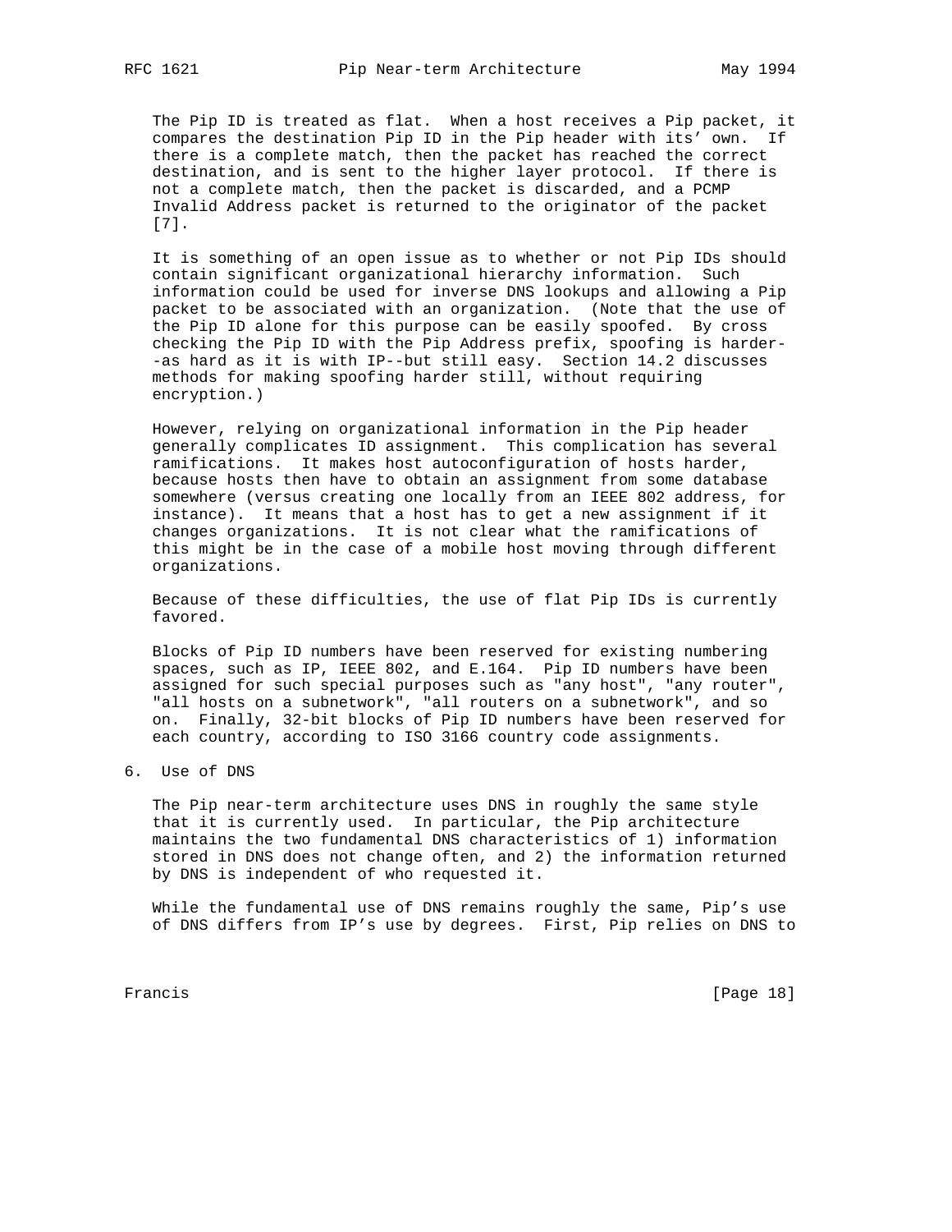The Pip ID is treated as flat. When a host receives a Pip packet, it compares the destination Pip ID in the Pip header with its' own. If there is a complete match, then the packet has reached the correct destination, and is sent to the higher layer protocol. If there is not a complete match, then the packet is discarded, and a PCMP Invalid Address packet is returned to the originator of the packet [7].

It is something of an open issue as to whether or not Pip IDs should contain significant organizational hierarchy information. Such information could be used for inverse DNS lookups and allowing a Pip packet to be associated with an organization. (Note that the use of the Pip ID alone for this purpose can be easily spoofed. By cross checking the Pip ID with the Pip Address prefix, spoofing is harder--as hard as it is with IP--but still easy. Section 14.2 discusses methods for making spoofing harder still, without requiring encryption.)

However, relying on organizational information in the Pip header generally complicates ID assignment. This complication has several ramifications. It makes host autoconfiguration of hosts harder, because hosts then have to obtain an assignment from some database somewhere (versus creating one locally from an IEEE 802 address, for instance). It means that a host has to get a new assignment if it changes organizations. It is not clear what the ramifications of this might be in the case of a mobile host moving through different organizations.

Because of these difficulties, the use of flat Pip IDs is currently favored.

Blocks of Pip ID numbers have been reserved for existing numbering spaces, such as IP, IEEE 802, and E.164. Pip ID numbers have been assigned for such special purposes such as "any host", "any router", "all hosts on a subnetwork", "all routers on a subnetwork", and so on. Finally, 32-bit blocks of Pip ID numbers have been reserved for each country, according to ISO 3166 country code assignments.

# 6. Use of DNS

The Pip near-term architecture uses DNS in roughly the same style that it is currently used. In particular, the Pip architecture maintains the two fundamental DNS characteristics of 1) information stored in DNS does not change often, and 2) the information returned by DNS is independent of who requested it.

While the fundamental use of DNS remains roughly the same, Pip's use of DNS differs from IP's use by degrees. First, Pip relies on DNS to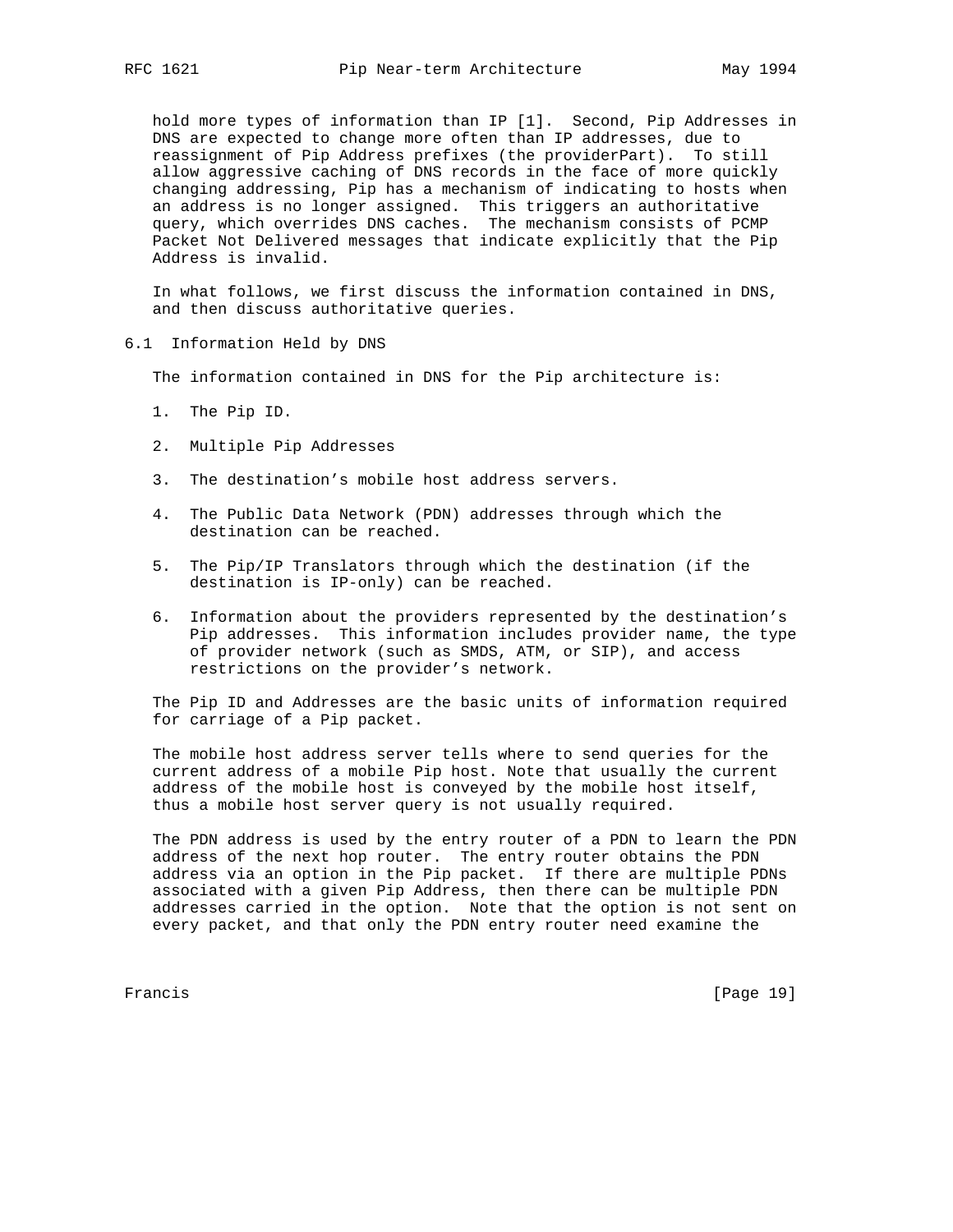hold more types of information than IP [1]. Second, Pip Addresses in DNS are expected to change more often than IP addresses, due to reassignment of Pip Address prefixes (the providerPart). To still allow aggressive caching of DNS records in the face of more quickly changing addressing, Pip has a mechanism of indicating to hosts when an address is no longer assigned. This triggers an authoritative query, which overrides DNS caches. The mechanism consists of PCMP Packet Not Delivered messages that indicate explicitly that the Pip Address is invalid.

In what follows, we first discuss the information contained in DNS, and then discuss authoritative queries.

## 6.1 Information Held by DNS

The information contained in DNS for the Pip architecture is:

1. The Pip ID.

2. Multiple Pip Addresses

3. The destination's mobile host address servers.

4. The Public Data Network (PDN) addresses through which the destination can be reached.

5. The Pip/IP Translators through which the destination (if the destination is IP-only) can be reached.

6. Information about the providers represented by the destination's Pip addresses. This information includes provider name, the type of provider network (such as SMDS, ATM, or SIP), and access restrictions on the provider's network.

The Pip ID and Addresses are the basic units of information required for carriage of a Pip packet.

The mobile host address server tells where to send queries for the current address of a mobile Pip host. Note that usually the current address of the mobile host is conveyed by the mobile host itself, thus a mobile host server query is not usually required.

The PDN address is used by the entry router of a PDN to learn the PDN address of the next hop router. The entry router obtains the PDN address via an option in the Pip packet. If there are multiple PDNs associated with a given Pip Address, then there can be multiple PDN addresses carried in the option. Note that the option is not sent on every packet, and that only the PDN entry router need examine the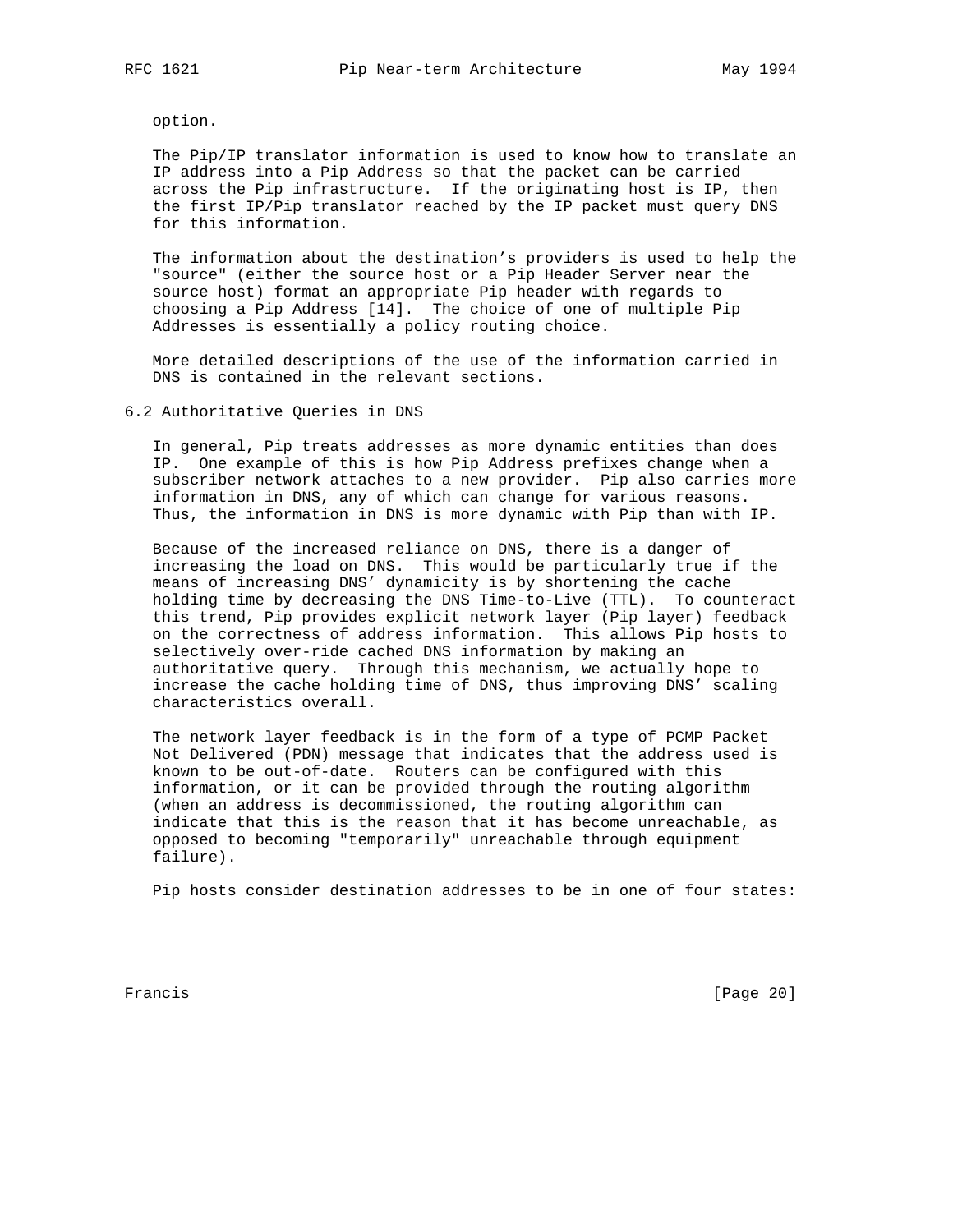option.

The Pip/IP translator information is used to know how to translate an IP address into a Pip Address so that the packet can be carried across the Pip infrastructure. If the originating host is IP, then the first IP/Pip translator reached by the IP packet must query DNS for this information.

The information about the destination's providers is used to help the "source" (either the source host or a Pip Header Server near the source host) format an appropriate Pip header with regards to choosing a Pip Address [14]. The choice of one of multiple Pip Addresses is essentially a policy routing choice.

More detailed descriptions of the use of the information carried in DNS is contained in the relevant sections.

## 6.2 Authoritative Queries in DNS

In general, Pip treats addresses as more dynamic entities than does IP. One example of this is how Pip Address prefixes change when a subscriber network attaches to a new provider. Pip also carries more information in DNS, any of which can change for various reasons. Thus, the information in DNS is more dynamic with Pip than with IP.

Because of the increased reliance on DNS, there is a danger of increasing the load on DNS. This would be particularly true if the means of increasing DNS' dynamicity is by shortening the cache holding time by decreasing the DNS Time-to-Live (TTL). To counteract this trend, Pip provides explicit network layer (Pip layer) feedback on the correctness of address information. This allows Pip hosts to selectively over-ride cached DNS information by making an authoritative query. Through this mechanism, we actually hope to increase the cache holding time of DNS, thus improving DNS' scaling characteristics overall.

The network layer feedback is in the form of a type of PCMP Packet Not Delivered (PDN) message that indicates that the address used is known to be out-of-date. Routers can be configured with this information, or it can be provided through the routing algorithm (when an address is decommissioned, the routing algorithm can indicate that this is the reason that it has become unreachable, as opposed to becoming "temporarily" unreachable through equipment failure).

Pip hosts consider destination addresses to be in one of four states: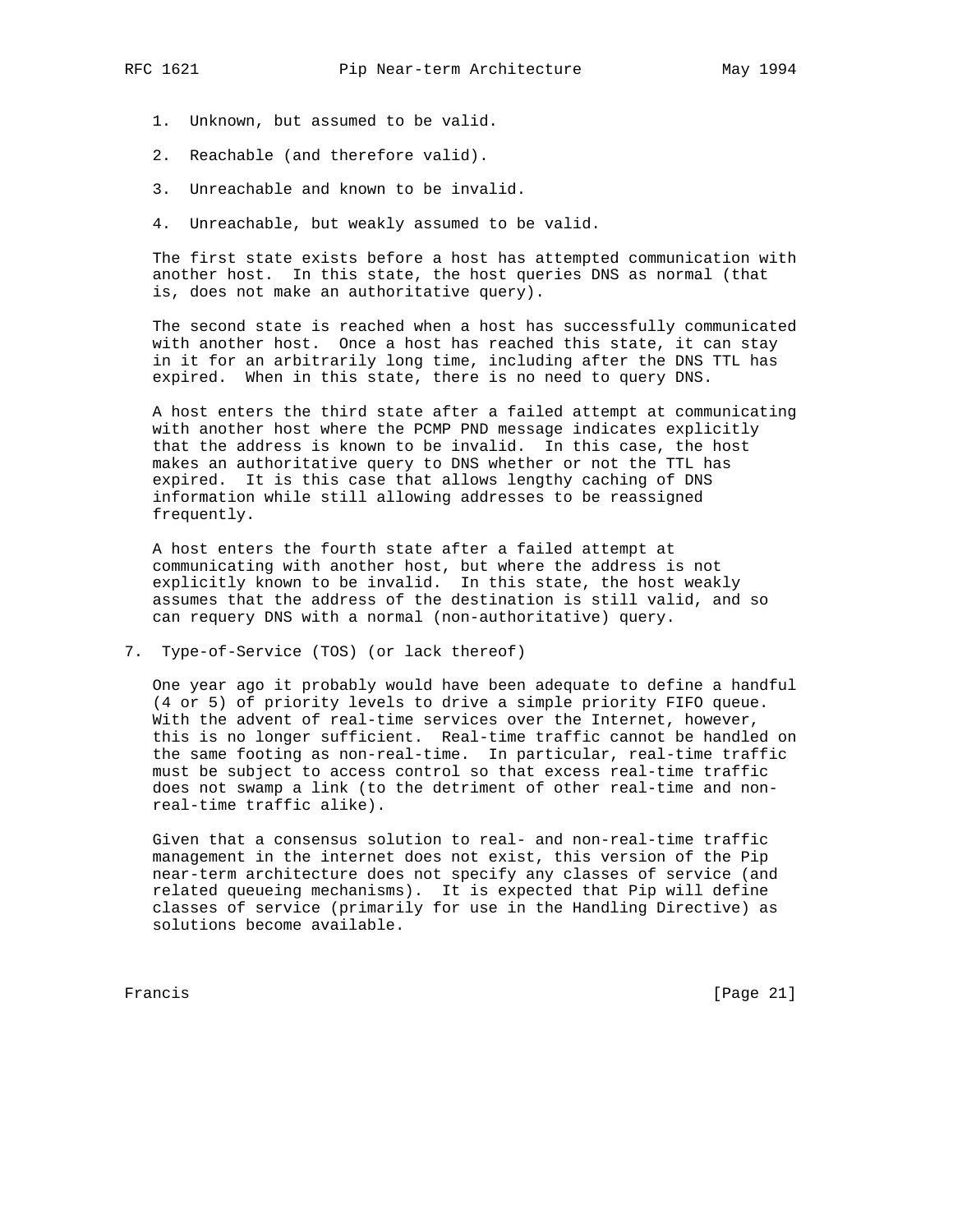1. Unknown, but assumed to be valid.

2. Reachable (and therefore valid).

3. Unreachable and known to be invalid.

4. Unreachable, but weakly assumed to be valid.

The first state exists before a host has attempted communication with another host. In this state, the host queries DNS as normal (that is, does not make an authoritative query).

The second state is reached when a host has successfully communicated with another host. Once a host has reached this state, it can stay in it for an arbitrarily long time, including after the DNS TTL has expired. When in this state, there is no need to query DNS.

A host enters the third state after a failed attempt at communicating with another host where the PCMP PND message indicates explicitly that the address is known to be invalid. In this case, the host makes an authoritative query to DNS whether or not the TTL has expired. It is this case that allows lengthy caching of DNS information while still allowing addresses to be reassigned frequently.

A host enters the fourth state after a failed attempt at communicating with another host, but where the address is not explicitly known to be invalid. In this state, the host weakly assumes that the address of the destination is still valid, and so can requery DNS with a normal (non-authoritative) query.

## 7. Type-of-Service (TOS) (or lack thereof)

One year ago it probably would have been adequate to define a handful (4 or 5) of priority levels to drive a simple priority FIFO queue. With the advent of real-time services over the Internet, however, this is no longer sufficient. Real-time traffic cannot be handled on the same footing as non-real-time. In particular, real-time traffic must be subject to access control so that excess real-time traffic does not swamp a link (to the detriment of other real-time and non-real-time traffic alike).

Given that a consensus solution to real- and non-real-time traffic management in the internet does not exist, this version of the Pip near-term architecture does not specify any classes of service (and related queueing mechanisms). It is expected that Pip will define classes of service (primarily for use in the Handling Directive) as solutions become available.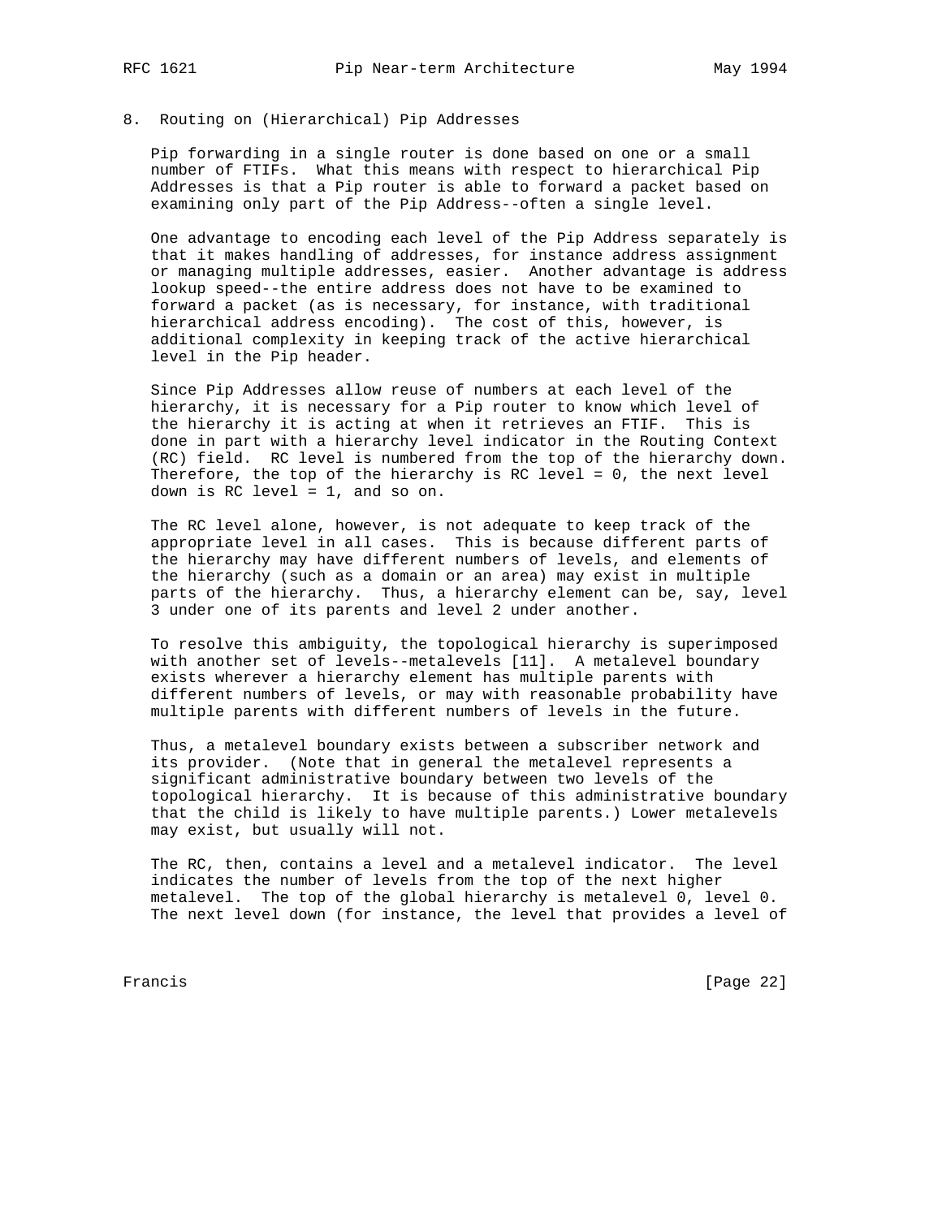## 8. Routing on (Hierarchical) Pip Addresses

Pip forwarding in a single router is done based on one or a small number of FTIFs. What this means with respect to hierarchical Pip Addresses is that a Pip router is able to forward a packet based on examining only part of the Pip Address--often a single level.

One advantage to encoding each level of the Pip Address separately is that it makes handling of addresses, for instance address assignment or managing multiple addresses, easier. Another advantage is address lookup speed--the entire address does not have to be examined to forward a packet (as is necessary, for instance, with traditional hierarchical address encoding). The cost of this, however, is additional complexity in keeping track of the active hierarchical level in the Pip header.

Since Pip Addresses allow reuse of numbers at each level of the hierarchy, it is necessary for a Pip router to know which level of the hierarchy it is acting at when it retrieves an FTIF. This is done in part with a hierarchy level indicator in the Routing Context (RC) field. RC level is numbered from the top of the hierarchy down. Therefore, the top of the hierarchy is RC level = 0, the next level down is RC level = 1, and so on.

The RC level alone, however, is not adequate to keep track of the appropriate level in all cases. This is because different parts of the hierarchy may have different numbers of levels, and elements of the hierarchy (such as a domain or an area) may exist in multiple parts of the hierarchy. Thus, a hierarchy element can be, say, level 3 under one of its parents and level 2 under another.

To resolve this ambiguity, the topological hierarchy is superimposed with another set of levels--metalevels [11]. A metalevel boundary exists wherever a hierarchy element has multiple parents with different numbers of levels, or may with reasonable probability have multiple parents with different numbers of levels in the future.

Thus, a metalevel boundary exists between a subscriber network and its provider. (Note that in general the metalevel represents a significant administrative boundary between two levels of the topological hierarchy. It is because of this administrative boundary that the child is likely to have multiple parents.) Lower metalevels may exist, but usually will not.

The RC, then, contains a level and a metalevel indicator. The level indicates the number of levels from the top of the next higher metalevel. The top of the global hierarchy is metalevel 0, level 0. The next level down (for instance, the level that provides a level of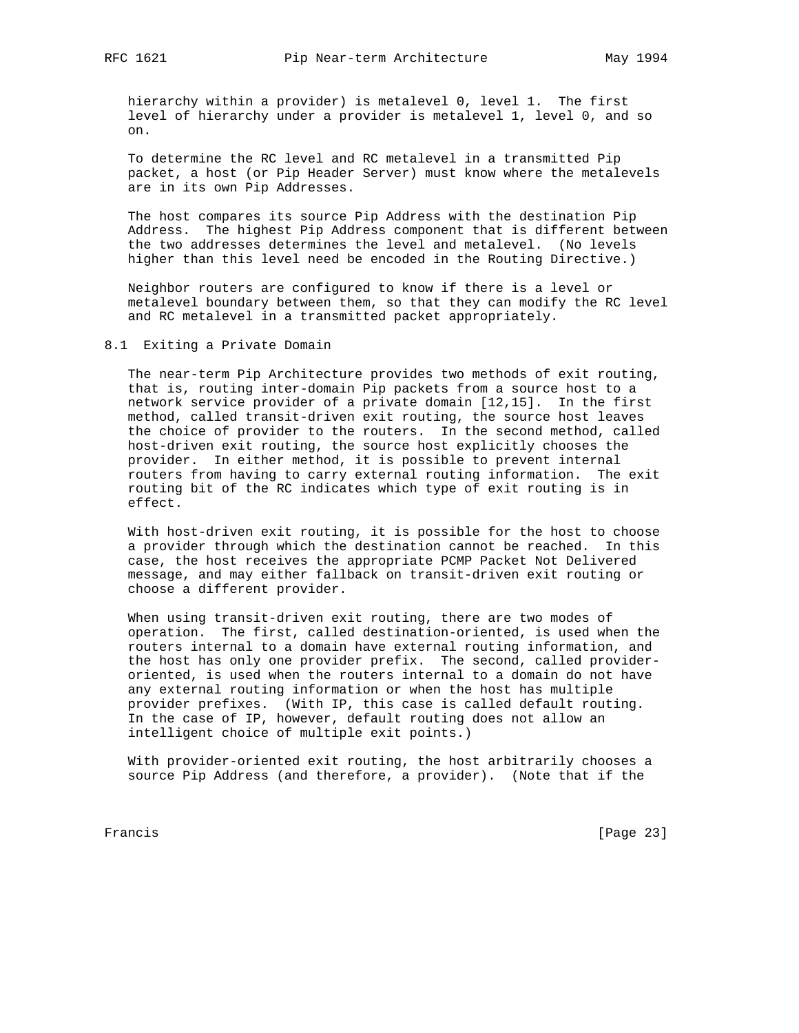hierarchy within a provider) is metalevel 0, level 1. The first level of hierarchy under a provider is metalevel 1, level 0, and so on.

To determine the RC level and RC metalevel in a transmitted Pip packet, a host (or Pip Header Server) must know where the metalevels are in its own Pip Addresses.

The host compares its source Pip Address with the destination Pip Address. The highest Pip Address component that is different between the two addresses determines the level and metalevel. (No levels higher than this level need be encoded in the Routing Directive.)

Neighbor routers are configured to know if there is a level or metalevel boundary between them, so that they can modify the RC level and RC metalevel in a transmitted packet appropriately.

## 8.1 Exiting a Private Domain

The near-term Pip Architecture provides two methods of exit routing, that is, routing inter-domain Pip packets from a source host to a network service provider of a private domain [12,15]. In the first method, called transit-driven exit routing, the source host leaves the choice of provider to the routers. In the second method, called host-driven exit routing, the source host explicitly chooses the provider. In either method, it is possible to prevent internal routers from having to carry external routing information. The exit routing bit of the RC indicates which type of exit routing is in effect.

With host-driven exit routing, it is possible for the host to choose a provider through which the destination cannot be reached. In this case, the host receives the appropriate PCMP Packet Not Delivered message, and may either fallback on transit-driven exit routing or choose a different provider.

When using transit-driven exit routing, there are two modes of operation. The first, called destination-oriented, is used when the routers internal to a domain have external routing information, and the host has only one provider prefix. The second, called provider-oriented, is used when the routers internal to a domain do not have any external routing information or when the host has multiple provider prefixes. (With IP, this case is called default routing. In the case of IP, however, default routing does not allow an intelligent choice of multiple exit points.)

With provider-oriented exit routing, the host arbitrarily chooses a source Pip Address (and therefore, a provider). (Note that if the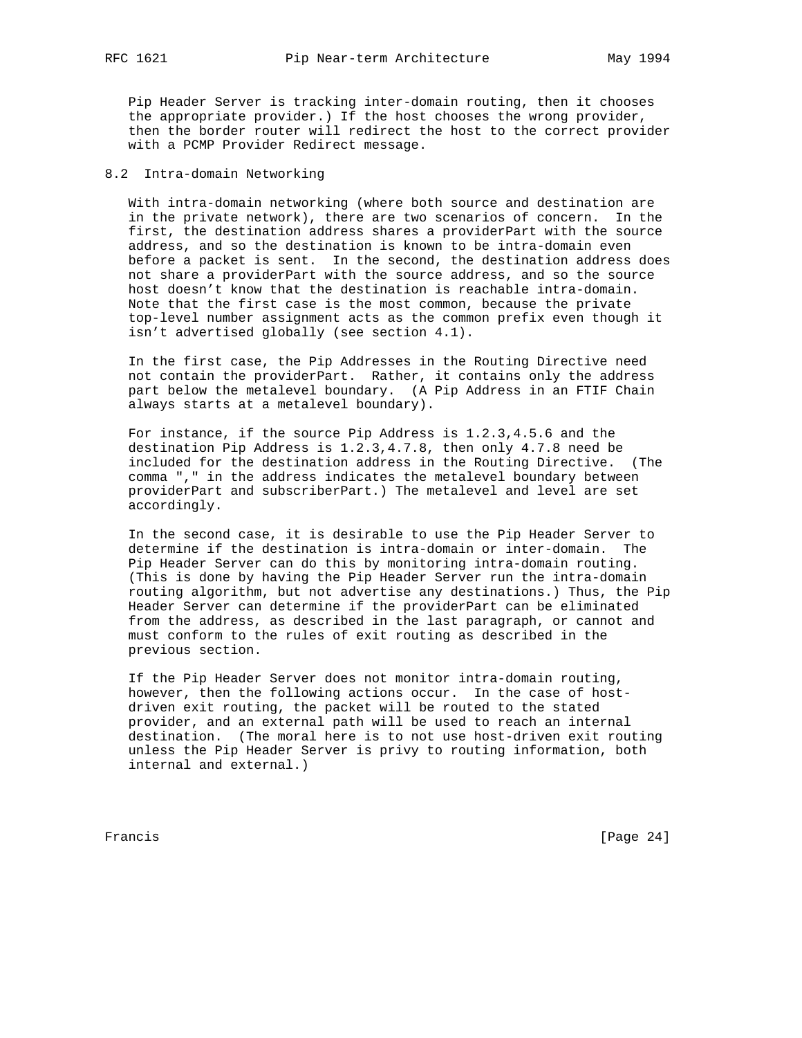Pip Header Server is tracking inter-domain routing, then it chooses the appropriate provider.) If the host chooses the wrong provider, then the border router will redirect the host to the correct provider with a PCMP Provider Redirect message.

## 8.2 Intra-domain Networking

With intra-domain networking (where both source and destination are in the private network), there are two scenarios of concern. In the first, the destination address shares a providerPart with the source address, and so the destination is known to be intra-domain even before a packet is sent. In the second, the destination address does not share a providerPart with the source address, and so the source host doesn't know that the destination is reachable intra-domain. Note that the first case is the most common, because the private top-level number assignment acts as the common prefix even though it isn't advertised globally (see section 4.1).

In the first case, the Pip Addresses in the Routing Directive need not contain the providerPart. Rather, it contains only the address part below the metalevel boundary. (A Pip Address in an FTIF Chain always starts at a metalevel boundary).

For instance, if the source Pip Address is 1.2.3,4.5.6 and the destination Pip Address is 1.2.3,4.7.8, then only 4.7.8 need be included for the destination address in the Routing Directive. (The comma "," in the address indicates the metalevel boundary between providerPart and subscriberPart.) The metalevel and level are set accordingly.

In the second case, it is desirable to use the Pip Header Server to determine if the destination is intra-domain or inter-domain. The Pip Header Server can do this by monitoring intra-domain routing. (This is done by having the Pip Header Server run the intra-domain routing algorithm, but not advertise any destinations.) Thus, the Pip Header Server can determine if the providerPart can be eliminated from the address, as described in the last paragraph, or cannot and must conform to the rules of exit routing as described in the previous section.

If the Pip Header Server does not monitor intra-domain routing, however, then the following actions occur. In the case of host-driven exit routing, the packet will be routed to the stated provider, and an external path will be used to reach an internal destination. (The moral here is to not use host-driven exit routing unless the Pip Header Server is privy to routing information, both internal and external.)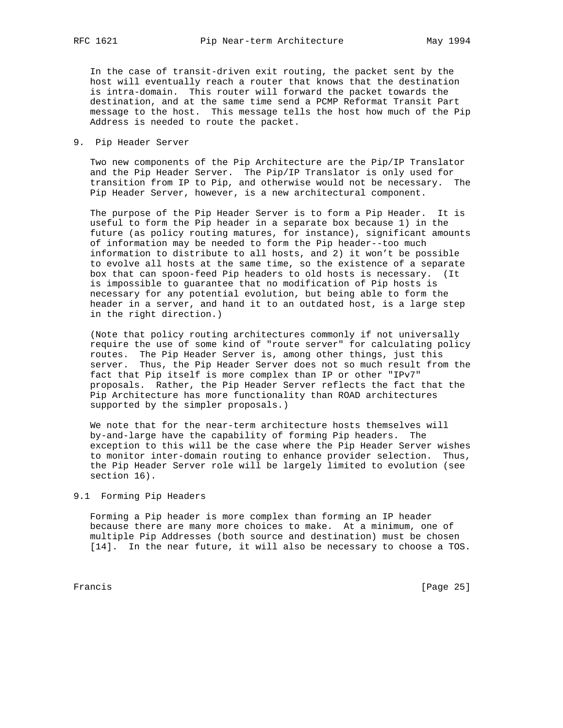In the case of transit-driven exit routing, the packet sent by the host will eventually reach a router that knows that the destination is intra-domain. This router will forward the packet towards the destination, and at the same time send a PCMP Reformat Transit Part message to the host. This message tells the host how much of the Pip Address is needed to route the packet.

## 9. Pip Header Server

Two new components of the Pip Architecture are the Pip/IP Translator and the Pip Header Server. The Pip/IP Translator is only used for transition from IP to Pip, and otherwise would not be necessary. The Pip Header Server, however, is a new architectural component.

The purpose of the Pip Header Server is to form a Pip Header. It is useful to form the Pip header in a separate box because 1) in the future (as policy routing matures, for instance), significant amounts of information may be needed to form the Pip header--too much information to distribute to all hosts, and 2) it won't be possible to evolve all hosts at the same time, so the existence of a separate box that can spoon-feed Pip headers to old hosts is necessary. (It is impossible to guarantee that no modification of Pip hosts is necessary for any potential evolution, but being able to form the header in a server, and hand it to an outdated host, is a large step in the right direction.)

(Note that policy routing architectures commonly if not universally require the use of some kind of "route server" for calculating policy routes. The Pip Header Server is, among other things, just this server. Thus, the Pip Header Server does not so much result from the fact that Pip itself is more complex than IP or other "IPv7" proposals. Rather, the Pip Header Server reflects the fact that the Pip Architecture has more functionality than ROAD architectures supported by the simpler proposals.)

We note that for the near-term architecture hosts themselves will by-and-large have the capability of forming Pip headers. The exception to this will be the case where the Pip Header Server wishes to monitor inter-domain routing to enhance provider selection. Thus, the Pip Header Server role will be largely limited to evolution (see section 16).

### 9.1 Forming Pip Headers

Forming a Pip header is more complex than forming an IP header because there are many more choices to make. At a minimum, one of multiple Pip Addresses (both source and destination) must be chosen [14]. In the near future, it will also be necessary to choose a TOS.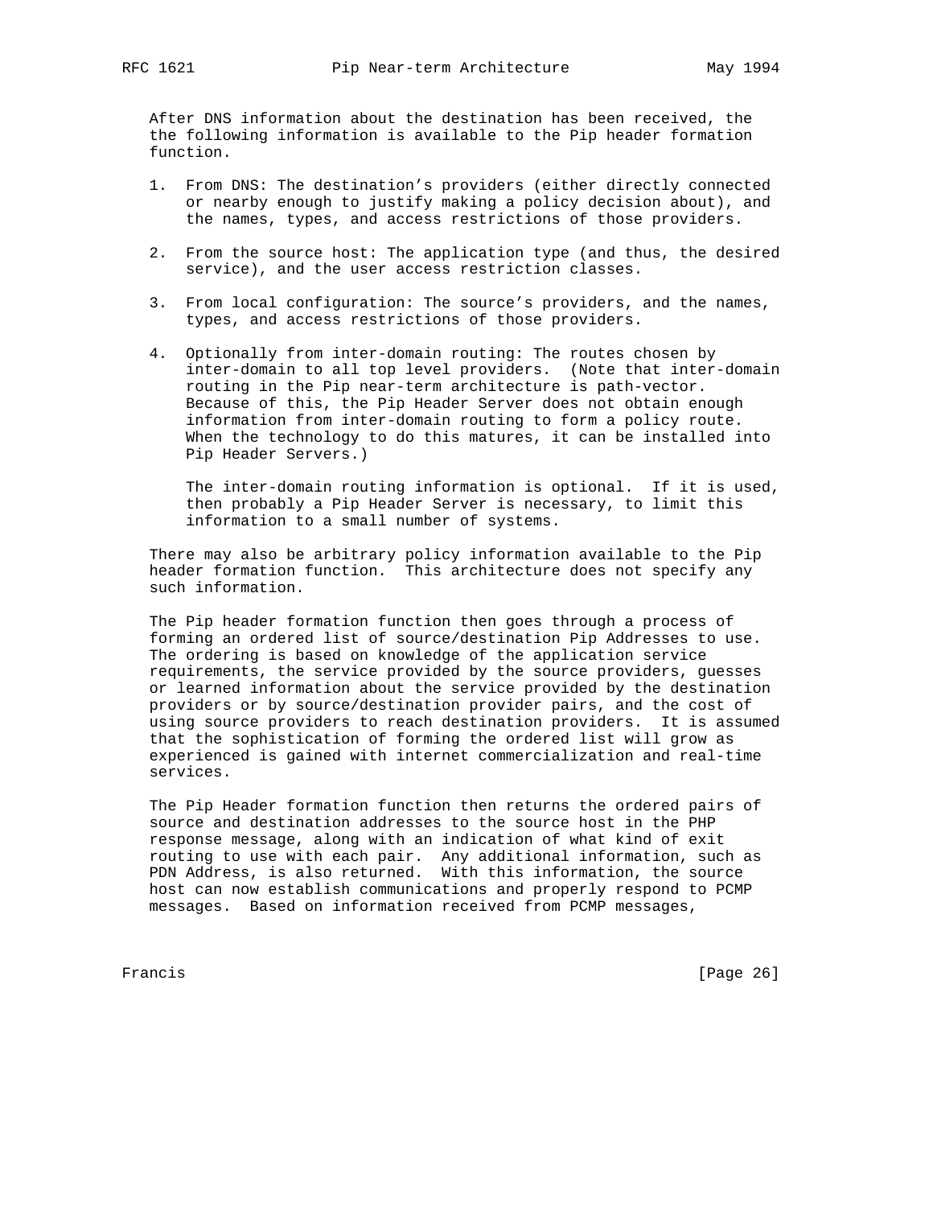After DNS information about the destination has been received, the the following information is available to the Pip header formation function.

1. From DNS: The destination's providers (either directly connected or nearby enough to justify making a policy decision about), and the names, types, and access restrictions of those providers.

2. From the source host: The application type (and thus, the desired service), and the user access restriction classes.

3. From local configuration: The source's providers, and the names, types, and access restrictions of those providers.

4. Optionally from inter-domain routing: The routes chosen by inter-domain to all top level providers. (Note that inter-domain routing in the Pip near-term architecture is path-vector. Because of this, the Pip Header Server does not obtain enough information from inter-domain routing to form a policy route. When the technology to do this matures, it can be installed into Pip Header Servers.)

   The inter-domain routing information is optional. If it is used, then probably a Pip Header Server is necessary, to limit this information to a small number of systems.

There may also be arbitrary policy information available to the Pip header formation function. This architecture does not specify any such information.

The Pip header formation function then goes through a process of forming an ordered list of source/destination Pip Addresses to use. The ordering is based on knowledge of the application service requirements, the service provided by the source providers, guesses or learned information about the service provided by the destination providers or by source/destination provider pairs, and the cost of using source providers to reach destination providers. It is assumed that the sophistication of forming the ordered list will grow as experienced is gained with internet commercialization and real-time services.

The Pip Header formation function then returns the ordered pairs of source and destination addresses to the source host in the PHP response message, along with an indication of what kind of exit routing to use with each pair. Any additional information, such as PDN Address, is also returned. With this information, the source host can now establish communications and properly respond to PCMP messages. Based on information received from PCMP messages,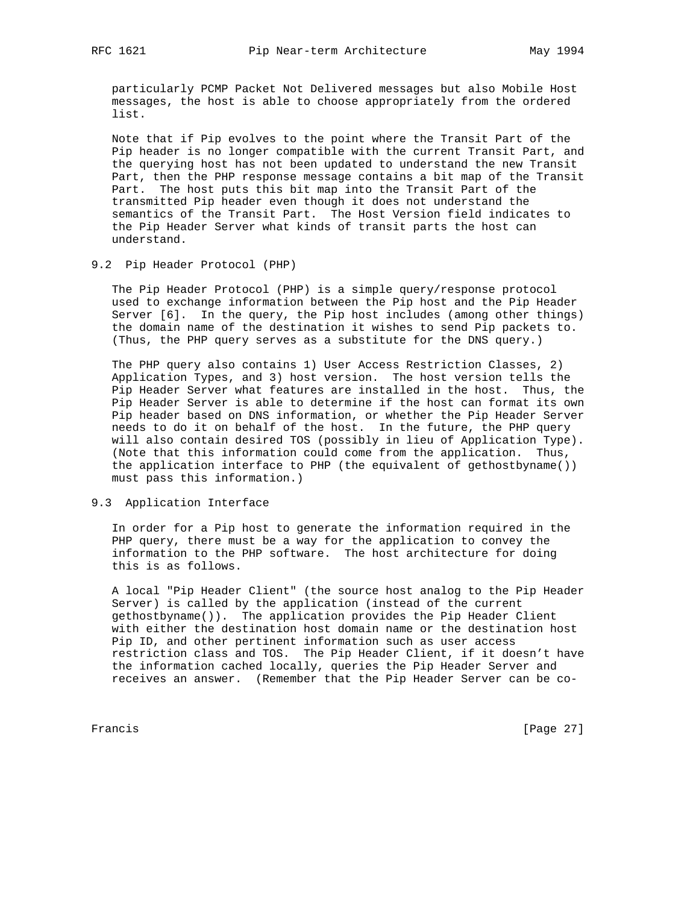particularly PCMP Packet Not Delivered messages but also Mobile Host messages, the host is able to choose appropriately from the ordered list.

Note that if Pip evolves to the point where the Transit Part of the Pip header is no longer compatible with the current Transit Part, and the querying host has not been updated to understand the new Transit Part, then the PHP response message contains a bit map of the Transit Part. The host puts this bit map into the Transit Part of the transmitted Pip header even though it does not understand the semantics of the Transit Part. The Host Version field indicates to the Pip Header Server what kinds of transit parts the host can understand.

## 9.2 Pip Header Protocol (PHP)

The Pip Header Protocol (PHP) is a simple query/response protocol used to exchange information between the Pip host and the Pip Header Server [6]. In the query, the Pip host includes (among other things) the domain name of the destination it wishes to send Pip packets to. (Thus, the PHP query serves as a substitute for the DNS query.)

The PHP query also contains 1) User Access Restriction Classes, 2) Application Types, and 3) host version. The host version tells the Pip Header Server what features are installed in the host. Thus, the Pip Header Server is able to determine if the host can format its own Pip header based on DNS information, or whether the Pip Header Server needs to do it on behalf of the host. In the future, the PHP query will also contain desired TOS (possibly in lieu of Application Type). (Note that this information could come from the application. Thus, the application interface to PHP (the equivalent of gethostbyname()) must pass this information.)

## 9.3 Application Interface

In order for a Pip host to generate the information required in the PHP query, there must be a way for the application to convey the information to the PHP software. The host architecture for doing this is as follows.

A local "Pip Header Client" (the source host analog to the Pip Header Server) is called by the application (instead of the current gethostbyname()). The application provides the Pip Header Client with either the destination host domain name or the destination host Pip ID, and other pertinent information such as user access restriction class and TOS. The Pip Header Client, if it doesn't have the information cached locally, queries the Pip Header Server and receives an answer. (Remember that the Pip Header Server can be co-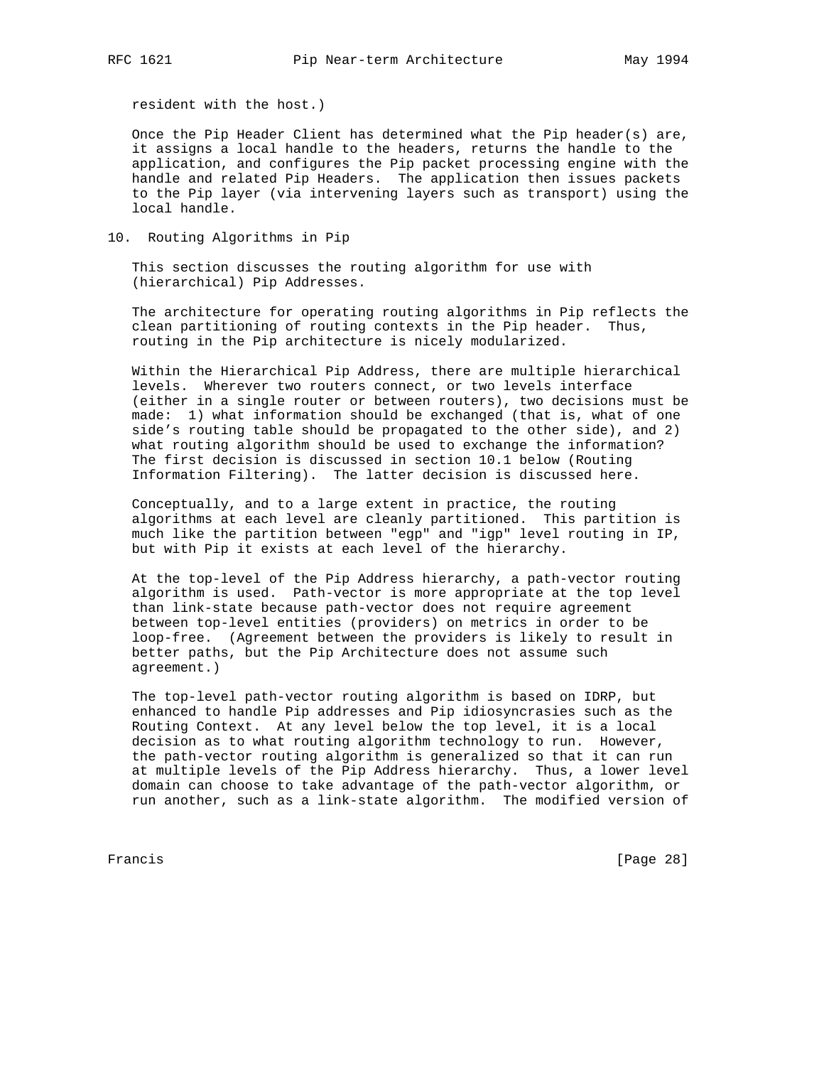resident with the host.)

Once the Pip Header Client has determined what the Pip header(s) are, it assigns a local handle to the headers, returns the handle to the application, and configures the Pip packet processing engine with the handle and related Pip Headers. The application then issues packets to the Pip layer (via intervening layers such as transport) using the local handle.

## 10. Routing Algorithms in Pip

This section discusses the routing algorithm for use with (hierarchical) Pip Addresses.

The architecture for operating routing algorithms in Pip reflects the clean partitioning of routing contexts in the Pip header. Thus, routing in the Pip architecture is nicely modularized.

Within the Hierarchical Pip Address, there are multiple hierarchical levels. Wherever two routers connect, or two levels interface (either in a single router or between routers), two decisions must be made: 1) what information should be exchanged (that is, what of one side's routing table should be propagated to the other side), and 2) what routing algorithm should be used to exchange the information? The first decision is discussed in section 10.1 below (Routing Information Filtering). The latter decision is discussed here.

Conceptually, and to a large extent in practice, the routing algorithms at each level are cleanly partitioned. This partition is much like the partition between "egp" and "igp" level routing in IP, but with Pip it exists at each level of the hierarchy.

At the top-level of the Pip Address hierarchy, a path-vector routing algorithm is used. Path-vector is more appropriate at the top level than link-state because path-vector does not require agreement between top-level entities (providers) on metrics in order to be loop-free. (Agreement between the providers is likely to result in better paths, but the Pip Architecture does not assume such agreement.)

The top-level path-vector routing algorithm is based on IDRP, but enhanced to handle Pip addresses and Pip idiosyncrasies such as the Routing Context. At any level below the top level, it is a local decision as to what routing algorithm technology to run. However, the path-vector routing algorithm is generalized so that it can run at multiple levels of the Pip Address hierarchy. Thus, a lower level domain can choose to take advantage of the path-vector algorithm, or run another, such as a link-state algorithm. The modified version of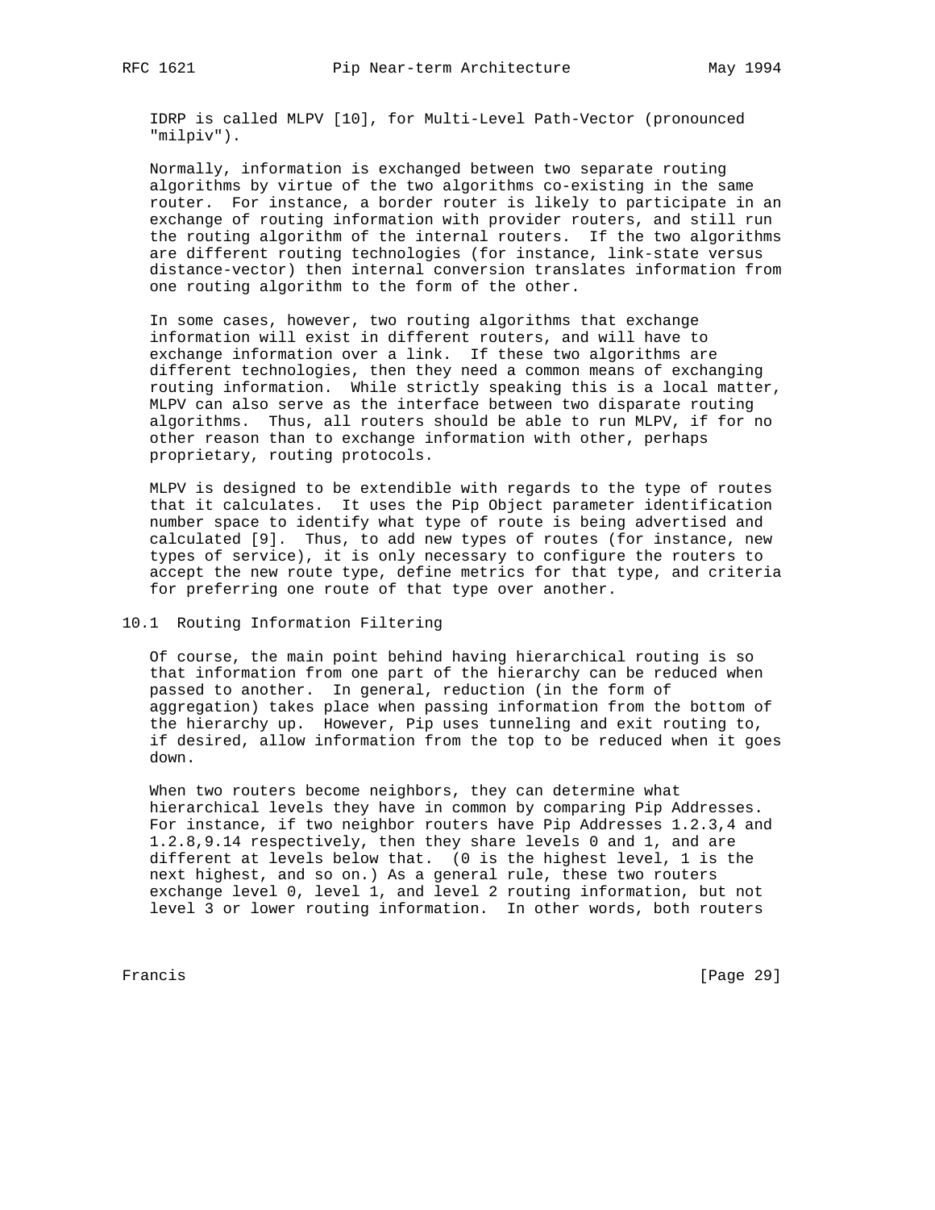IDRP is called MLPV [10], for Multi-Level Path-Vector (pronounced "milpiv").

Normally, information is exchanged between two separate routing algorithms by virtue of the two algorithms co-existing in the same router. For instance, a border router is likely to participate in an exchange of routing information with provider routers, and still run the routing algorithm of the internal routers. If the two algorithms are different routing technologies (for instance, link-state versus distance-vector) then internal conversion translates information from one routing algorithm to the form of the other.

In some cases, however, two routing algorithms that exchange information will exist in different routers, and will have to exchange information over a link. If these two algorithms are different technologies, then they need a common means of exchanging routing information. While strictly speaking this is a local matter, MLPV can also serve as the interface between two disparate routing algorithms. Thus, all routers should be able to run MLPV, if for no other reason than to exchange information with other, perhaps proprietary, routing protocols.

MLPV is designed to be extendible with regards to the type of routes that it calculates. It uses the Pip Object parameter identification number space to identify what type of route is being advertised and calculated [9]. Thus, to add new types of routes (for instance, new types of service), it is only necessary to configure the routers to accept the new route type, define metrics for that type, and criteria for preferring one route of that type over another.

## 10.1 Routing Information Filtering

Of course, the main point behind having hierarchical routing is so that information from one part of the hierarchy can be reduced when passed to another. In general, reduction (in the form of aggregation) takes place when passing information from the bottom of the hierarchy up. However, Pip uses tunneling and exit routing to, if desired, allow information from the top to be reduced when it goes down.

When two routers become neighbors, they can determine what hierarchical levels they have in common by comparing Pip Addresses. For instance, if two neighbor routers have Pip Addresses 1.2.3,4 and 1.2.8,9.14 respectively, then they share levels 0 and 1, and are different at levels below that. (0 is the highest level, 1 is the next highest, and so on.) As a general rule, these two routers exchange level 0, level 1, and level 2 routing information, but not level 3 or lower routing information. In other words, both routers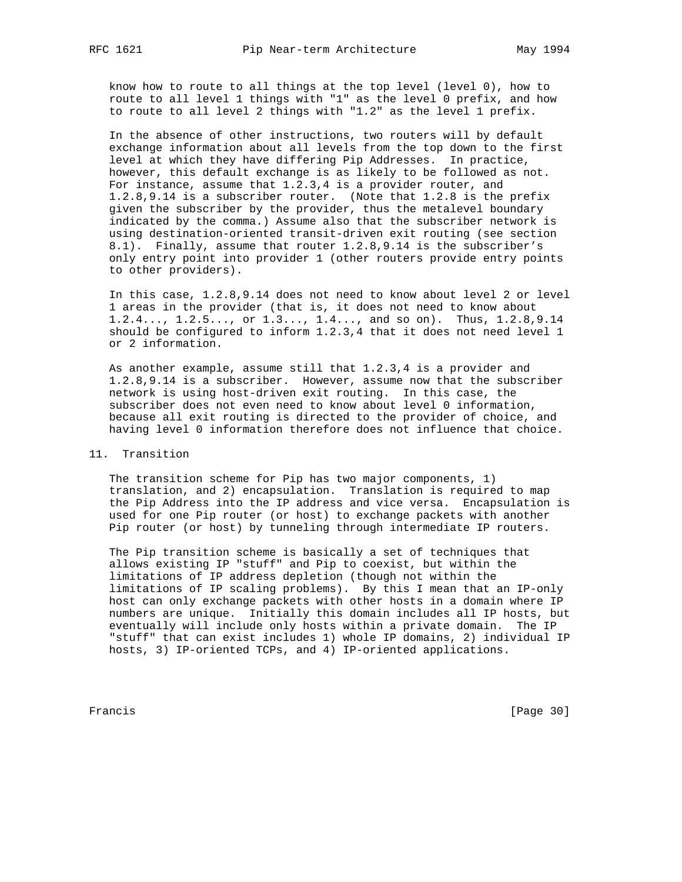know how to route to all things at the top level (level 0), how to route to all level 1 things with "1" as the level 0 prefix, and how to route to all level 2 things with "1.2" as the level 1 prefix.

In the absence of other instructions, two routers will by default exchange information about all levels from the top down to the first level at which they have differing Pip Addresses. In practice, however, this default exchange is as likely to be followed as not. For instance, assume that 1.2.3,4 is a provider router, and 1.2.8,9.14 is a subscriber router. (Note that 1.2.8 is the prefix given the subscriber by the provider, thus the metalevel boundary indicated by the comma.) Assume also that the subscriber network is using destination-oriented transit-driven exit routing (see section 8.1). Finally, assume that router 1.2.8,9.14 is the subscriber's only entry point into provider 1 (other routers provide entry points to other providers).

In this case, 1.2.8,9.14 does not need to know about level 2 or level 1 areas in the provider (that is, it does not need to know about 1.2.4..., 1.2.5..., or 1.3..., 1.4..., and so on). Thus, 1.2.8,9.14 should be configured to inform 1.2.3,4 that it does not need level 1 or 2 information.

As another example, assume still that 1.2.3,4 is a provider and 1.2.8,9.14 is a subscriber. However, assume now that the subscriber network is using host-driven exit routing. In this case, the subscriber does not even need to know about level 0 information, because all exit routing is directed to the provider of choice, and having level 0 information therefore does not influence that choice.

## 11. Transition

The transition scheme for Pip has two major components, 1) translation, and 2) encapsulation. Translation is required to map the Pip Address into the IP address and vice versa. Encapsulation is used for one Pip router (or host) to exchange packets with another Pip router (or host) by tunneling through intermediate IP routers.

The Pip transition scheme is basically a set of techniques that allows existing IP "stuff" and Pip to coexist, but within the limitations of IP address depletion (though not within the limitations of IP scaling problems). By this I mean that an IP-only host can only exchange packets with other hosts in a domain where IP numbers are unique. Initially this domain includes all IP hosts, but eventually will include only hosts within a private domain. The IP "stuff" that can exist includes 1) whole IP domains, 2) individual IP hosts, 3) IP-oriented TCPs, and 4) IP-oriented applications.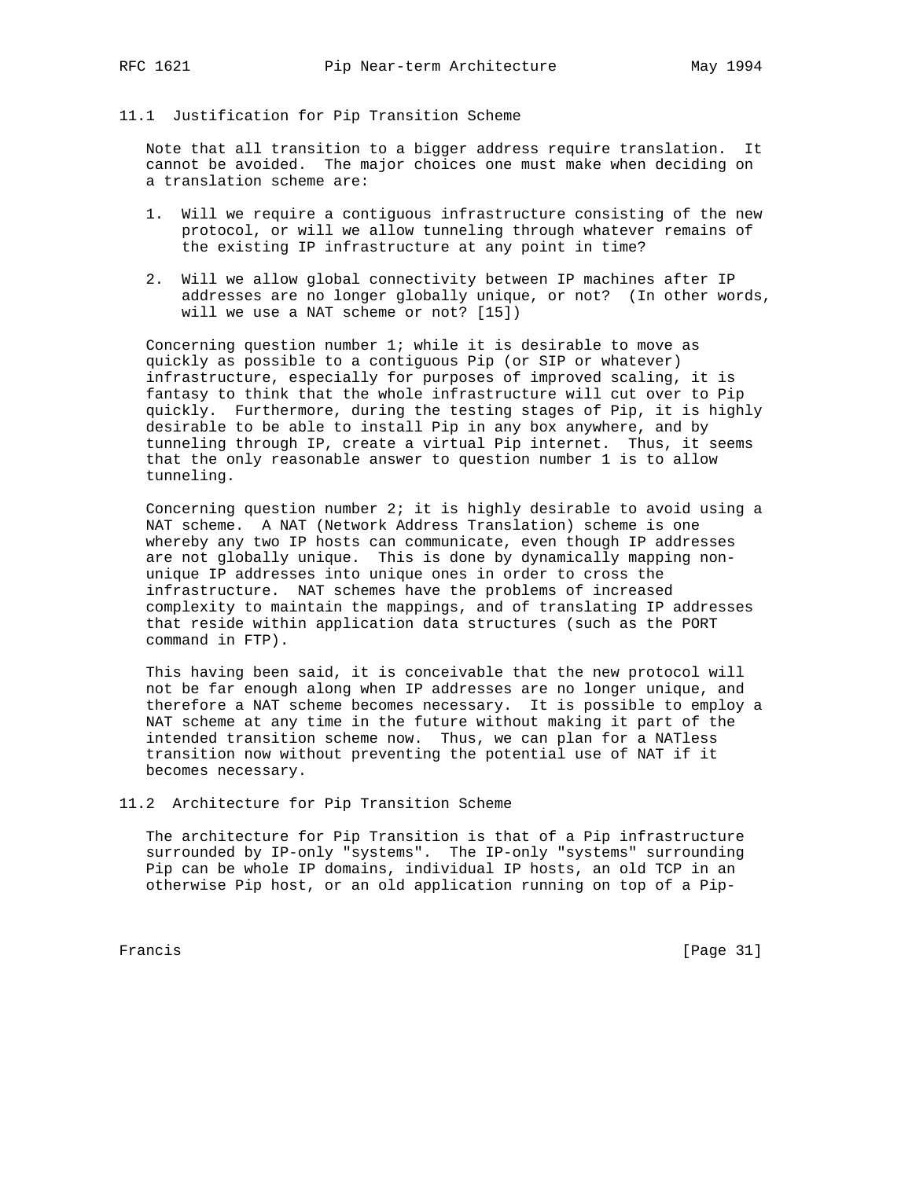### 11.1 Justification for Pip Transition Scheme

Note that all transition to a bigger address require translation. It cannot be avoided. The major choices one must make when deciding on a translation scheme are:

1. Will we require a contiguous infrastructure consisting of the new protocol, or will we allow tunneling through whatever remains of the existing IP infrastructure at any point in time?

2. Will we allow global connectivity between IP machines after IP addresses are no longer globally unique, or not? (In other words, will we use a NAT scheme or not? [15])

Concerning question number 1; while it is desirable to move as quickly as possible to a contiguous Pip (or SIP or whatever) infrastructure, especially for purposes of improved scaling, it is fantasy to think that the whole infrastructure will cut over to Pip quickly. Furthermore, during the testing stages of Pip, it is highly desirable to be able to install Pip in any box anywhere, and by tunneling through IP, create a virtual Pip internet. Thus, it seems that the only reasonable answer to question number 1 is to allow tunneling.

Concerning question number 2; it is highly desirable to avoid using a NAT scheme. A NAT (Network Address Translation) scheme is one whereby any two IP hosts can communicate, even though IP addresses are not globally unique. This is done by dynamically mapping non-unique IP addresses into unique ones in order to cross the infrastructure. NAT schemes have the problems of increased complexity to maintain the mappings, and of translating IP addresses that reside within application data structures (such as the PORT command in FTP).

This having been said, it is conceivable that the new protocol will not be far enough along when IP addresses are no longer unique, and therefore a NAT scheme becomes necessary. It is possible to employ a NAT scheme at any time in the future without making it part of the intended transition scheme now. Thus, we can plan for a NATless transition now without preventing the potential use of NAT if it becomes necessary.

### 11.2 Architecture for Pip Transition Scheme

The architecture for Pip Transition is that of a Pip infrastructure surrounded by IP-only "systems". The IP-only "systems" surrounding Pip can be whole IP domains, individual IP hosts, an old TCP in an otherwise Pip host, or an old application running on top of a Pip-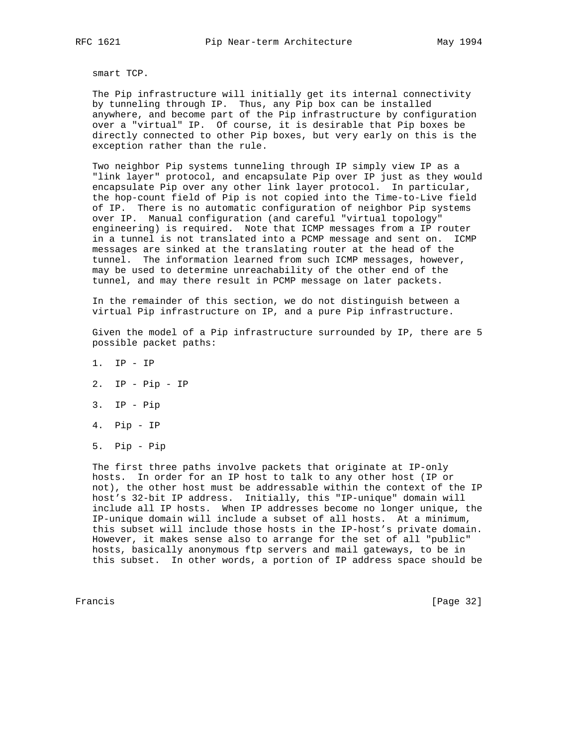smart TCP.

The Pip infrastructure will initially get its internal connectivity by tunneling through IP. Thus, any Pip box can be installed anywhere, and become part of the Pip infrastructure by configuration over a "virtual" IP. Of course, it is desirable that Pip boxes be directly connected to other Pip boxes, but very early on this is the exception rather than the rule.

Two neighbor Pip systems tunneling through IP simply view IP as a "link layer" protocol, and encapsulate Pip over IP just as they would encapsulate Pip over any other link layer protocol. In particular, the hop-count field of Pip is not copied into the Time-to-Live field of IP. There is no automatic configuration of neighbor Pip systems over IP. Manual configuration (and careful "virtual topology" engineering) is required. Note that ICMP messages from a IP router in a tunnel is not translated into a PCMP message and sent on. ICMP messages are sinked at the translating router at the head of the tunnel. The information learned from such ICMP messages, however, may be used to determine unreachability of the other end of the tunnel, and may there result in PCMP message on later packets.

In the remainder of this section, we do not distinguish between a virtual Pip infrastructure on IP, and a pure Pip infrastructure.

Given the model of a Pip infrastructure surrounded by IP, there are 5 possible packet paths:

1. IP - IP

2. IP - Pip - IP

3. IP - Pip

4. Pip - IP

5. Pip - Pip

The first three paths involve packets that originate at IP-only hosts. In order for an IP host to talk to any other host (IP or not), the other host must be addressable within the context of the IP host's 32-bit IP address. Initially, this "IP-unique" domain will include all IP hosts. When IP addresses become no longer unique, the IP-unique domain will include a subset of all hosts. At a minimum, this subset will include those hosts in the IP-host's private domain. However, it makes sense also to arrange for the set of all "public" hosts, basically anonymous ftp servers and mail gateways, to be in this subset. In other words, a portion of IP address space should be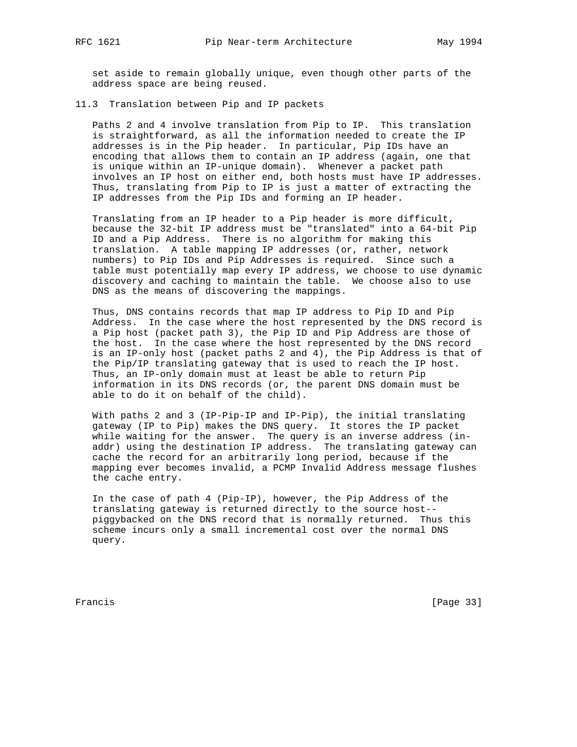set aside to remain globally unique, even though other parts of the address space are being reused.

## 11.3 Translation between Pip and IP packets

Paths 2 and 4 involve translation from Pip to IP. This translation is straightforward, as all the information needed to create the IP addresses is in the Pip header. In particular, Pip IDs have an encoding that allows them to contain an IP address (again, one that is unique within an IP-unique domain). Whenever a packet path involves an IP host on either end, both hosts must have IP addresses. Thus, translating from Pip to IP is just a matter of extracting the IP addresses from the Pip IDs and forming an IP header.

Translating from an IP header to a Pip header is more difficult, because the 32-bit IP address must be "translated" into a 64-bit Pip ID and a Pip Address. There is no algorithm for making this translation. A table mapping IP addresses (or, rather, network numbers) to Pip IDs and Pip Addresses is required. Since such a table must potentially map every IP address, we choose to use dynamic discovery and caching to maintain the table. We choose also to use DNS as the means of discovering the mappings.

Thus, DNS contains records that map IP address to Pip ID and Pip Address. In the case where the host represented by the DNS record is a Pip host (packet path 3), the Pip ID and Pip Address are those of the host. In the case where the host represented by the DNS record is an IP-only host (packet paths 2 and 4), the Pip Address is that of the Pip/IP translating gateway that is used to reach the IP host. Thus, an IP-only domain must at least be able to return Pip information in its DNS records (or, the parent DNS domain must be able to do it on behalf of the child).

With paths 2 and 3 (IP-Pip-IP and IP-Pip), the initial translating gateway (IP to Pip) makes the DNS query. It stores the IP packet while waiting for the answer. The query is an inverse address (in-addr) using the destination IP address. The translating gateway can cache the record for an arbitrarily long period, because if the mapping ever becomes invalid, a PCMP Invalid Address message flushes the cache entry.

In the case of path 4 (Pip-IP), however, the Pip Address of the translating gateway is returned directly to the source host--piggybacked on the DNS record that is normally returned. Thus this scheme incurs only a small incremental cost over the normal DNS query.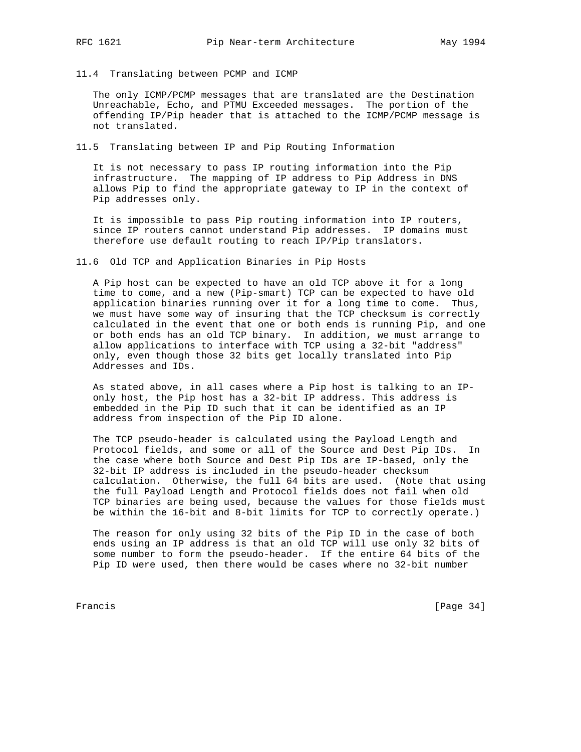### 11.4 Translating between PCMP and ICMP

The only ICMP/PCMP messages that are translated are the Destination Unreachable, Echo, and PTMU Exceeded messages. The portion of the offending IP/Pip header that is attached to the ICMP/PCMP message is not translated.

### 11.5 Translating between IP and Pip Routing Information

It is not necessary to pass IP routing information into the Pip infrastructure. The mapping of IP address to Pip Address in DNS allows Pip to find the appropriate gateway to IP in the context of Pip addresses only.

It is impossible to pass Pip routing information into IP routers, since IP routers cannot understand Pip addresses. IP domains must therefore use default routing to reach IP/Pip translators.

### 11.6 Old TCP and Application Binaries in Pip Hosts

A Pip host can be expected to have an old TCP above it for a long time to come, and a new (Pip-smart) TCP can be expected to have old application binaries running over it for a long time to come. Thus, we must have some way of insuring that the TCP checksum is correctly calculated in the event that one or both ends is running Pip, and one or both ends has an old TCP binary. In addition, we must arrange to allow applications to interface with TCP using a 32-bit "address" only, even though those 32 bits get locally translated into Pip Addresses and IDs.

As stated above, in all cases where a Pip host is talking to an IP-only host, the Pip host has a 32-bit IP address. This address is embedded in the Pip ID such that it can be identified as an IP address from inspection of the Pip ID alone.

The TCP pseudo-header is calculated using the Payload Length and Protocol fields, and some or all of the Source and Dest Pip IDs. In the case where both Source and Dest Pip IDs are IP-based, only the 32-bit IP address is included in the pseudo-header checksum calculation. Otherwise, the full 64 bits are used. (Note that using the full Payload Length and Protocol fields does not fail when old TCP binaries are being used, because the values for those fields must be within the 16-bit and 8-bit limits for TCP to correctly operate.)

The reason for only using 32 bits of the Pip ID in the case of both ends using an IP address is that an old TCP will use only 32 bits of some number to form the pseudo-header. If the entire 64 bits of the Pip ID were used, then there would be cases where no 32-bit number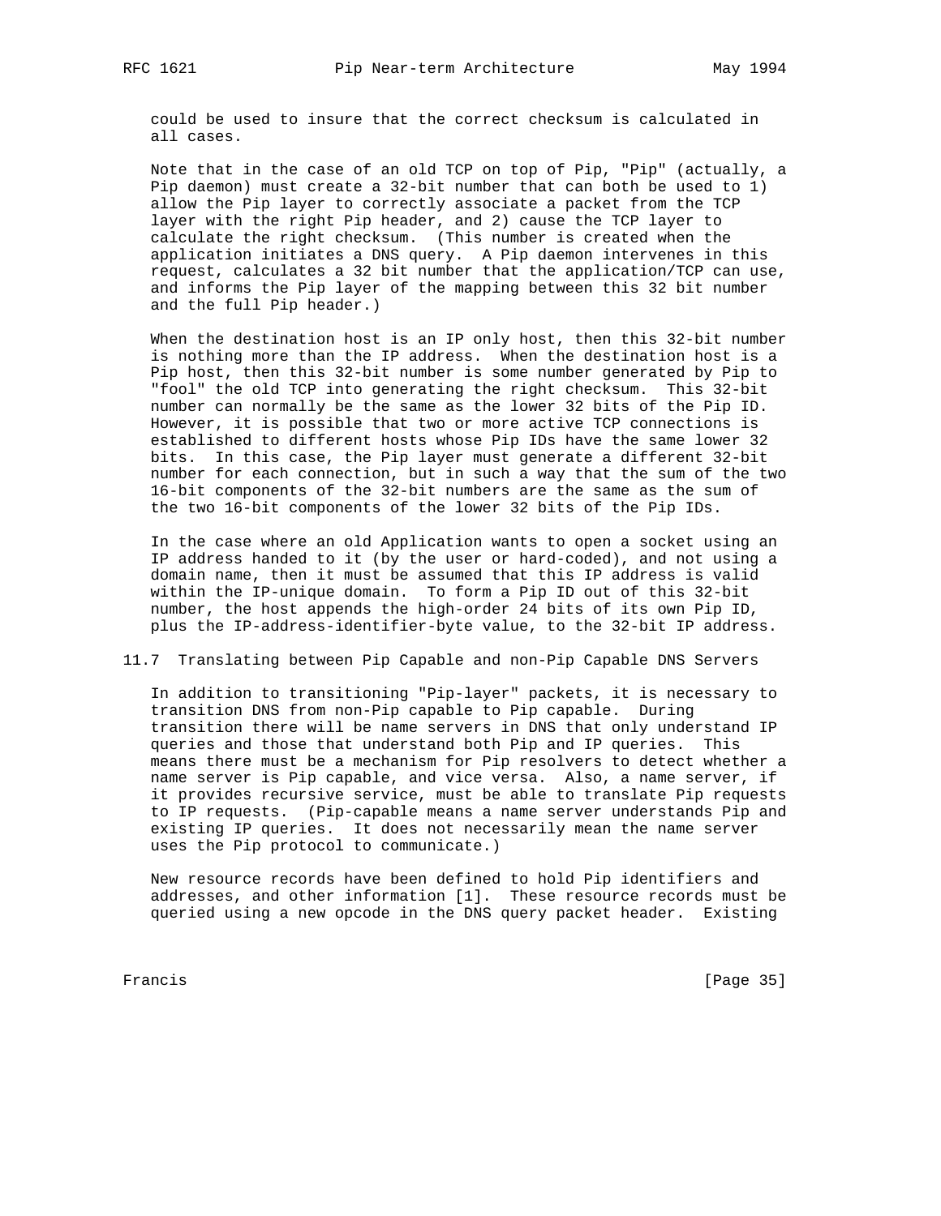could be used to insure that the correct checksum is calculated in all cases.

Note that in the case of an old TCP on top of Pip, "Pip" (actually, a Pip daemon) must create a 32-bit number that can both be used to 1) allow the Pip layer to correctly associate a packet from the TCP layer with the right Pip header, and 2) cause the TCP layer to calculate the right checksum. (This number is created when the application initiates a DNS query. A Pip daemon intervenes in this request, calculates a 32 bit number that the application/TCP can use, and informs the Pip layer of the mapping between this 32 bit number and the full Pip header.)

When the destination host is an IP only host, then this 32-bit number is nothing more than the IP address. When the destination host is a Pip host, then this 32-bit number is some number generated by Pip to "fool" the old TCP into generating the right checksum. This 32-bit number can normally be the same as the lower 32 bits of the Pip ID. However, it is possible that two or more active TCP connections is established to different hosts whose Pip IDs have the same lower 32 bits. In this case, the Pip layer must generate a different 32-bit number for each connection, but in such a way that the sum of the two 16-bit components of the 32-bit numbers are the same as the sum of the two 16-bit components of the lower 32 bits of the Pip IDs.

In the case where an old Application wants to open a socket using an IP address handed to it (by the user or hard-coded), and not using a domain name, then it must be assumed that this IP address is valid within the IP-unique domain. To form a Pip ID out of this 32-bit number, the host appends the high-order 24 bits of its own Pip ID, plus the IP-address-identifier-byte value, to the 32-bit IP address.

## 11.7 Translating between Pip Capable and non-Pip Capable DNS Servers

In addition to transitioning "Pip-layer" packets, it is necessary to transition DNS from non-Pip capable to Pip capable. During transition there will be name servers in DNS that only understand IP queries and those that understand both Pip and IP queries. This means there must be a mechanism for Pip resolvers to detect whether a name server is Pip capable, and vice versa. Also, a name server, if it provides recursive service, must be able to translate Pip requests to IP requests. (Pip-capable means a name server understands Pip and existing IP queries. It does not necessarily mean the name server uses the Pip protocol to communicate.)

New resource records have been defined to hold Pip identifiers and addresses, and other information [1]. These resource records must be queried using a new opcode in the DNS query packet header. Existing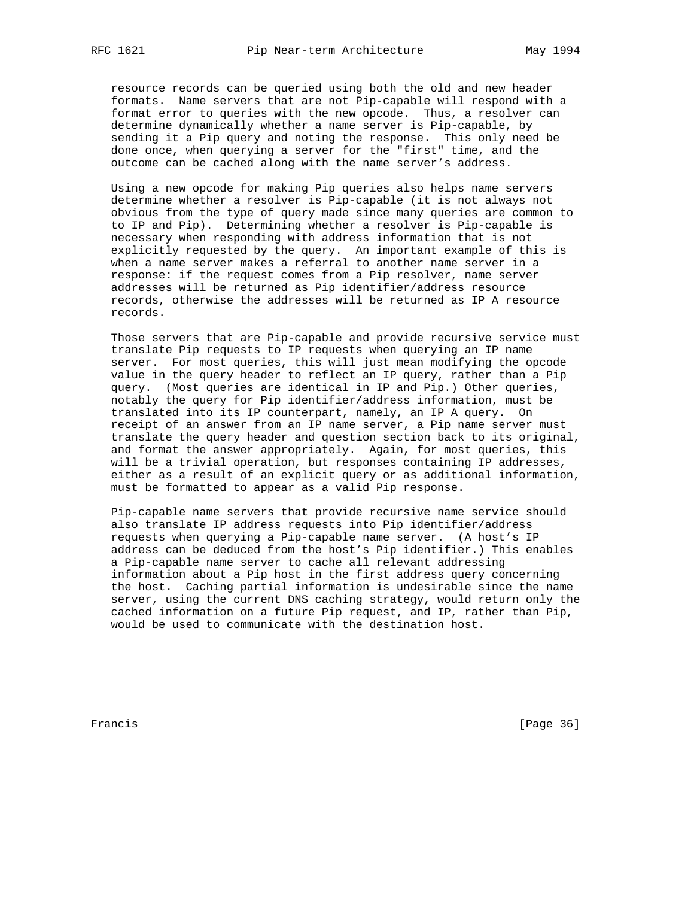resource records can be queried using both the old and new header formats. Name servers that are not Pip-capable will respond with a format error to queries with the new opcode. Thus, a resolver can determine dynamically whether a name server is Pip-capable, by sending it a Pip query and noting the response. This only need be done once, when querying a server for the "first" time, and the outcome can be cached along with the name server's address.

Using a new opcode for making Pip queries also helps name servers determine whether a resolver is Pip-capable (it is not always not obvious from the type of query made since many queries are common to to IP and Pip). Determining whether a resolver is Pip-capable is necessary when responding with address information that is not explicitly requested by the query. An important example of this is when a name server makes a referral to another name server in a response: if the request comes from a Pip resolver, name server addresses will be returned as Pip identifier/address resource records, otherwise the addresses will be returned as IP A resource records.

Those servers that are Pip-capable and provide recursive service must translate Pip requests to IP requests when querying an IP name server. For most queries, this will just mean modifying the opcode value in the query header to reflect an IP query, rather than a Pip query. (Most queries are identical in IP and Pip.) Other queries, notably the query for Pip identifier/address information, must be translated into its IP counterpart, namely, an IP A query. On receipt of an answer from an IP name server, a Pip name server must translate the query header and question section back to its original, and format the answer appropriately. Again, for most queries, this will be a trivial operation, but responses containing IP addresses, either as a result of an explicit query or as additional information, must be formatted to appear as a valid Pip response.

Pip-capable name servers that provide recursive name service should also translate IP address requests into Pip identifier/address requests when querying a Pip-capable name server. (A host's IP address can be deduced from the host's Pip identifier.) This enables a Pip-capable name server to cache all relevant addressing information about a Pip host in the first address query concerning the host. Caching partial information is undesirable since the name server, using the current DNS caching strategy, would return only the cached information on a future Pip request, and IP, rather than Pip, would be used to communicate with the destination host.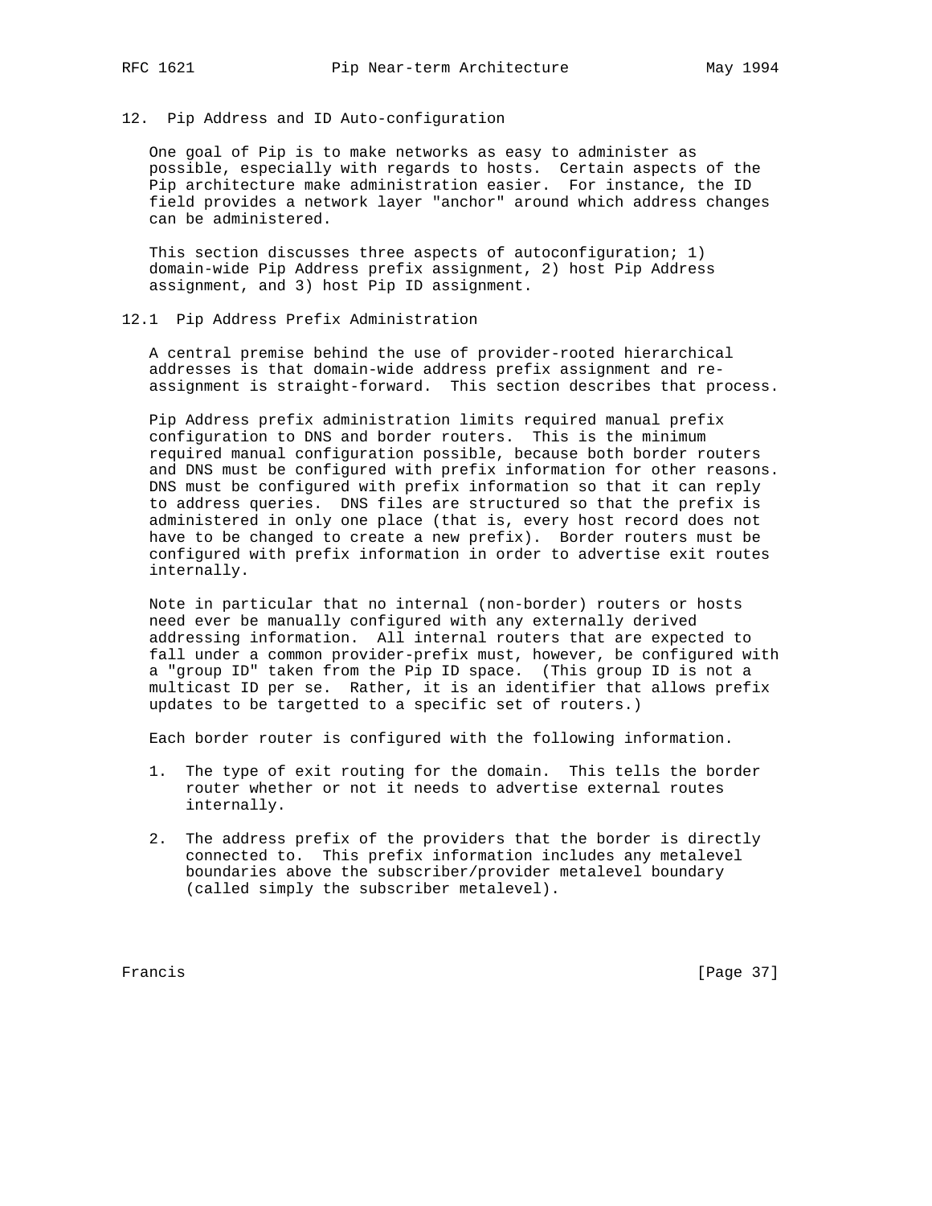## 12. Pip Address and ID Auto-configuration

One goal of Pip is to make networks as easy to administer as possible, especially with regards to hosts. Certain aspects of the Pip architecture make administration easier. For instance, the ID field provides a network layer "anchor" around which address changes can be administered.

This section discusses three aspects of autoconfiguration; 1) domain-wide Pip Address prefix assignment, 2) host Pip Address assignment, and 3) host Pip ID assignment.

### 12.1 Pip Address Prefix Administration

A central premise behind the use of provider-rooted hierarchical addresses is that domain-wide address prefix assignment and re-assignment is straight-forward. This section describes that process.

Pip Address prefix administration limits required manual prefix configuration to DNS and border routers. This is the minimum required manual configuration possible, because both border routers and DNS must be configured with prefix information for other reasons. DNS must be configured with prefix information so that it can reply to address queries. DNS files are structured so that the prefix is administered in only one place (that is, every host record does not have to be changed to create a new prefix). Border routers must be configured with prefix information in order to advertise exit routes internally.

Note in particular that no internal (non-border) routers or hosts need ever be manually configured with any externally derived addressing information. All internal routers that are expected to fall under a common provider-prefix must, however, be configured with a "group ID" taken from the Pip ID space. (This group ID is not a multicast ID per se. Rather, it is an identifier that allows prefix updates to be targetted to a specific set of routers.)

Each border router is configured with the following information.

1. The type of exit routing for the domain. This tells the border router whether or not it needs to advertise external routes internally.

2. The address prefix of the providers that the border is directly connected to. This prefix information includes any metalevel boundaries above the subscriber/provider metalevel boundary (called simply the subscriber metalevel).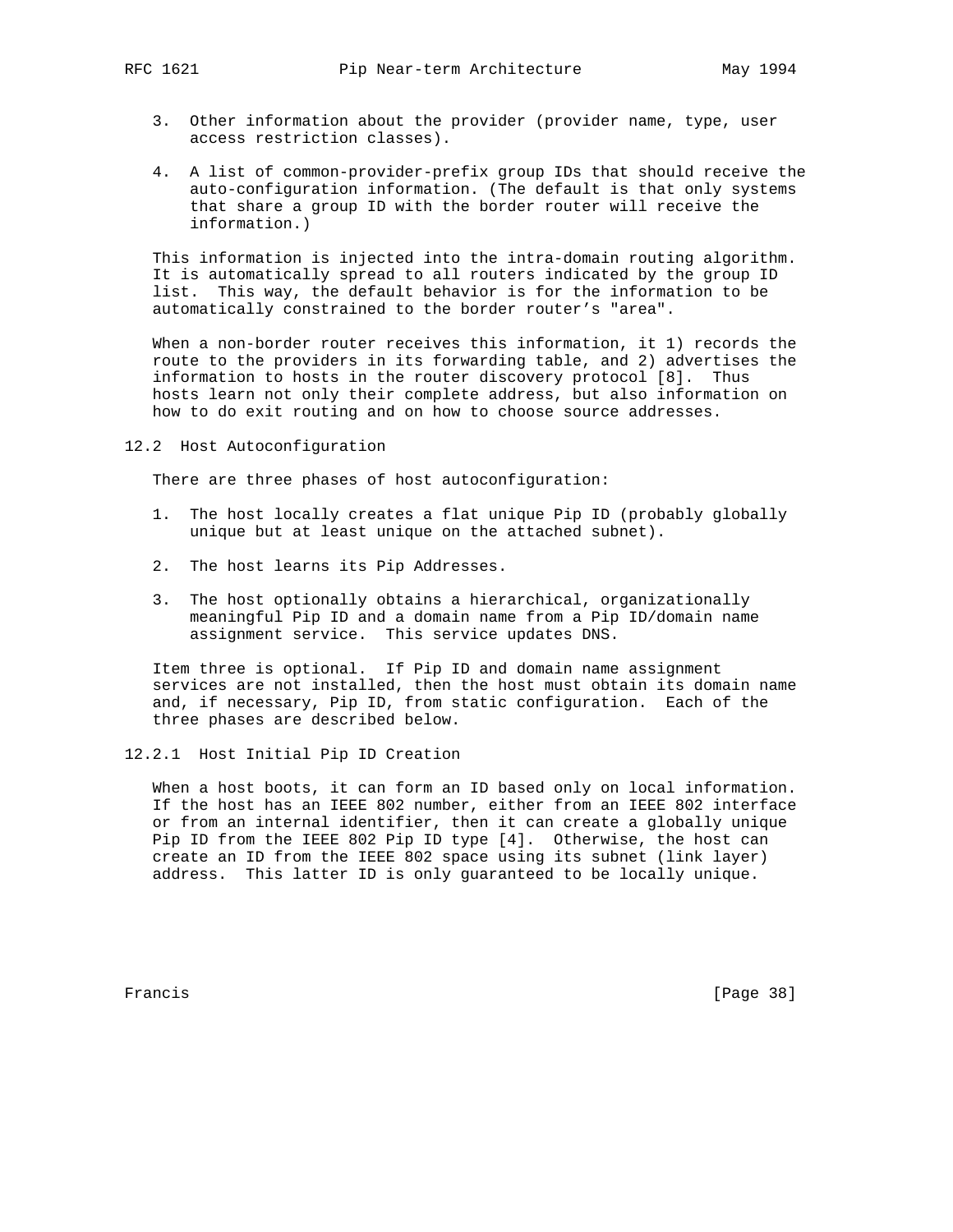3. Other information about the provider (provider name, type, user access restriction classes).

4. A list of common-provider-prefix group IDs that should receive the auto-configuration information. (The default is that only systems that share a group ID with the border router will receive the information.)

This information is injected into the intra-domain routing algorithm. It is automatically spread to all routers indicated by the group ID list. This way, the default behavior is for the information to be automatically constrained to the border router's "area".

When a non-border router receives this information, it 1) records the route to the providers in its forwarding table, and 2) advertises the information to hosts in the router discovery protocol [8]. Thus hosts learn not only their complete address, but also information on how to do exit routing and on how to choose source addresses.

## 12.2 Host Autoconfiguration

There are three phases of host autoconfiguration:

1. The host locally creates a flat unique Pip ID (probably globally unique but at least unique on the attached subnet).

2. The host learns its Pip Addresses.

3. The host optionally obtains a hierarchical, organizationally meaningful Pip ID and a domain name from a Pip ID/domain name assignment service. This service updates DNS.

Item three is optional. If Pip ID and domain name assignment services are not installed, then the host must obtain its domain name and, if necessary, Pip ID, from static configuration. Each of the three phases are described below.

### 12.2.1 Host Initial Pip ID Creation

When a host boots, it can form an ID based only on local information. If the host has an IEEE 802 number, either from an IEEE 802 interface or from an internal identifier, then it can create a globally unique Pip ID from the IEEE 802 Pip ID type [4]. Otherwise, the host can create an ID from the IEEE 802 space using its subnet (link layer) address. This latter ID is only guaranteed to be locally unique.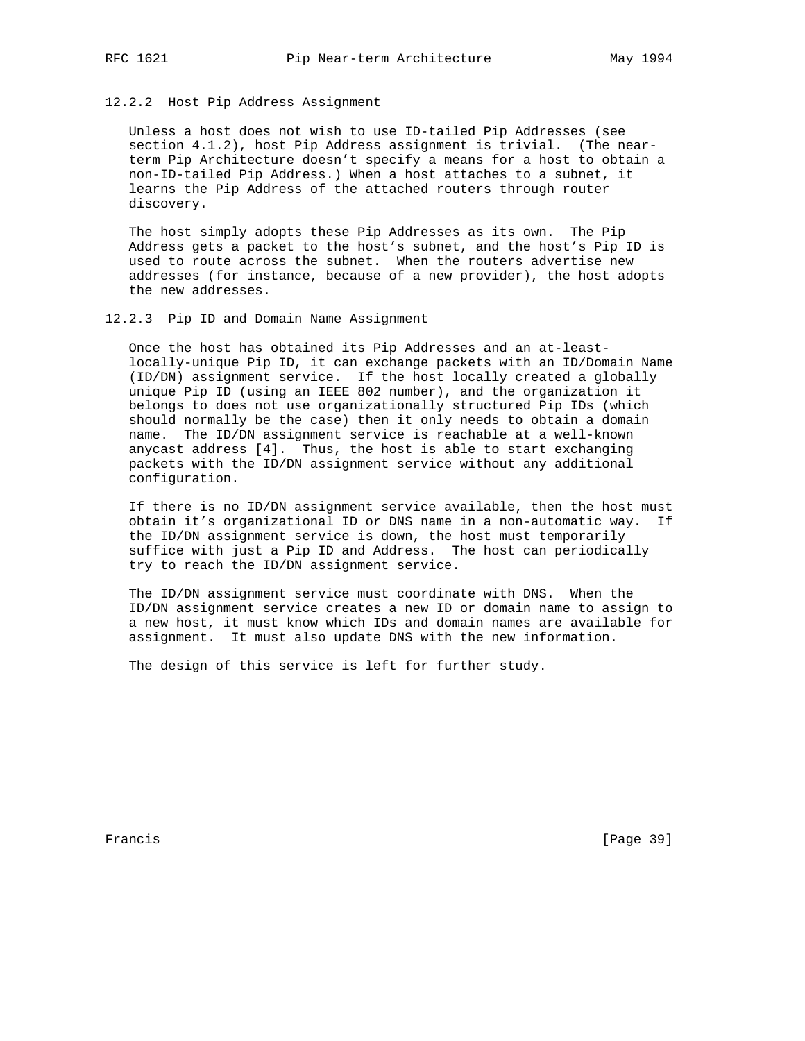### 12.2.2 Host Pip Address Assignment

Unless a host does not wish to use ID-tailed Pip Addresses (see section 4.1.2), host Pip Address assignment is trivial. (The near-term Pip Architecture doesn't specify a means for a host to obtain a non-ID-tailed Pip Address.) When a host attaches to a subnet, it learns the Pip Address of the attached routers through router discovery.

The host simply adopts these Pip Addresses as its own. The Pip Address gets a packet to the host's subnet, and the host's Pip ID is used to route across the subnet. When the routers advertise new addresses (for instance, because of a new provider), the host adopts the new addresses.

### 12.2.3 Pip ID and Domain Name Assignment

Once the host has obtained its Pip Addresses and an at-least-locally-unique Pip ID, it can exchange packets with an ID/Domain Name (ID/DN) assignment service. If the host locally created a globally unique Pip ID (using an IEEE 802 number), and the organization it belongs to does not use organizationally structured Pip IDs (which should normally be the case) then it only needs to obtain a domain name. The ID/DN assignment service is reachable at a well-known anycast address [4]. Thus, the host is able to start exchanging packets with the ID/DN assignment service without any additional configuration.

If there is no ID/DN assignment service available, then the host must obtain it's organizational ID or DNS name in a non-automatic way. If the ID/DN assignment service is down, the host must temporarily suffice with just a Pip ID and Address. The host can periodically try to reach the ID/DN assignment service.

The ID/DN assignment service must coordinate with DNS. When the ID/DN assignment service creates a new ID or domain name to assign to a new host, it must know which IDs and domain names are available for assignment. It must also update DNS with the new information.

The design of this service is left for further study.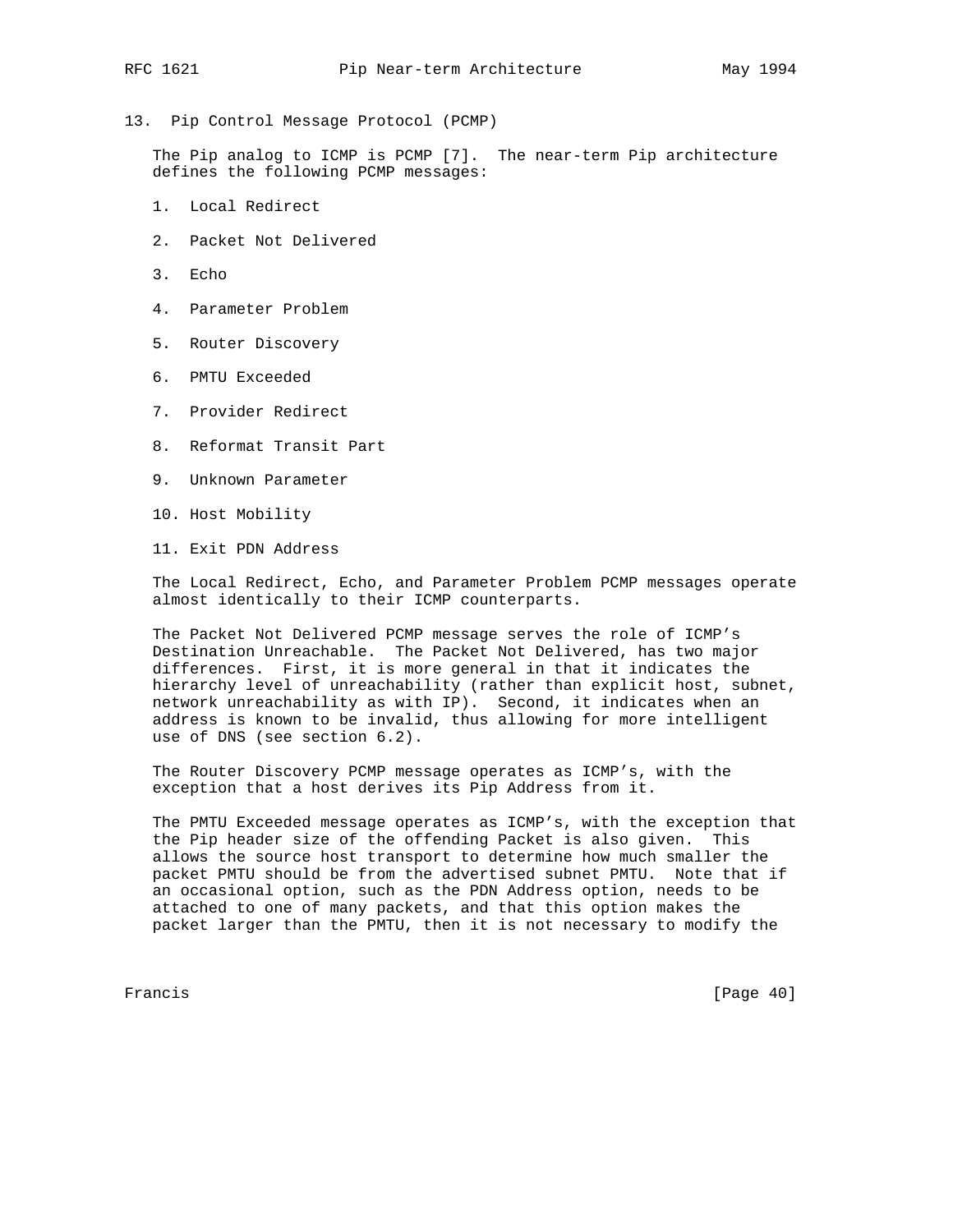## 13. Pip Control Message Protocol (PCMP)

The Pip analog to ICMP is PCMP [7]. The near-term Pip architecture defines the following PCMP messages:

1. Local Redirect
2. Packet Not Delivered
3. Echo
4. Parameter Problem
5. Router Discovery
6. PMTU Exceeded
7. Provider Redirect
8. Reformat Transit Part
9. Unknown Parameter
10. Host Mobility
11. Exit PDN Address

The Local Redirect, Echo, and Parameter Problem PCMP messages operate almost identically to their ICMP counterparts.

The Packet Not Delivered PCMP message serves the role of ICMP's Destination Unreachable. The Packet Not Delivered, has two major differences. First, it is more general in that it indicates the hierarchy level of unreachability (rather than explicit host, subnet, network unreachability as with IP). Second, it indicates when an address is known to be invalid, thus allowing for more intelligent use of DNS (see section 6.2).

The Router Discovery PCMP message operates as ICMP's, with the exception that a host derives its Pip Address from it.

The PMTU Exceeded message operates as ICMP's, with the exception that the Pip header size of the offending Packet is also given. This allows the source host transport to determine how much smaller the packet PMTU should be from the advertised subnet PMTU. Note that if an occasional option, such as the PDN Address option, needs to be attached to one of many packets, and that this option makes the packet larger than the PMTU, then it is not necessary to modify the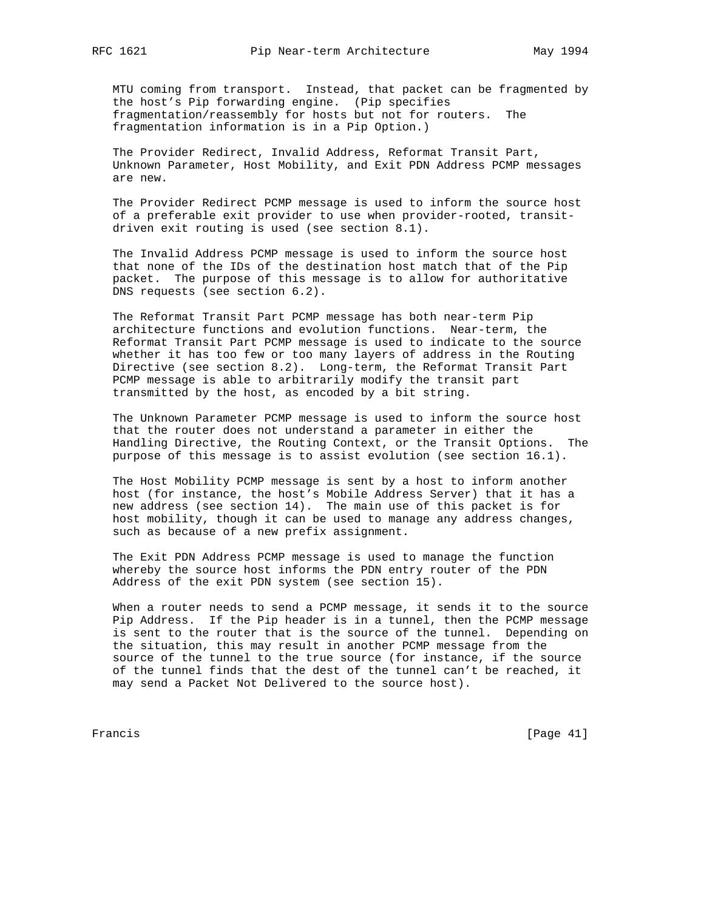MTU coming from transport. Instead, that packet can be fragmented by the host's Pip forwarding engine. (Pip specifies fragmentation/reassembly for hosts but not for routers. The fragmentation information is in a Pip Option.)

The Provider Redirect, Invalid Address, Reformat Transit Part, Unknown Parameter, Host Mobility, and Exit PDN Address PCMP messages are new.

The Provider Redirect PCMP message is used to inform the source host of a preferable exit provider to use when provider-rooted, transit-driven exit routing is used (see section 8.1).

The Invalid Address PCMP message is used to inform the source host that none of the IDs of the destination host match that of the Pip packet. The purpose of this message is to allow for authoritative DNS requests (see section 6.2).

The Reformat Transit Part PCMP message has both near-term Pip architecture functions and evolution functions. Near-term, the Reformat Transit Part PCMP message is used to indicate to the source whether it has too few or too many layers of address in the Routing Directive (see section 8.2). Long-term, the Reformat Transit Part PCMP message is able to arbitrarily modify the transit part transmitted by the host, as encoded by a bit string.

The Unknown Parameter PCMP message is used to inform the source host that the router does not understand a parameter in either the Handling Directive, the Routing Context, or the Transit Options. The purpose of this message is to assist evolution (see section 16.1).

The Host Mobility PCMP message is sent by a host to inform another host (for instance, the host's Mobile Address Server) that it has a new address (see section 14). The main use of this packet is for host mobility, though it can be used to manage any address changes, such as because of a new prefix assignment.

The Exit PDN Address PCMP message is used to manage the function whereby the source host informs the PDN entry router of the PDN Address of the exit PDN system (see section 15).

When a router needs to send a PCMP message, it sends it to the source Pip Address. If the Pip header is in a tunnel, then the PCMP message is sent to the router that is the source of the tunnel. Depending on the situation, this may result in another PCMP message from the source of the tunnel to the true source (for instance, if the source of the tunnel finds that the dest of the tunnel can't be reached, it may send a Packet Not Delivered to the source host).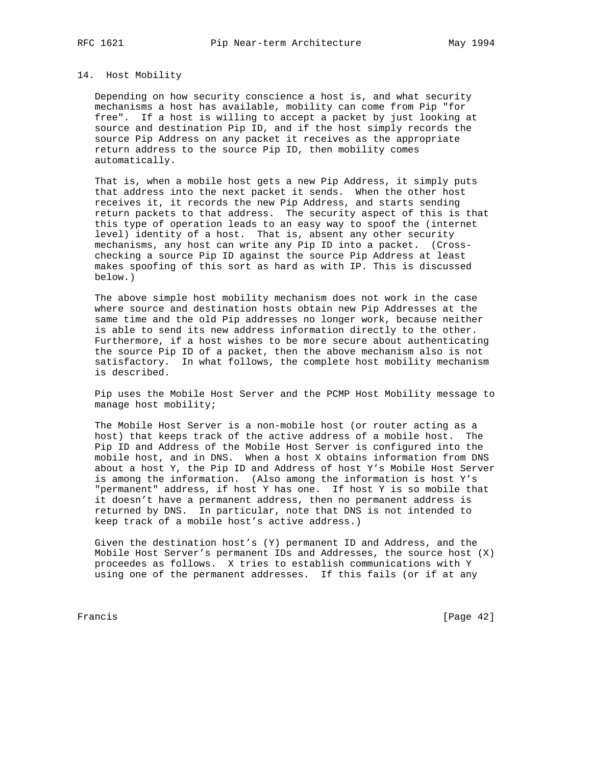## 14. Host Mobility

Depending on how security conscience a host is, and what security mechanisms a host has available, mobility can come from Pip "for free". If a host is willing to accept a packet by just looking at source and destination Pip ID, and if the host simply records the source Pip Address on any packet it receives as the appropriate return address to the source Pip ID, then mobility comes automatically.

That is, when a mobile host gets a new Pip Address, it simply puts that address into the next packet it sends. When the other host receives it, it records the new Pip Address, and starts sending return packets to that address. The security aspect of this is that this type of operation leads to an easy way to spoof the (internet level) identity of a host. That is, absent any other security mechanisms, any host can write any Pip ID into a packet. (Cross-checking a source Pip ID against the source Pip Address at least makes spoofing of this sort as hard as with IP. This is discussed below.)

The above simple host mobility mechanism does not work in the case where source and destination hosts obtain new Pip Addresses at the same time and the old Pip addresses no longer work, because neither is able to send its new address information directly to the other. Furthermore, if a host wishes to be more secure about authenticating the source Pip ID of a packet, then the above mechanism also is not satisfactory. In what follows, the complete host mobility mechanism is described.

Pip uses the Mobile Host Server and the PCMP Host Mobility message to manage host mobility;

The Mobile Host Server is a non-mobile host (or router acting as a host) that keeps track of the active address of a mobile host. The Pip ID and Address of the Mobile Host Server is configured into the mobile host, and in DNS. When a host X obtains information from DNS about a host Y, the Pip ID and Address of host Y's Mobile Host Server is among the information. (Also among the information is host Y's "permanent" address, if host Y has one. If host Y is so mobile that it doesn't have a permanent address, then no permanent address is returned by DNS. In particular, note that DNS is not intended to keep track of a mobile host's active address.)

Given the destination host's (Y) permanent ID and Address, and the Mobile Host Server's permanent IDs and Addresses, the source host (X) proceedes as follows. X tries to establish communications with Y using one of the permanent addresses. If this fails (or if at any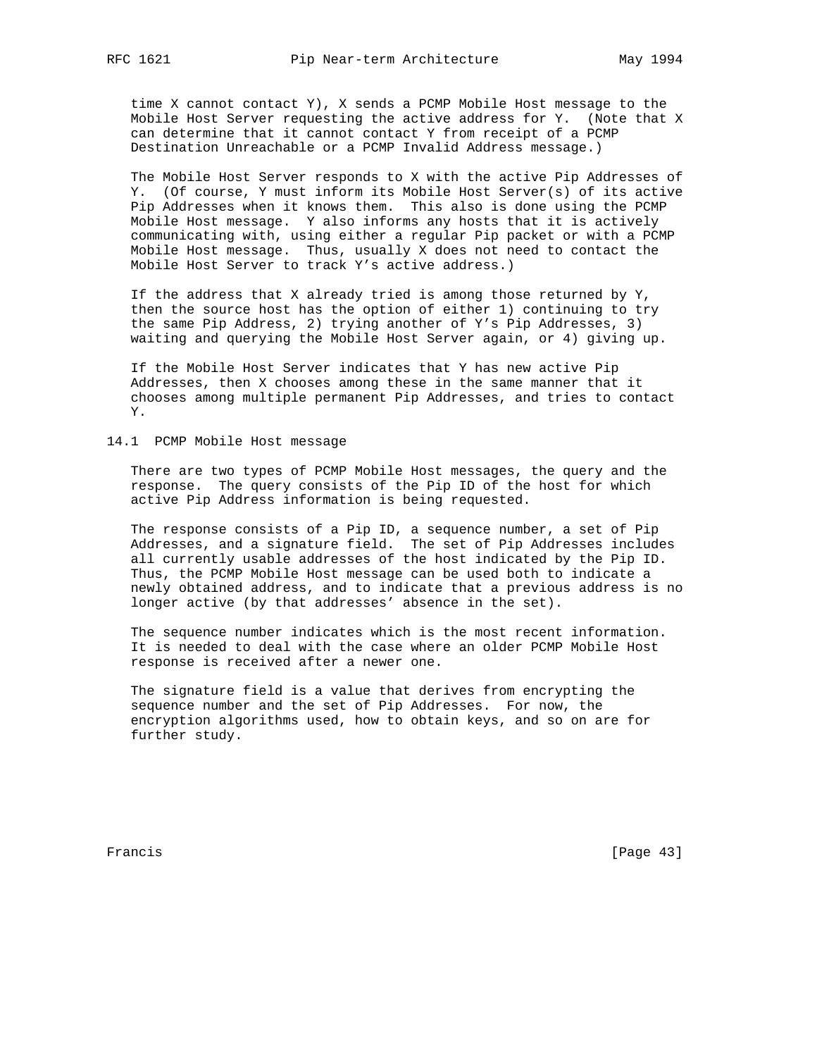time X cannot contact Y), X sends a PCMP Mobile Host message to the Mobile Host Server requesting the active address for Y. (Note that X can determine that it cannot contact Y from receipt of a PCMP Destination Unreachable or a PCMP Invalid Address message.)

The Mobile Host Server responds to X with the active Pip Addresses of Y. (Of course, Y must inform its Mobile Host Server(s) of its active Pip Addresses when it knows them. This also is done using the PCMP Mobile Host message. Y also informs any hosts that it is actively communicating with, using either a regular Pip packet or with a PCMP Mobile Host message. Thus, usually X does not need to contact the Mobile Host Server to track Y's active address.)

If the address that X already tried is among those returned by Y, then the source host has the option of either 1) continuing to try the same Pip Address, 2) trying another of Y's Pip Addresses, 3) waiting and querying the Mobile Host Server again, or 4) giving up.

If the Mobile Host Server indicates that Y has new active Pip Addresses, then X chooses among these in the same manner that it chooses among multiple permanent Pip Addresses, and tries to contact Y.

## 14.1 PCMP Mobile Host message

There are two types of PCMP Mobile Host messages, the query and the response. The query consists of the Pip ID of the host for which active Pip Address information is being requested.

The response consists of a Pip ID, a sequence number, a set of Pip Addresses, and a signature field. The set of Pip Addresses includes all currently usable addresses of the host indicated by the Pip ID. Thus, the PCMP Mobile Host message can be used both to indicate a newly obtained address, and to indicate that a previous address is no longer active (by that addresses' absence in the set).

The sequence number indicates which is the most recent information. It is needed to deal with the case where an older PCMP Mobile Host response is received after a newer one.

The signature field is a value that derives from encrypting the sequence number and the set of Pip Addresses. For now, the encryption algorithms used, how to obtain keys, and so on are for further study.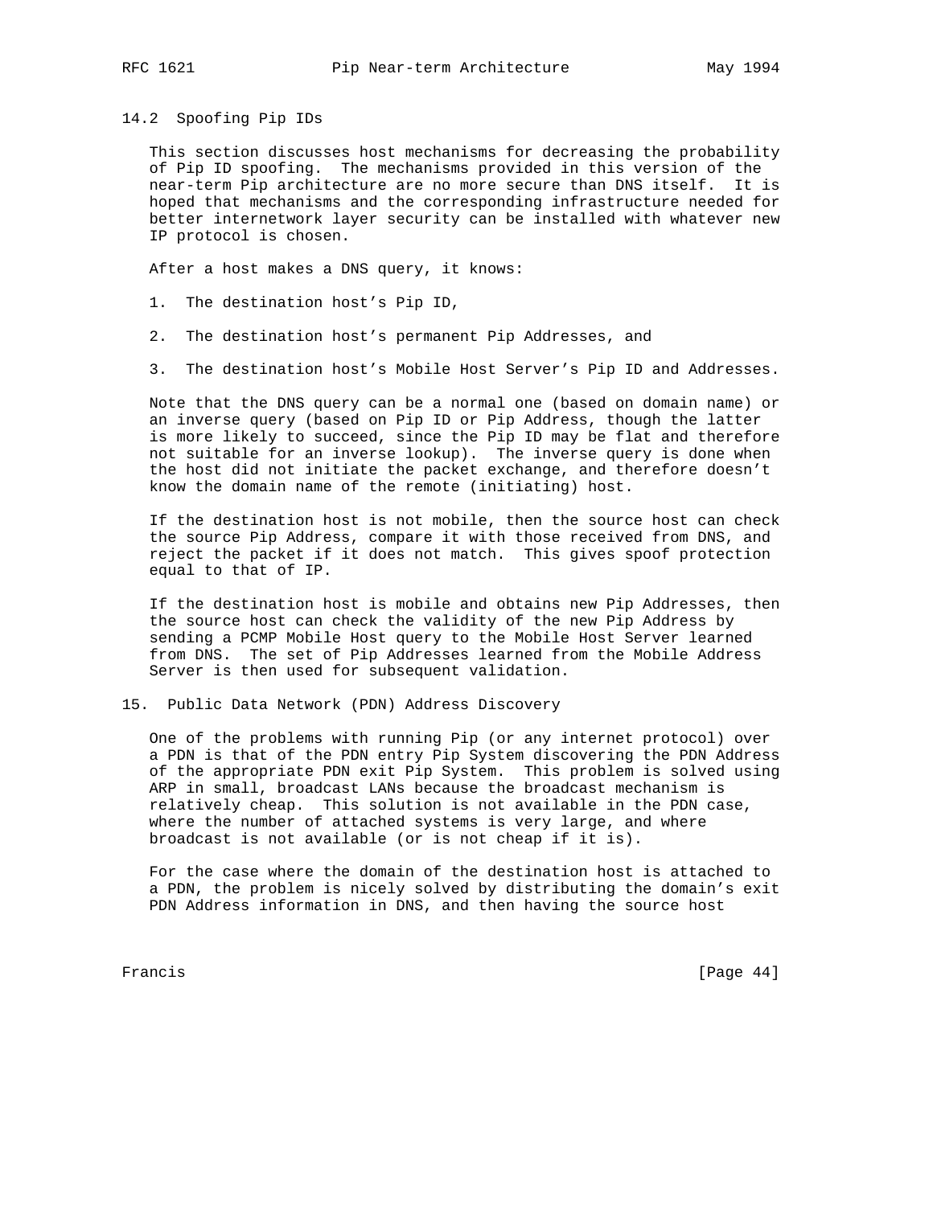### 14.2 Spoofing Pip IDs

This section discusses host mechanisms for decreasing the probability of Pip ID spoofing. The mechanisms provided in this version of the near-term Pip architecture are no more secure than DNS itself. It is hoped that mechanisms and the corresponding infrastructure needed for better internetwork layer security can be installed with whatever new IP protocol is chosen.

After a host makes a DNS query, it knows:

1. The destination host's Pip ID,
2. The destination host's permanent Pip Addresses, and
3. The destination host's Mobile Host Server's Pip ID and Addresses.

Note that the DNS query can be a normal one (based on domain name) or an inverse query (based on Pip ID or Pip Address, though the latter is more likely to succeed, since the Pip ID may be flat and therefore not suitable for an inverse lookup). The inverse query is done when the host did not initiate the packet exchange, and therefore doesn't know the domain name of the remote (initiating) host.

If the destination host is not mobile, then the source host can check the source Pip Address, compare it with those received from DNS, and reject the packet if it does not match. This gives spoof protection equal to that of IP.

If the destination host is mobile and obtains new Pip Addresses, then the source host can check the validity of the new Pip Address by sending a PCMP Mobile Host query to the Mobile Host Server learned from DNS. The set of Pip Addresses learned from the Mobile Address Server is then used for subsequent validation.

## 15. Public Data Network (PDN) Address Discovery

One of the problems with running Pip (or any internet protocol) over a PDN is that of the PDN entry Pip System discovering the PDN Address of the appropriate PDN exit Pip System. This problem is solved using ARP in small, broadcast LANs because the broadcast mechanism is relatively cheap. This solution is not available in the PDN case, where the number of attached systems is very large, and where broadcast is not available (or is not cheap if it is).

For the case where the domain of the destination host is attached to a PDN, the problem is nicely solved by distributing the domain's exit PDN Address information in DNS, and then having the source host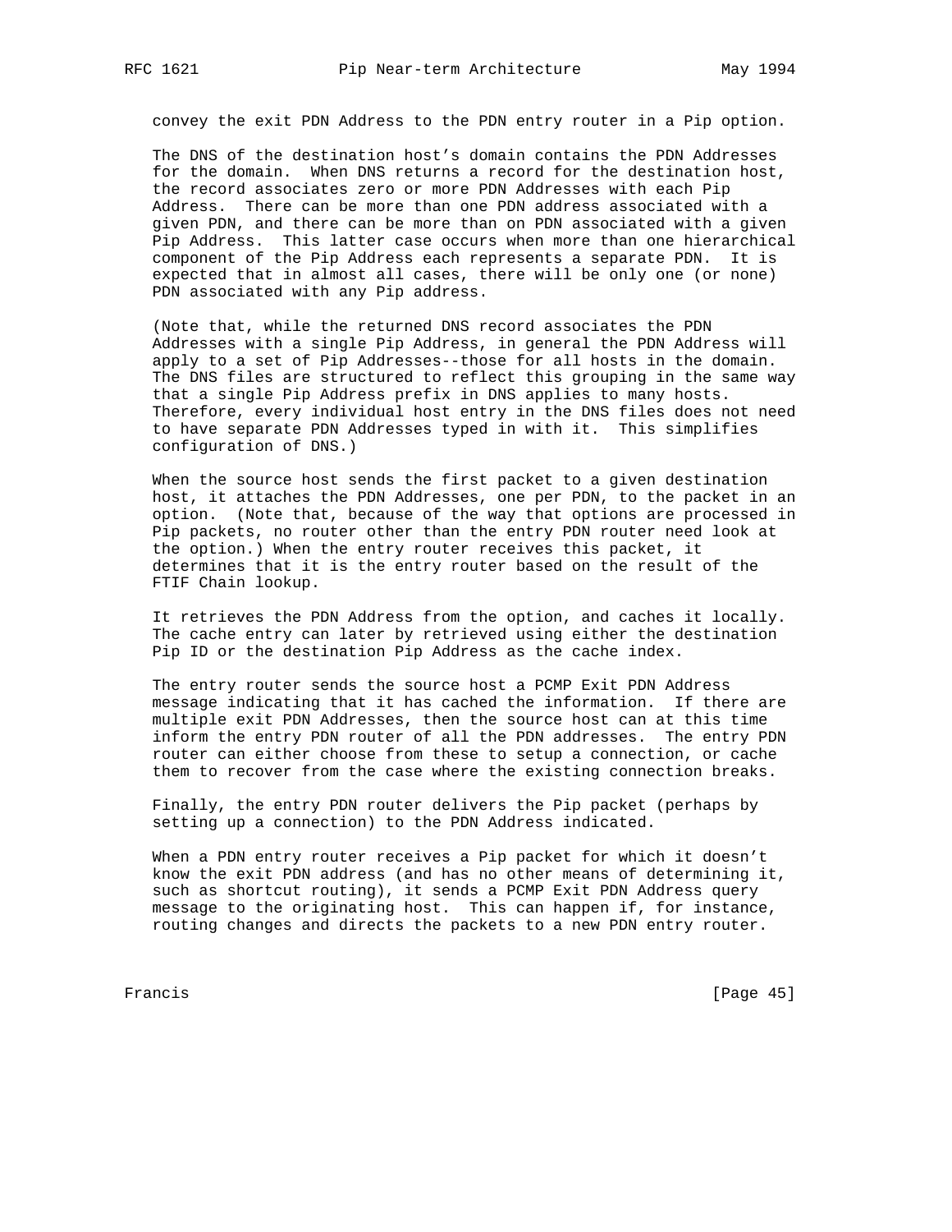convey the exit PDN Address to the PDN entry router in a Pip option.

The DNS of the destination host's domain contains the PDN Addresses for the domain. When DNS returns a record for the destination host, the record associates zero or more PDN Addresses with each Pip Address. There can be more than one PDN address associated with a given PDN, and there can be more than on PDN associated with a given Pip Address. This latter case occurs when more than one hierarchical component of the Pip Address each represents a separate PDN. It is expected that in almost all cases, there will be only one (or none) PDN associated with any Pip address.

(Note that, while the returned DNS record associates the PDN Addresses with a single Pip Address, in general the PDN Address will apply to a set of Pip Addresses--those for all hosts in the domain. The DNS files are structured to reflect this grouping in the same way that a single Pip Address prefix in DNS applies to many hosts. Therefore, every individual host entry in the DNS files does not need to have separate PDN Addresses typed in with it. This simplifies configuration of DNS.)

When the source host sends the first packet to a given destination host, it attaches the PDN Addresses, one per PDN, to the packet in an option. (Note that, because of the way that options are processed in Pip packets, no router other than the entry PDN router need look at the option.) When the entry router receives this packet, it determines that it is the entry router based on the result of the FTIF Chain lookup.

It retrieves the PDN Address from the option, and caches it locally. The cache entry can later by retrieved using either the destination Pip ID or the destination Pip Address as the cache index.

The entry router sends the source host a PCMP Exit PDN Address message indicating that it has cached the information. If there are multiple exit PDN Addresses, then the source host can at this time inform the entry PDN router of all the PDN addresses. The entry PDN router can either choose from these to setup a connection, or cache them to recover from the case where the existing connection breaks.

Finally, the entry PDN router delivers the Pip packet (perhaps by setting up a connection) to the PDN Address indicated.

When a PDN entry router receives a Pip packet for which it doesn't know the exit PDN address (and has no other means of determining it, such as shortcut routing), it sends a PCMP Exit PDN Address query message to the originating host. This can happen if, for instance, routing changes and directs the packets to a new PDN entry router.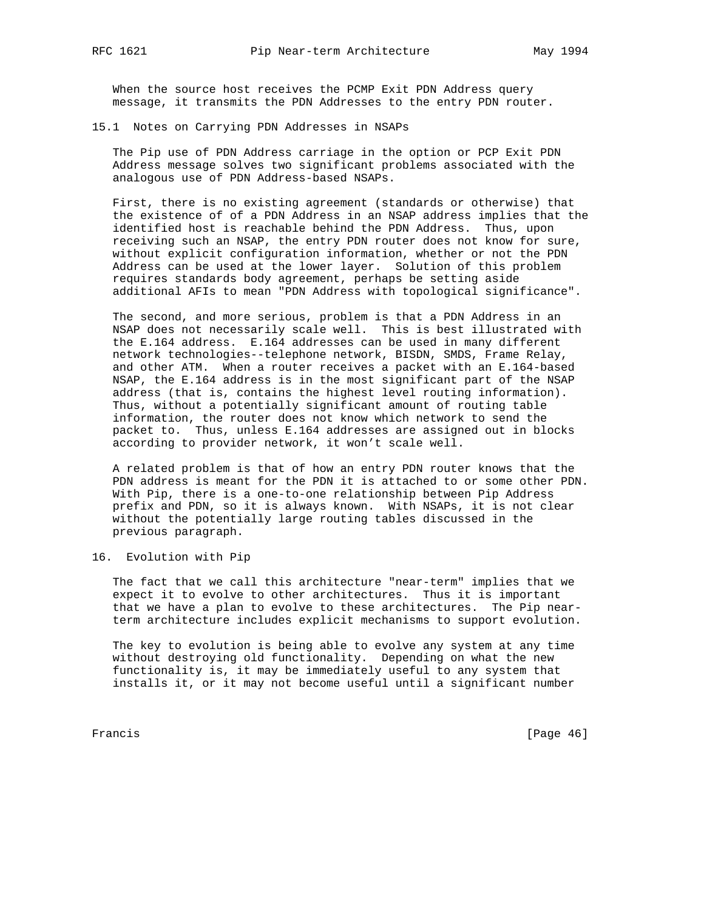When the source host receives the PCMP Exit PDN Address query message, it transmits the PDN Addresses to the entry PDN router.

## 15.1 Notes on Carrying PDN Addresses in NSAPs

The Pip use of PDN Address carriage in the option or PCP Exit PDN Address message solves two significant problems associated with the analogous use of PDN Address-based NSAPs.

First, there is no existing agreement (standards or otherwise) that the existence of of a PDN Address in an NSAP address implies that the identified host is reachable behind the PDN Address. Thus, upon receiving such an NSAP, the entry PDN router does not know for sure, without explicit configuration information, whether or not the PDN Address can be used at the lower layer. Solution of this problem requires standards body agreement, perhaps be setting aside additional AFIs to mean "PDN Address with topological significance".

The second, and more serious, problem is that a PDN Address in an NSAP does not necessarily scale well. This is best illustrated with the E.164 address. E.164 addresses can be used in many different network technologies--telephone network, BISDN, SMDS, Frame Relay, and other ATM. When a router receives a packet with an E.164-based NSAP, the E.164 address is in the most significant part of the NSAP address (that is, contains the highest level routing information). Thus, without a potentially significant amount of routing table information, the router does not know which network to send the packet to. Thus, unless E.164 addresses are assigned out in blocks according to provider network, it won't scale well.

A related problem is that of how an entry PDN router knows that the PDN address is meant for the PDN it is attached to or some other PDN. With Pip, there is a one-to-one relationship between Pip Address prefix and PDN, so it is always known. With NSAPs, it is not clear without the potentially large routing tables discussed in the previous paragraph.

# 16. Evolution with Pip

The fact that we call this architecture "near-term" implies that we expect it to evolve to other architectures. Thus it is important that we have a plan to evolve to these architectures. The Pip near-term architecture includes explicit mechanisms to support evolution.

The key to evolution is being able to evolve any system at any time without destroying old functionality. Depending on what the new functionality is, it may be immediately useful to any system that installs it, or it may not become useful until a significant number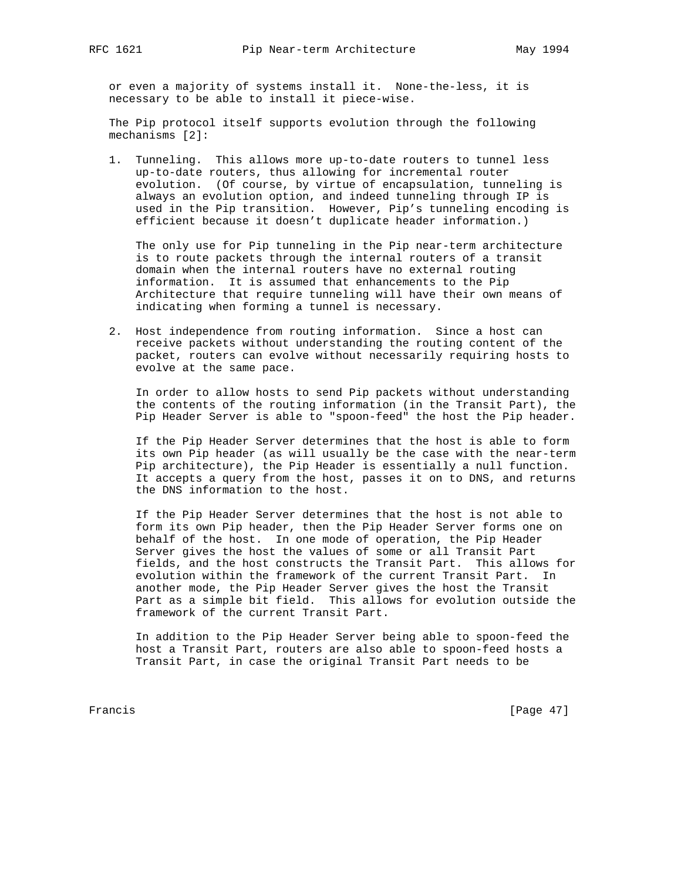or even a majority of systems install it. None-the-less, it is necessary to be able to install it piece-wise.

The Pip protocol itself supports evolution through the following mechanisms [2]:

1. Tunneling. This allows more up-to-date routers to tunnel less up-to-date routers, thus allowing for incremental router evolution. (Of course, by virtue of encapsulation, tunneling is always an evolution option, and indeed tunneling through IP is used in the Pip transition. However, Pip's tunneling encoding is efficient because it doesn't duplicate header information.)

   The only use for Pip tunneling in the Pip near-term architecture is to route packets through the internal routers of a transit domain when the internal routers have no external routing information. It is assumed that enhancements to the Pip Architecture that require tunneling will have their own means of indicating when forming a tunnel is necessary.

2. Host independence from routing information. Since a host can receive packets without understanding the routing content of the packet, routers can evolve without necessarily requiring hosts to evolve at the same pace.

   In order to allow hosts to send Pip packets without understanding the contents of the routing information (in the Transit Part), the Pip Header Server is able to "spoon-feed" the host the Pip header.

   If the Pip Header Server determines that the host is able to form its own Pip header (as will usually be the case with the near-term Pip architecture), the Pip Header is essentially a null function. It accepts a query from the host, passes it on to DNS, and returns the DNS information to the host.

   If the Pip Header Server determines that the host is not able to form its own Pip header, then the Pip Header Server forms one on behalf of the host. In one mode of operation, the Pip Header Server gives the host the values of some or all Transit Part fields, and the host constructs the Transit Part. This allows for evolution within the framework of the current Transit Part. In another mode, the Pip Header Server gives the host the Transit Part as a simple bit field. This allows for evolution outside the framework of the current Transit Part.

   In addition to the Pip Header Server being able to spoon-feed the host a Transit Part, routers are also able to spoon-feed hosts a Transit Part, in case the original Transit Part needs to be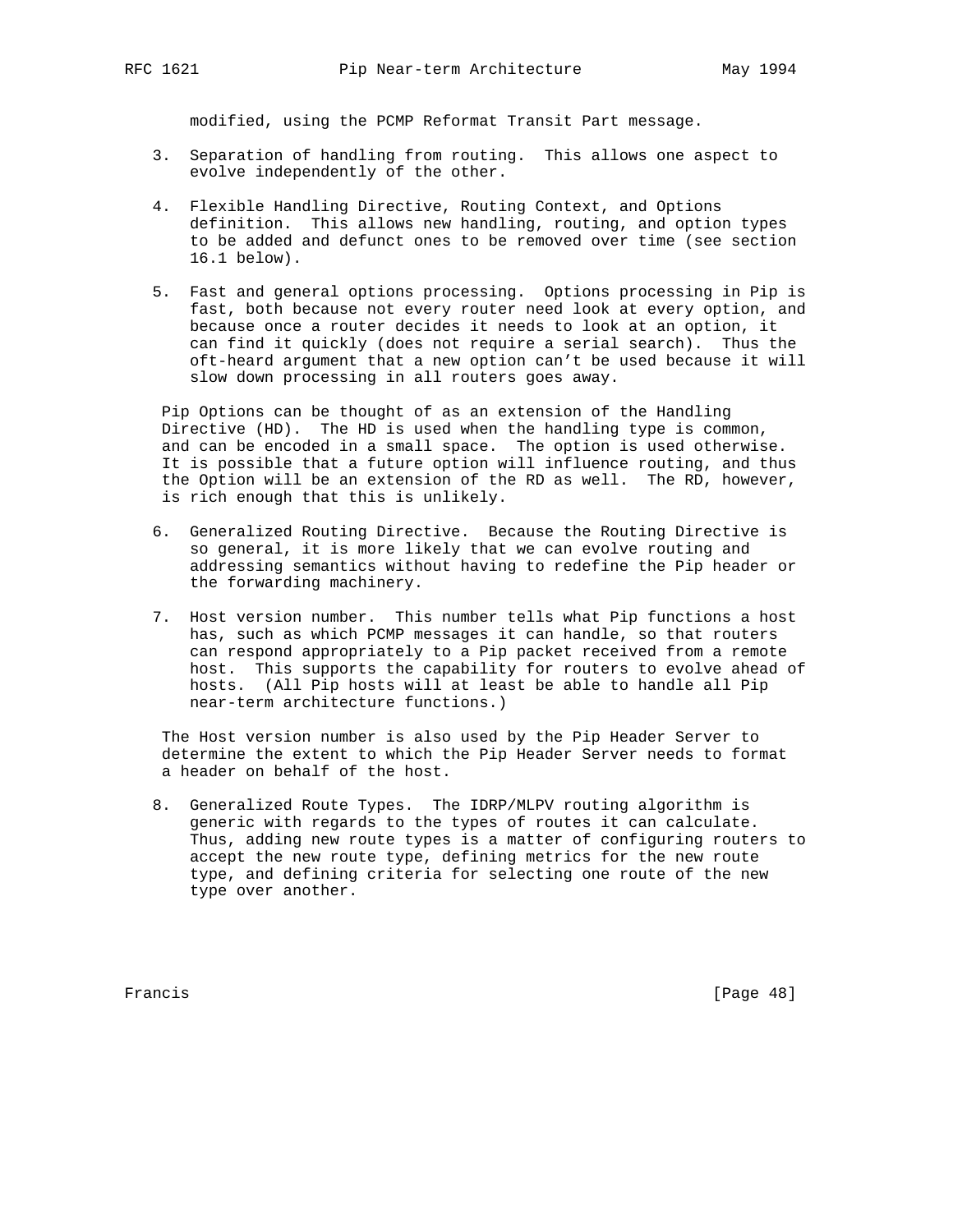modified, using the PCMP Reformat Transit Part message.

3. Separation of handling from routing. This allows one aspect to evolve independently of the other.

4. Flexible Handling Directive, Routing Context, and Options definition. This allows new handling, routing, and option types to be added and defunct ones to be removed over time (see section 16.1 below).

5. Fast and general options processing. Options processing in Pip is fast, both because not every router need look at every option, and because once a router decides it needs to look at an option, it can find it quickly (does not require a serial search). Thus the oft-heard argument that a new option can't be used because it will slow down processing in all routers goes away.

   Pip Options can be thought of as an extension of the Handling Directive (HD). The HD is used when the handling type is common, and can be encoded in a small space. The option is used otherwise. It is possible that a future option will influence routing, and thus the Option will be an extension of the RD as well. The RD, however, is rich enough that this is unlikely.

6. Generalized Routing Directive. Because the Routing Directive is so general, it is more likely that we can evolve routing and addressing semantics without having to redefine the Pip header or the forwarding machinery.

7. Host version number. This number tells what Pip functions a host has, such as which PCMP messages it can handle, so that routers can respond appropriately to a Pip packet received from a remote host. This supports the capability for routers to evolve ahead of hosts. (All Pip hosts will at least be able to handle all Pip near-term architecture functions.)

   The Host version number is also used by the Pip Header Server to determine the extent to which the Pip Header Server needs to format a header on behalf of the host.

8. Generalized Route Types. The IDRP/MLPV routing algorithm is generic with regards to the types of routes it can calculate. Thus, adding new route types is a matter of configuring routers to accept the new route type, defining metrics for the new route type, and defining criteria for selecting one route of the new type over another.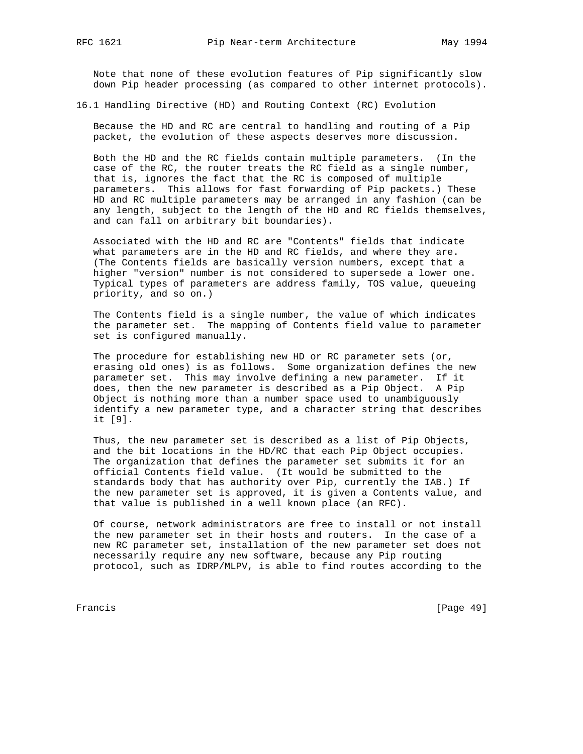Note that none of these evolution features of Pip significantly slow down Pip header processing (as compared to other internet protocols).

## 16.1 Handling Directive (HD) and Routing Context (RC) Evolution

Because the HD and RC are central to handling and routing of a Pip packet, the evolution of these aspects deserves more discussion.

Both the HD and the RC fields contain multiple parameters. (In the case of the RC, the router treats the RC field as a single number, that is, ignores the fact that the RC is composed of multiple parameters. This allows for fast forwarding of Pip packets.) These HD and RC multiple parameters may be arranged in any fashion (can be any length, subject to the length of the HD and RC fields themselves, and can fall on arbitrary bit boundaries).

Associated with the HD and RC are "Contents" fields that indicate what parameters are in the HD and RC fields, and where they are. (The Contents fields are basically version numbers, except that a higher "version" number is not considered to supersede a lower one. Typical types of parameters are address family, TOS value, queueing priority, and so on.)

The Contents field is a single number, the value of which indicates the parameter set. The mapping of Contents field value to parameter set is configured manually.

The procedure for establishing new HD or RC parameter sets (or, erasing old ones) is as follows. Some organization defines the new parameter set. This may involve defining a new parameter. If it does, then the new parameter is described as a Pip Object. A Pip Object is nothing more than a number space used to unambiguously identify a new parameter type, and a character string that describes it [9].

Thus, the new parameter set is described as a list of Pip Objects, and the bit locations in the HD/RC that each Pip Object occupies. The organization that defines the parameter set submits it for an official Contents field value. (It would be submitted to the standards body that has authority over Pip, currently the IAB.) If the new parameter set is approved, it is given a Contents value, and that value is published in a well known place (an RFC).

Of course, network administrators are free to install or not install the new parameter set in their hosts and routers. In the case of a new RC parameter set, installation of the new parameter set does not necessarily require any new software, because any Pip routing protocol, such as IDRP/MLPV, is able to find routes according to the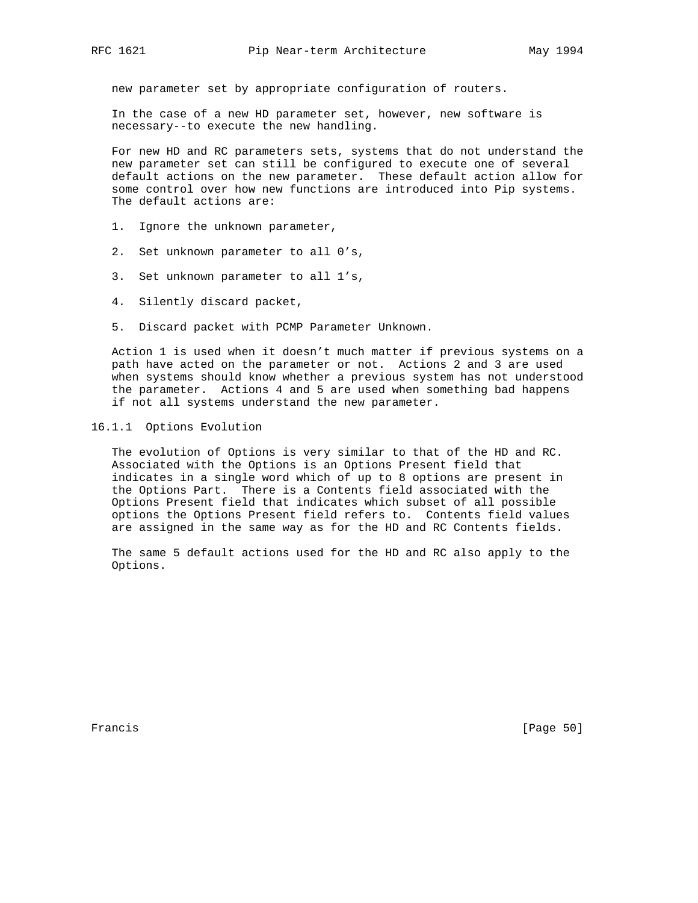new parameter set by appropriate configuration of routers.

In the case of a new HD parameter set, however, new software is necessary--to execute the new handling.

For new HD and RC parameters sets, systems that do not understand the new parameter set can still be configured to execute one of several default actions on the new parameter. These default action allow for some control over how new functions are introduced into Pip systems. The default actions are:

1. Ignore the unknown parameter,

2. Set unknown parameter to all 0's,

3. Set unknown parameter to all 1's,

4. Silently discard packet,

5. Discard packet with PCMP Parameter Unknown.

Action 1 is used when it doesn't much matter if previous systems on a path have acted on the parameter or not. Actions 2 and 3 are used when systems should know whether a previous system has not understood the parameter. Actions 4 and 5 are used when something bad happens if not all systems understand the new parameter.

### 16.1.1 Options Evolution

The evolution of Options is very similar to that of the HD and RC. Associated with the Options is an Options Present field that indicates in a single word which of up to 8 options are present in the Options Part. There is a Contents field associated with the Options Present field that indicates which subset of all possible options the Options Present field refers to. Contents field values are assigned in the same way as for the HD and RC Contents fields.

The same 5 default actions used for the HD and RC also apply to the Options.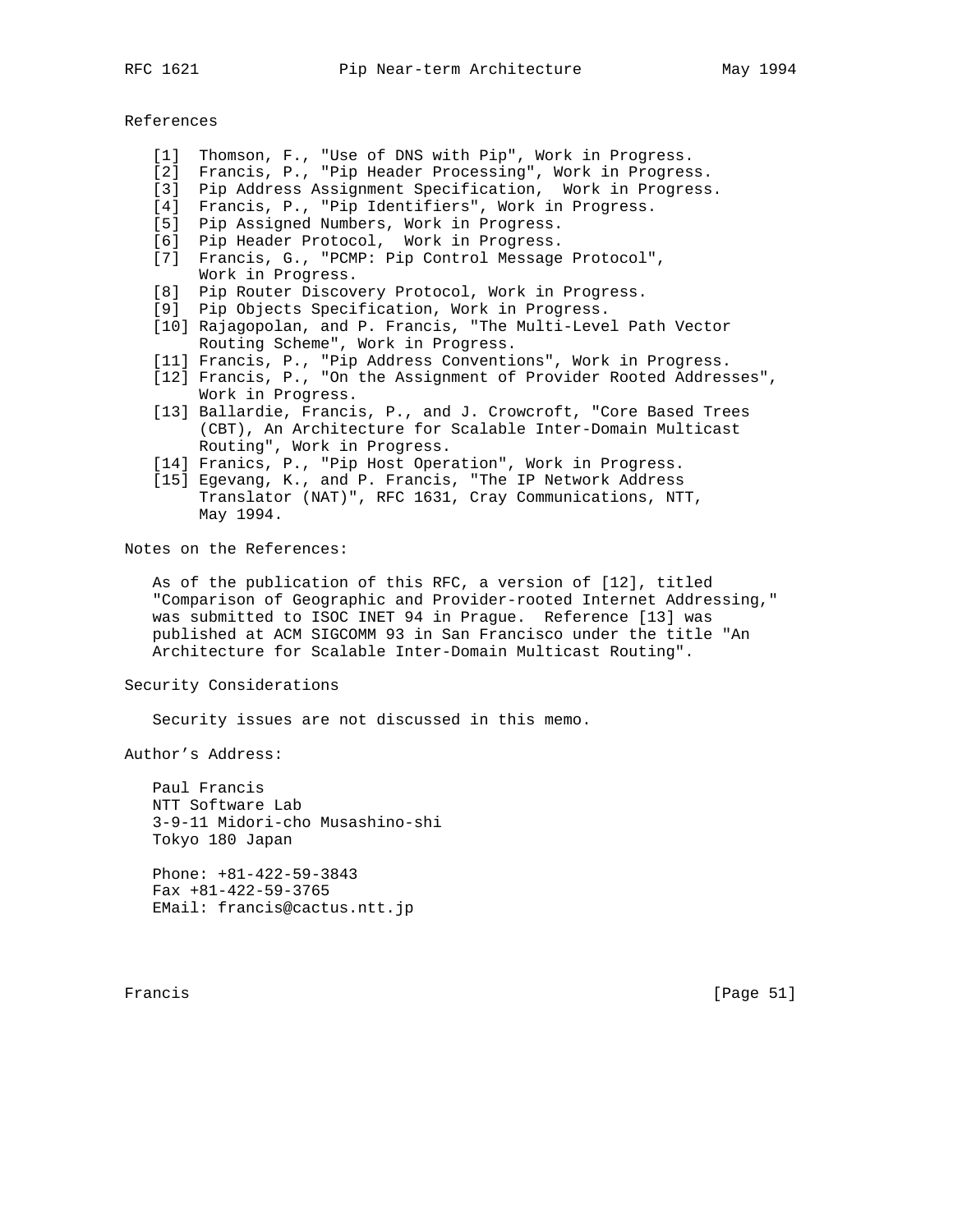## References

[1] Thomson, F., "Use of DNS with Pip", Work in Progress.
[2] Francis, P., "Pip Header Processing", Work in Progress.
[3] Pip Address Assignment Specification, Work in Progress.
[4] Francis, P., "Pip Identifiers", Work in Progress.
[5] Pip Assigned Numbers, Work in Progress.
[6] Pip Header Protocol, Work in Progress.
[7] Francis, G., "PCMP: Pip Control Message Protocol", Work in Progress.
[8] Pip Router Discovery Protocol, Work in Progress.
[9] Pip Objects Specification, Work in Progress.
[10] Rajagopolan, and P. Francis, "The Multi-Level Path Vector Routing Scheme", Work in Progress.
[11] Francis, P., "Pip Address Conventions", Work in Progress.
[12] Francis, P., "On the Assignment of Provider Rooted Addresses", Work in Progress.
[13] Ballardie, Francis, P., and J. Crowcroft, "Core Based Trees (CBT), An Architecture for Scalable Inter-Domain Multicast Routing", Work in Progress.
[14] Franics, P., "Pip Host Operation", Work in Progress.
[15] Egevang, K., and P. Francis, "The IP Network Address Translator (NAT)", RFC 1631, Cray Communications, NTT, May 1994.

## Notes on the References:

As of the publication of this RFC, a version of [12], titled "Comparison of Geographic and Provider-rooted Internet Addressing," was submitted to ISOC INET 94 in Prague. Reference [13] was published at ACM SIGCOMM 93 in San Francisco under the title "An Architecture for Scalable Inter-Domain Multicast Routing".

## Security Considerations

Security issues are not discussed in this memo.

## Author's Address:

Paul Francis
NTT Software Lab
3-9-11 Midori-cho Musashino-shi
Tokyo 180 Japan

Phone: +81-422-59-3843
Fax +81-422-59-3765
EMail: francis@cactus.ntt.jp